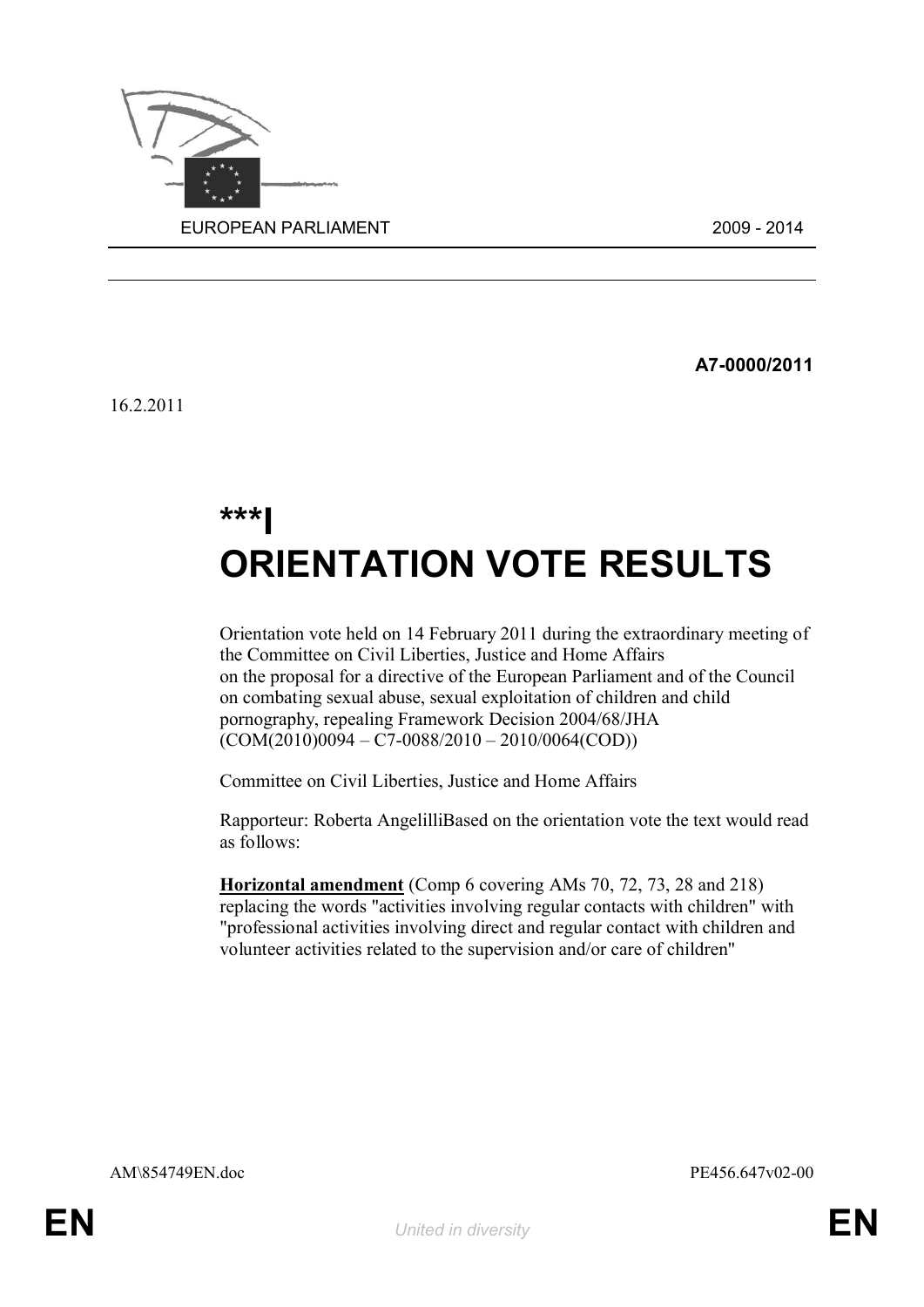EUROPEAN PARLIAMENT 2009 - 2014

**A7-0000/2011**

16.2.2011

# ***I
# ORIENTATION VOTE RESULTS

Orientation vote held on 14 February 2011 during the extraordinary meeting of the Committee on Civil Liberties, Justice and Home Affairs on the proposal for a directive of the European Parliament and of the Council on combating sexual abuse, sexual exploitation of children and child pornography, repealing Framework Decision 2004/68/JHA (COM(2010)0094 – C7-0088/2010 – 2010/0064(COD))

Committee on Civil Liberties, Justice and Home Affairs

Rapporteur: Roberta AngelilliBased on the orientation vote the text would read as follows:

**Horizontal amendment** (Comp 6 covering AMs 70, 72, 73, 28 and 218) replacing the words "activities involving regular contacts with children" with "professional activities involving direct and regular contact with children and volunteer activities related to the supervision and/or care of children"

AM\854749EN.doc PE456.647v02-00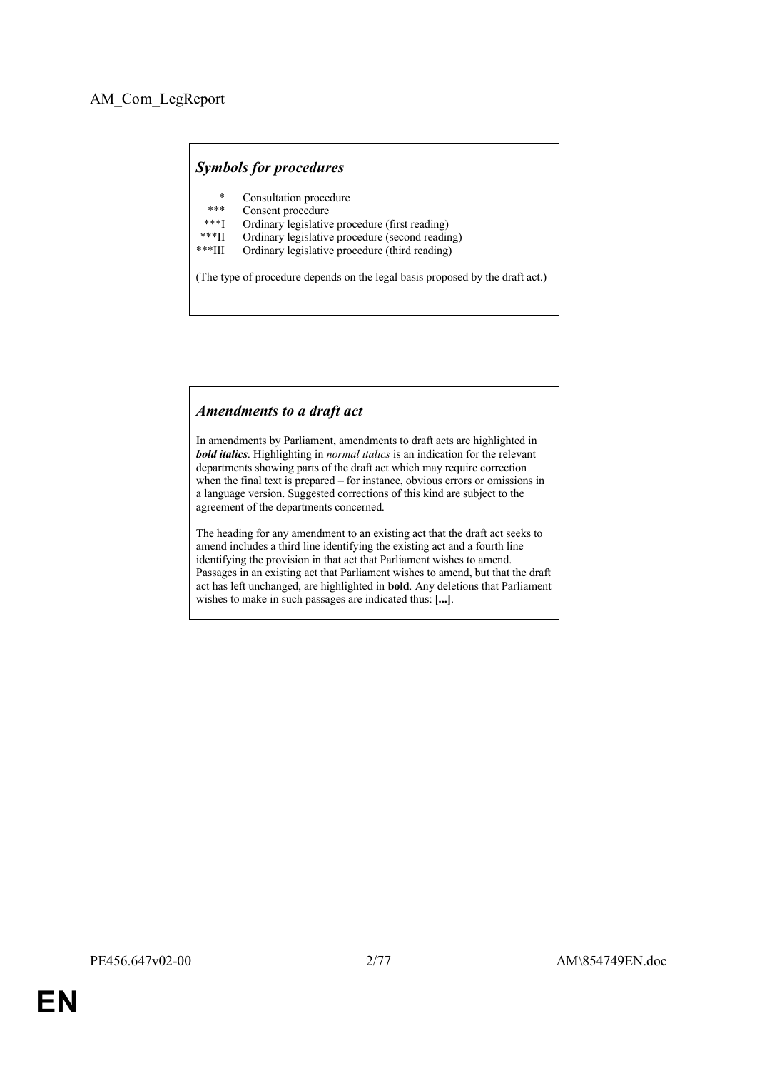AM_Com_LegReport

***Symbols for procedures***

| | |
|---|---|
| * | Consultation procedure |
| *** | Consent procedure |
| ***I | Ordinary legislative procedure (first reading) |
| ***II | Ordinary legislative procedure (second reading) |
| ***III | Ordinary legislative procedure (third reading) |

(The type of procedure depends on the legal basis proposed by the draft act.)

***Amendments to a draft act***

In amendments by Parliament, amendments to draft acts are highlighted in ***bold italics***. Highlighting in *normal italics* is an indication for the relevant departments showing parts of the draft act which may require correction when the final text is prepared – for instance, obvious errors or omissions in a language version. Suggested corrections of this kind are subject to the agreement of the departments concerned.

The heading for any amendment to an existing act that the draft act seeks to amend includes a third line identifying the existing act and a fourth line identifying the provision in that act that Parliament wishes to amend. Passages in an existing act that Parliament wishes to amend, but that the draft act has left unchanged, are highlighted in **bold**. Any deletions that Parliament wishes to make in such passages are indicated thus: **[...]**.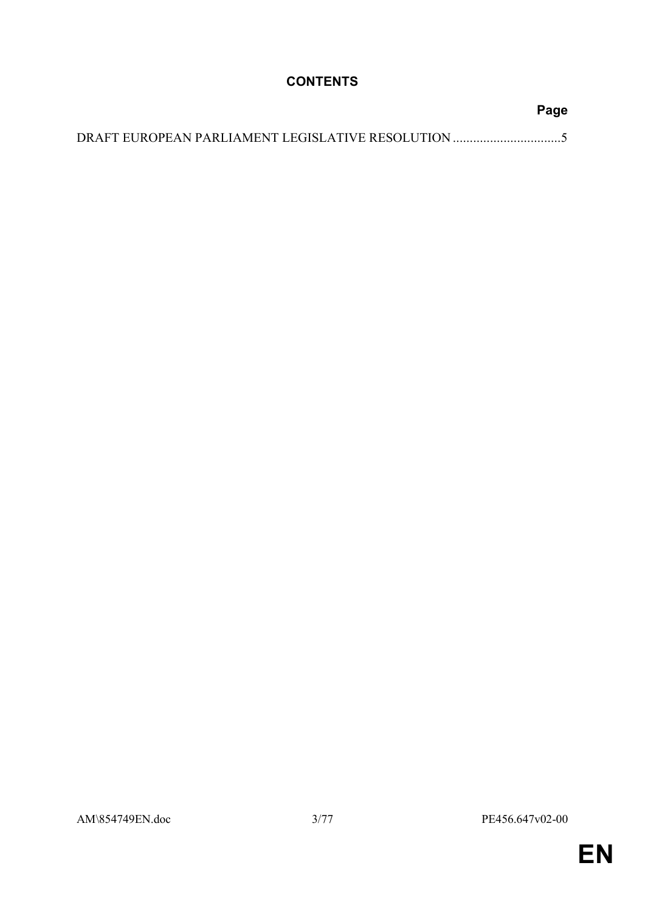# CONTENTS

**Page**

DRAFT EUROPEAN PARLIAMENT LEGISLATIVE RESOLUTION ................................5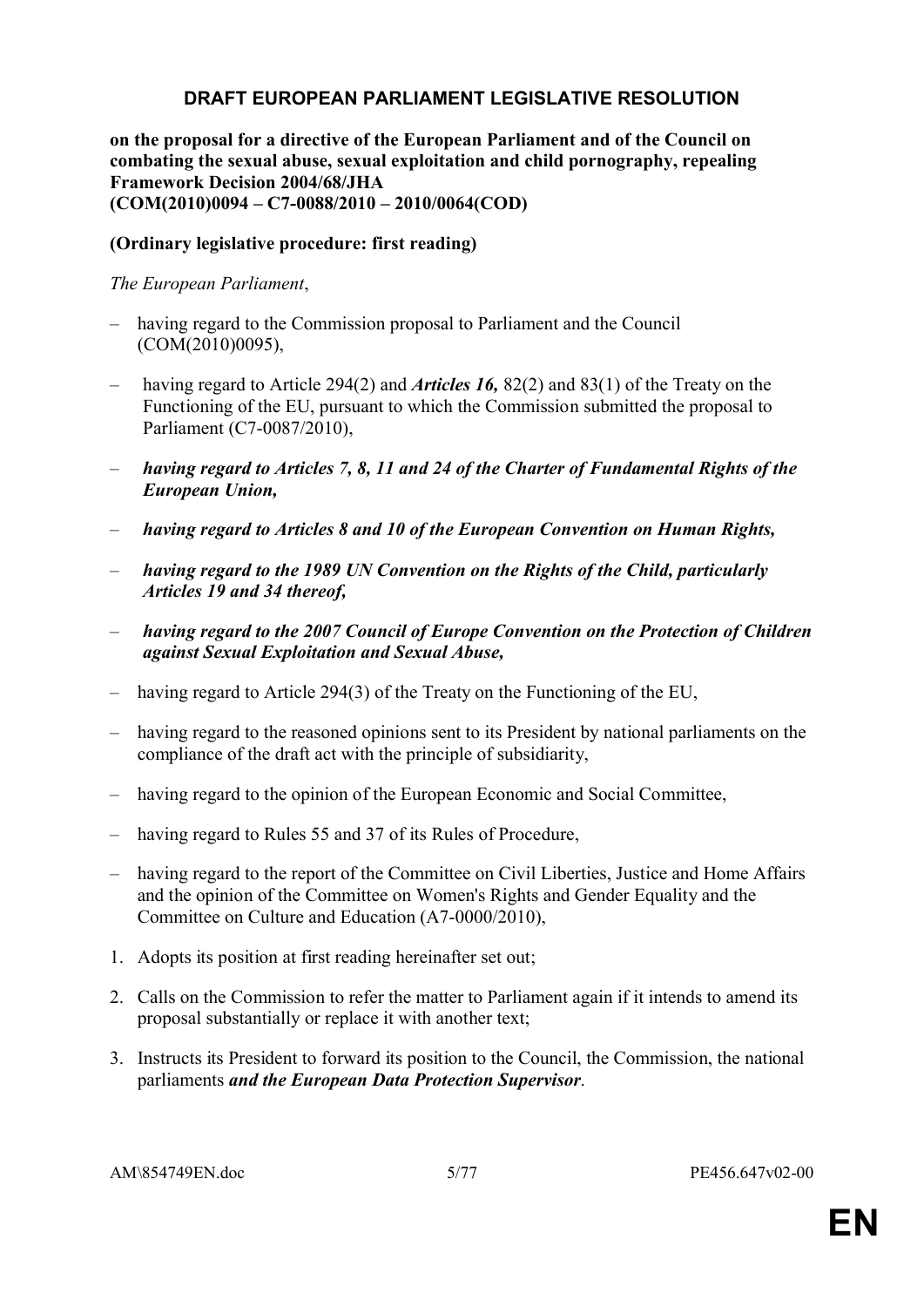## DRAFT EUROPEAN PARLIAMENT LEGISLATIVE RESOLUTION

**on the proposal for a directive of the European Parliament and of the Council on combating the sexual abuse, sexual exploitation and child pornography, repealing Framework Decision 2004/68/JHA**
**(COM(2010)0094 – C7-0088/2010 – 2010/0064(COD)**

**(Ordinary legislative procedure: first reading)**

*The European Parliament*,

– having regard to the Commission proposal to Parliament and the Council (COM(2010)0095),

– having regard to Article 294(2) and ***Articles 16,*** 82(2) and 83(1) of the Treaty on the Functioning of the EU, pursuant to which the Commission submitted the proposal to Parliament (C7-0087/2010),

– ***having regard to Articles 7, 8, 11 and 24 of the Charter of Fundamental Rights of the European Union,***

– ***having regard to Articles 8 and 10 of the European Convention on Human Rights,***

– ***having regard to the 1989 UN Convention on the Rights of the Child, particularly Articles 19 and 34 thereof,***

– ***having regard to the 2007 Council of Europe Convention on the Protection of Children against Sexual Exploitation and Sexual Abuse,***

– having regard to Article 294(3) of the Treaty on the Functioning of the EU,

– having regard to the reasoned opinions sent to its President by national parliaments on the compliance of the draft act with the principle of subsidiarity,

– having regard to the opinion of the European Economic and Social Committee,

– having regard to Rules 55 and 37 of its Rules of Procedure,

– having regard to the report of the Committee on Civil Liberties, Justice and Home Affairs and the opinion of the Committee on Women's Rights and Gender Equality and the Committee on Culture and Education (A7-0000/2010),

1. Adopts its position at first reading hereinafter set out;

2. Calls on the Commission to refer the matter to Parliament again if it intends to amend its proposal substantially or replace it with another text;

3. Instructs its President to forward its position to the Council, the Commission, the national parliaments ***and the European Data Protection Supervisor***.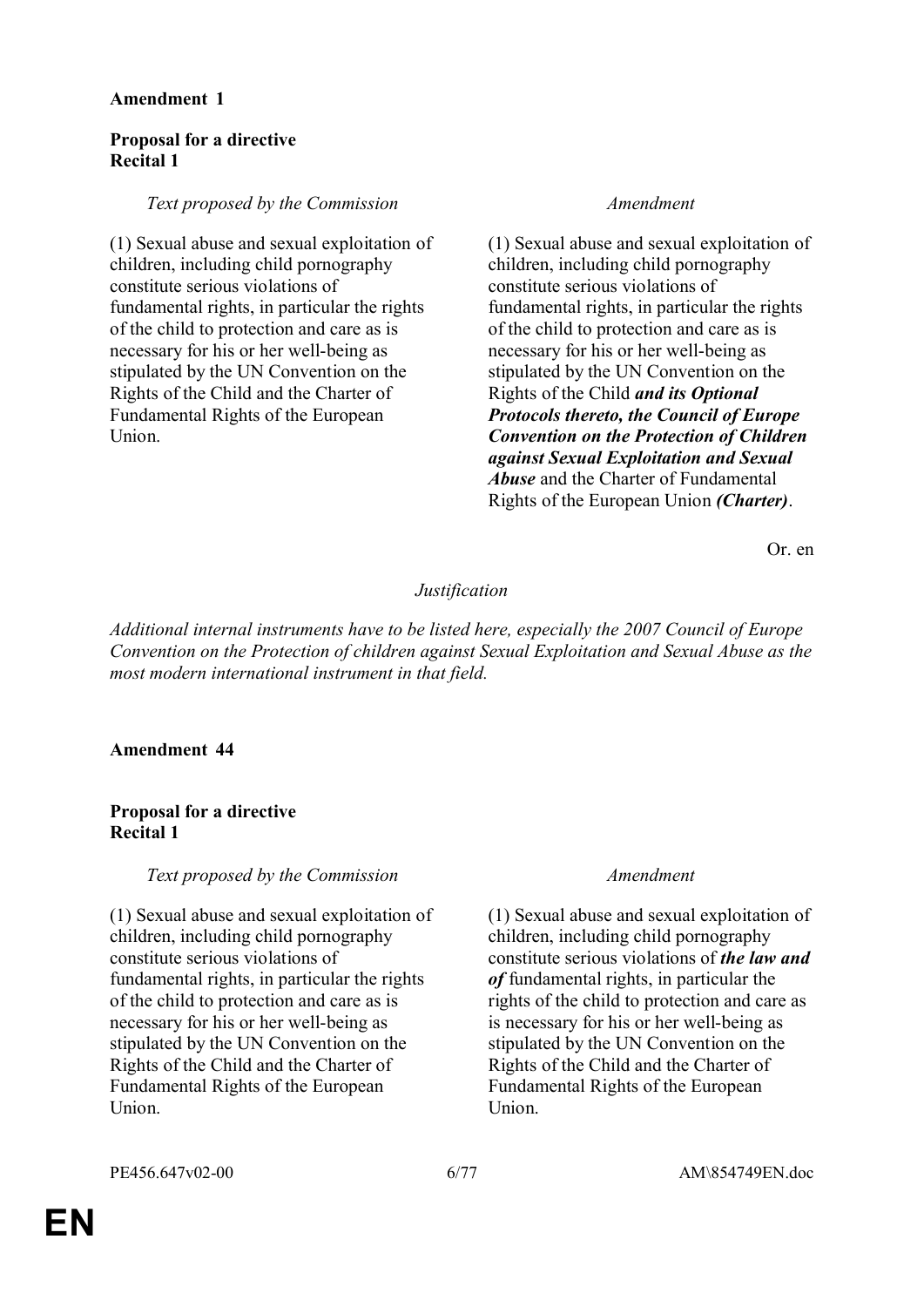**Amendment 1**

**Proposal for a directive**
**Recital 1**

| *Text proposed by the Commission* | *Amendment* |
| --- | --- |
| (1) Sexual abuse and sexual exploitation of children, including child pornography constitute serious violations of fundamental rights, in particular the rights of the child to protection and care as is necessary for his or her well-being as stipulated by the UN Convention on the Rights of the Child and the Charter of Fundamental Rights of the European Union. | (1) Sexual abuse and sexual exploitation of children, including child pornography constitute serious violations of fundamental rights, in particular the rights of the child to protection and care as is necessary for his or her well-being as stipulated by the UN Convention on the Rights of the Child ***and its Optional Protocols thereto, the Council of Europe Convention on the Protection of Children against Sexual Exploitation and Sexual Abuse*** and the Charter of Fundamental Rights of the European Union ***(Charter)***. |

Or. en

*Justification*

*Additional internal instruments have to be listed here, especially the 2007 Council of Europe Convention on the Protection of children against Sexual Exploitation and Sexual Abuse as the most modern international instrument in that field.*

**Amendment 44**

**Proposal for a directive**
**Recital 1**

| *Text proposed by the Commission* | *Amendment* |
| --- | --- |
| (1) Sexual abuse and sexual exploitation of children, including child pornography constitute serious violations of fundamental rights, in particular the rights of the child to protection and care as is necessary for his or her well-being as stipulated by the UN Convention on the Rights of the Child and the Charter of Fundamental Rights of the European Union. | (1) Sexual abuse and sexual exploitation of children, including child pornography constitute serious violations of ***the law and of*** fundamental rights, in particular the rights of the child to protection and care as is necessary for his or her well-being as stipulated by the UN Convention on the Rights of the Child and the Charter of Fundamental Rights of the European Union. |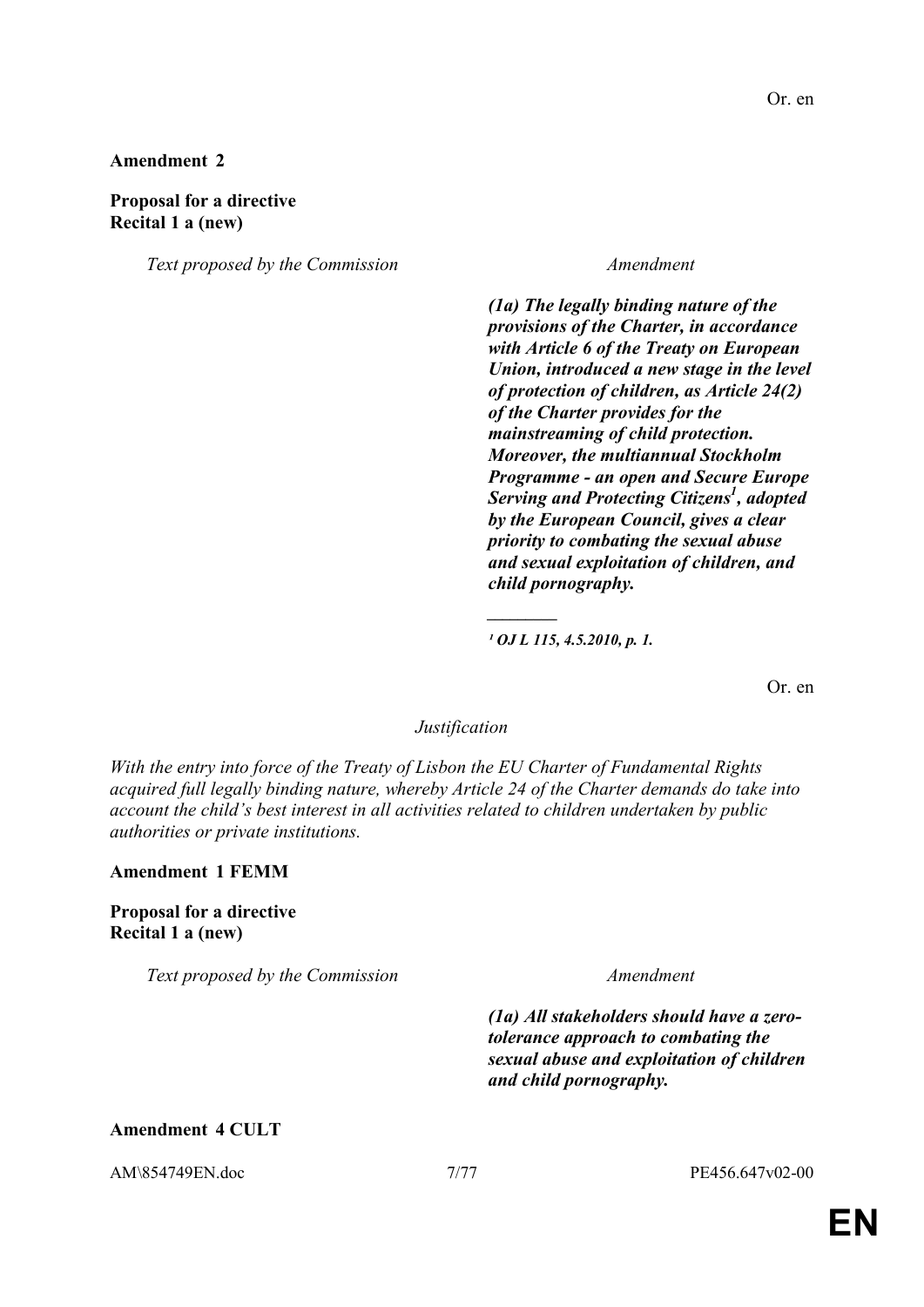Or. en

**Amendment 2**

**Proposal for a directive**
**Recital 1 a (new)**

| *Text proposed by the Commission* | *Amendment* |
|---|---|
| | ***(1a) The legally binding nature of the provisions of the Charter, in accordance with Article 6 of the Treaty on European Union, introduced a new stage in the level of protection of children, as Article 24(2) of the Charter provides for the mainstreaming of child protection. Moreover, the multiannual Stockholm Programme - an open and Secure Europe Serving and Protecting Citizens[1], adopted by the European Council, gives a clear priority to combating the sexual abuse and sexual exploitation of children, and child pornography.*** |
| | ***________*** |
| | ***[1] OJ L 115, 4.5.2010, p. 1.*** |

Or. en

*Justification*

*With the entry into force of the Treaty of Lisbon the EU Charter of Fundamental Rights acquired full legally binding nature, whereby Article 24 of the Charter demands do take into account the child's best interest in all activities related to children undertaken by public authorities or private institutions.*

**Amendment 1 FEMM**

**Proposal for a directive**
**Recital 1 a (new)**

| *Text proposed by the Commission* | *Amendment* |
|---|---|
| | ***(1a) All stakeholders should have a zero-tolerance approach to combating the sexual abuse and exploitation of children and child pornography.*** |

**Amendment 4 CULT**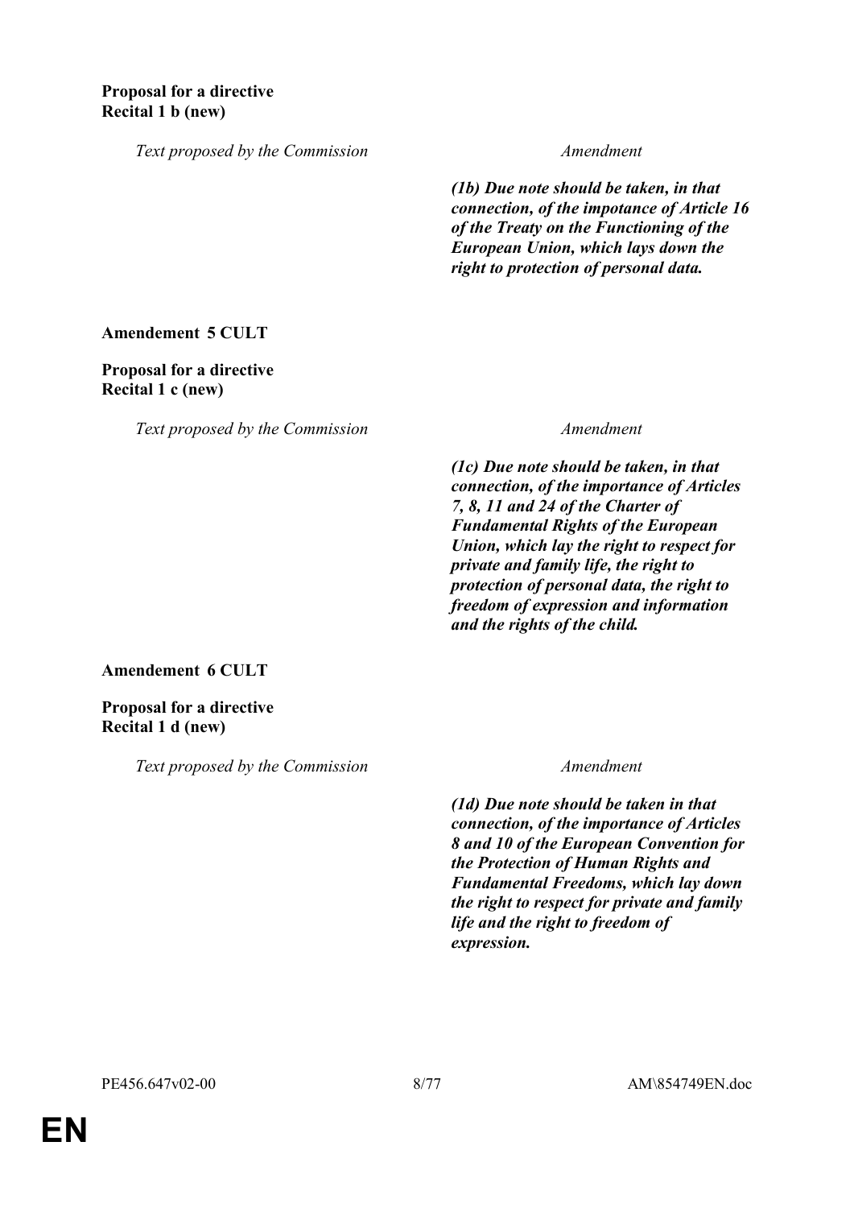**Proposal for a directive**
**Recital 1 b (new)**

| *Text proposed by the Commission* | *Amendment* |
|---|---|
| | ***(1b) Due note should be taken, in that connection, of the impotance of Article 16 of the Treaty on the Functioning of the European Union, which lays down the right to protection of personal data.*** |

**Amendement 5 CULT**

**Proposal for a directive**
**Recital 1 c (new)**

| *Text proposed by the Commission* | *Amendment* |
|---|---|
| | ***(1c) Due note should be taken, in that connection, of the importance of Articles 7, 8, 11 and 24 of the Charter of Fundamental Rights of the European Union, which lay the right to respect for private and family life, the right to protection of personal data, the right to freedom of expression and information and the rights of the child.*** |

**Amendement 6 CULT**

**Proposal for a directive**
**Recital 1 d (new)**

| *Text proposed by the Commission* | *Amendment* |
|---|---|
| | ***(1d) Due note should be taken in that connection, of the importance of Articles 8 and 10 of the European Convention for the Protection of Human Rights and Fundamental Freedoms, which lay down the right to respect for private and family life and the right to freedom of expression.*** |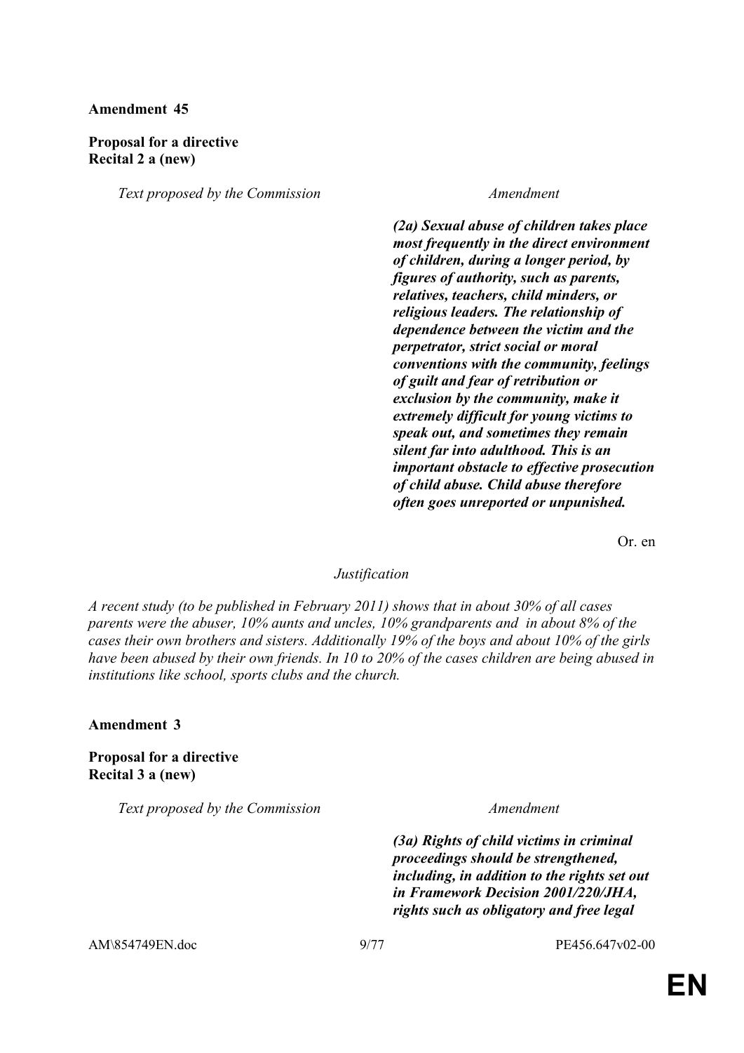**Amendment 45**

**Proposal for a directive**
**Recital 2 a (new)**

| *Text proposed by the Commission* | *Amendment* |
| --- | --- |
| | ***(2a) Sexual abuse of children takes place most frequently in the direct environment of children, during a longer period, by figures of authority, such as parents, relatives, teachers, child minders, or religious leaders. The relationship of dependence between the victim and the perpetrator, strict social or moral conventions with the community, feelings of guilt and fear of retribution or exclusion by the community, make it extremely difficult for young victims to speak out, and sometimes they remain silent far into adulthood. This is an important obstacle to effective prosecution of child abuse. Child abuse therefore often goes unreported or unpunished.*** |

Or. en

*Justification*

*A recent study (to be published in February 2011) shows that in about 30% of all cases parents were the abuser, 10% aunts and uncles, 10% grandparents and in about 8% of the cases their own brothers and sisters. Additionally 19% of the boys and about 10% of the girls have been abused by their own friends. In 10 to 20% of the cases children are being abused in institutions like school, sports clubs and the church.*

**Amendment 3**

**Proposal for a directive**
**Recital 3 a (new)**

| *Text proposed by the Commission* | *Amendment* |
| --- | --- |
| | ***(3a) Rights of child victims in criminal proceedings should be strengthened, including, in addition to the rights set out in Framework Decision 2001/220/JHA, rights such as obligatory and free legal*** |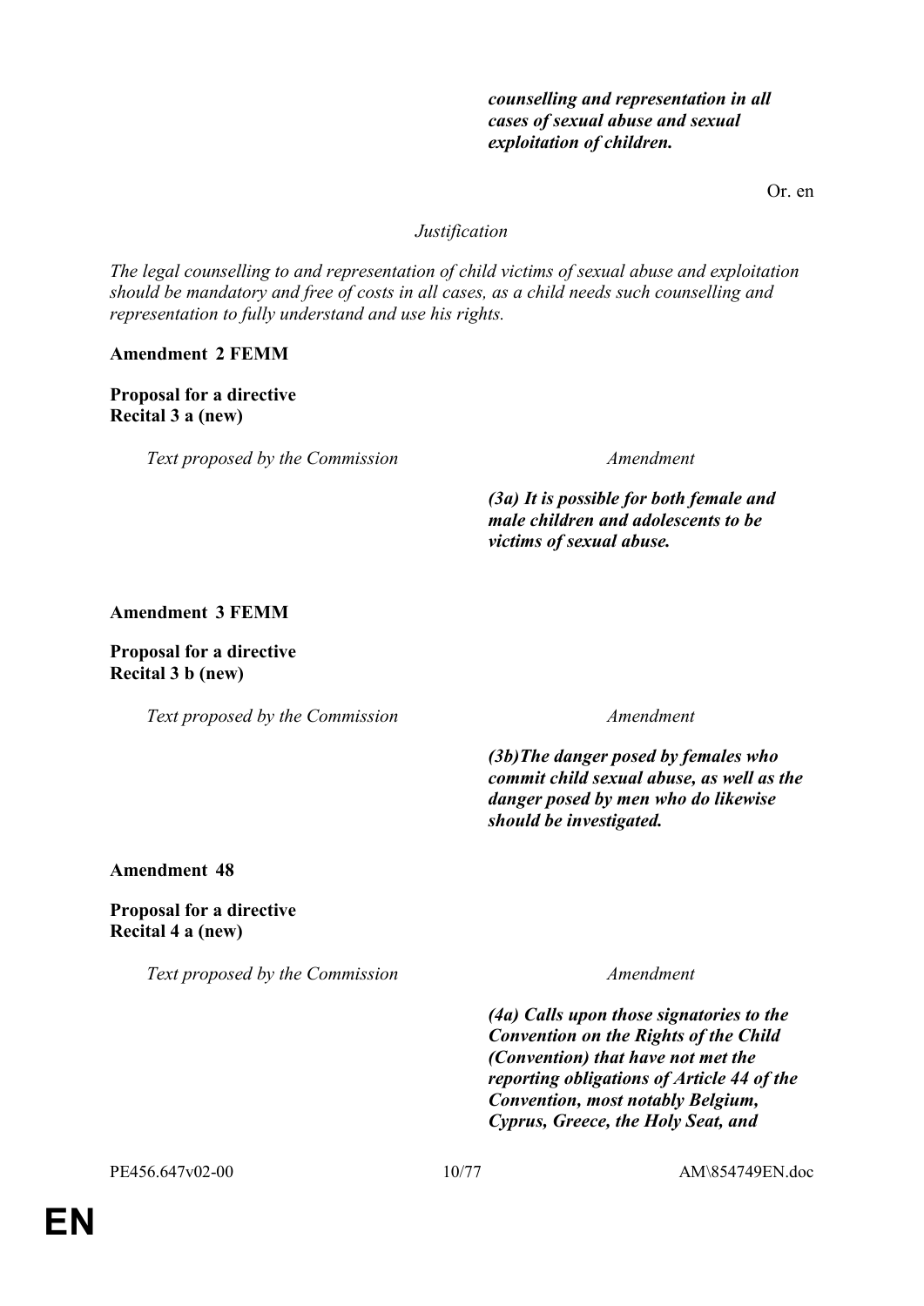| | |
|---|---|
| | ***counselling and representation in all cases of sexual abuse and sexual exploitation of children.*** |

Or. en

*Justification*

*The legal counselling to and representation of child victims of sexual abuse and exploitation should be mandatory and free of costs in all cases, as a child needs such counselling and representation to fully understand and use his rights.*

**Amendment 2 FEMM**

**Proposal for a directive**
**Recital 3 a (new)**

| *Text proposed by the Commission* | *Amendment* |
|---|---|
| | ***(3a) It is possible for both female and male children and adolescents to be victims of sexual abuse.*** |

**Amendment 3 FEMM**

**Proposal for a directive**
**Recital 3 b (new)**

| *Text proposed by the Commission* | *Amendment* |
|---|---|
| | ***(3b)The danger posed by females who commit child sexual abuse, as well as the danger posed by men who do likewise should be investigated.*** |

**Amendment 48**

**Proposal for a directive**
**Recital 4 a (new)**

| *Text proposed by the Commission* | *Amendment* |
|---|---|
| | ***(4a) Calls upon those signatories to the Convention on the Rights of the Child (Convention) that have not met the reporting obligations of Article 44 of the Convention, most notably Belgium, Cyprus, Greece, the Holy Seat, and*** |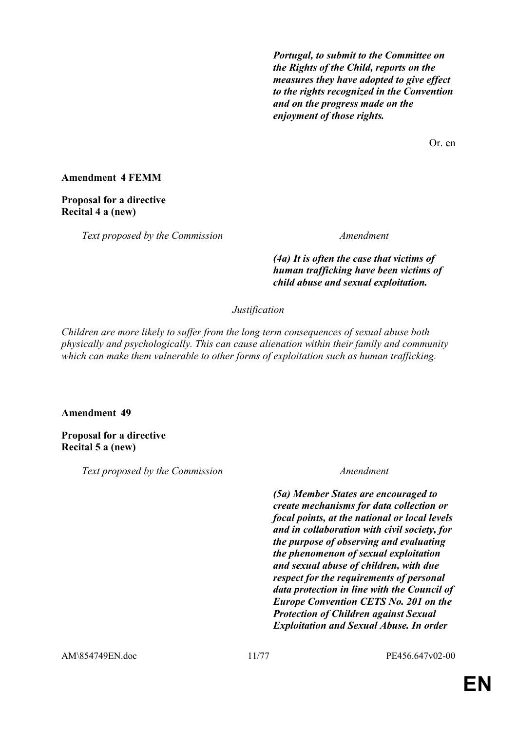***Portugal, to submit to the Committee on the Rights of the Child, reports on the measures they have adopted to give effect to the rights recognized in the Convention and on the progress made on the enjoyment of those rights.***

Or. en

**Amendment 4 FEMM**

**Proposal for a directive**
**Recital 4 a (new)**

| *Text proposed by the Commission* | *Amendment* |
| --- | --- |
| | ***(4a) It is often the case that victims of human trafficking have been victims of child abuse and sexual exploitation.*** |

*Justification*

*Children are more likely to suffer from the long term consequences of sexual abuse both physically and psychologically. This can cause alienation within their family and community which can make them vulnerable to other forms of exploitation such as human trafficking.*

**Amendment 49**

**Proposal for a directive**
**Recital 5 a (new)**

| *Text proposed by the Commission* | *Amendment* |
| --- | --- |
| | ***(5a) Member States are encouraged to create mechanisms for data collection or focal points, at the national or local levels and in collaboration with civil society, for the purpose of observing and evaluating the phenomenon of sexual exploitation and sexual abuse of children, with due respect for the requirements of personal data protection in line with the Council of Europe Convention CETS No. 201 on the Protection of Children against Sexual Exploitation and Sexual Abuse. In order*** |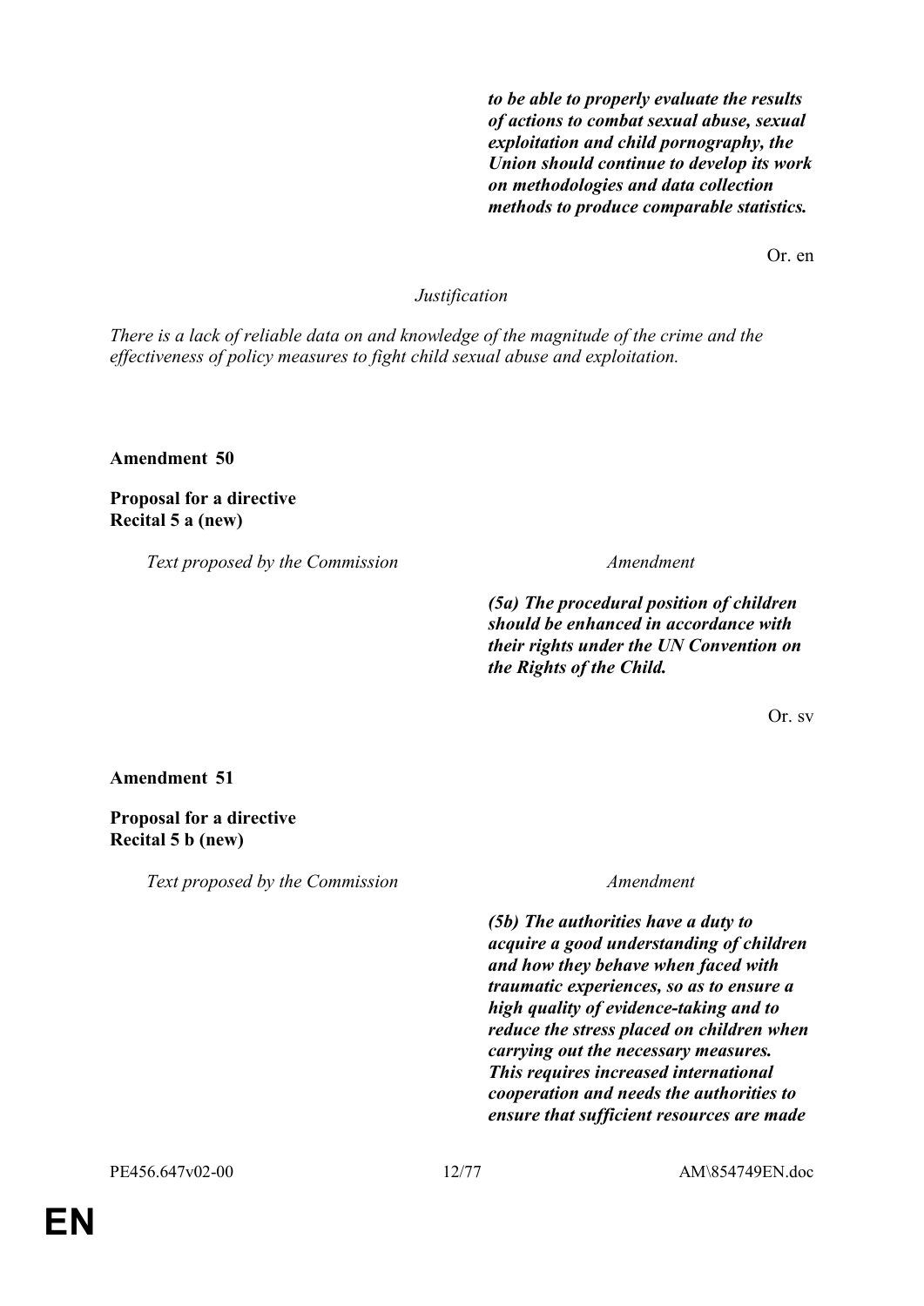| | |
|---|---|
| | ***to be able to properly evaluate the results of actions to combat sexual abuse, sexual exploitation and child pornography, the Union should continue to develop its work on methodologies and data collection methods to produce comparable statistics.*** |

Or. en

*Justification*

*There is a lack of reliable data on and knowledge of the magnitude of the crime and the effectiveness of policy measures to fight child sexual abuse and exploitation.*

**Amendment 50**

**Proposal for a directive**
**Recital 5 a (new)**

| *Text proposed by the Commission* | *Amendment* |
|---|---|
| | ***(5a) The procedural position of children should be enhanced in accordance with their rights under the UN Convention on the Rights of the Child.*** |

Or. sv

**Amendment 51**

**Proposal for a directive**
**Recital 5 b (new)**

| *Text proposed by the Commission* | *Amendment* |
|---|---|
| | ***(5b) The authorities have a duty to acquire a good understanding of children and how they behave when faced with traumatic experiences, so as to ensure a high quality of evidence-taking and to reduce the stress placed on children when carrying out the necessary measures. This requires increased international cooperation and needs the authorities to ensure that sufficient resources are made*** |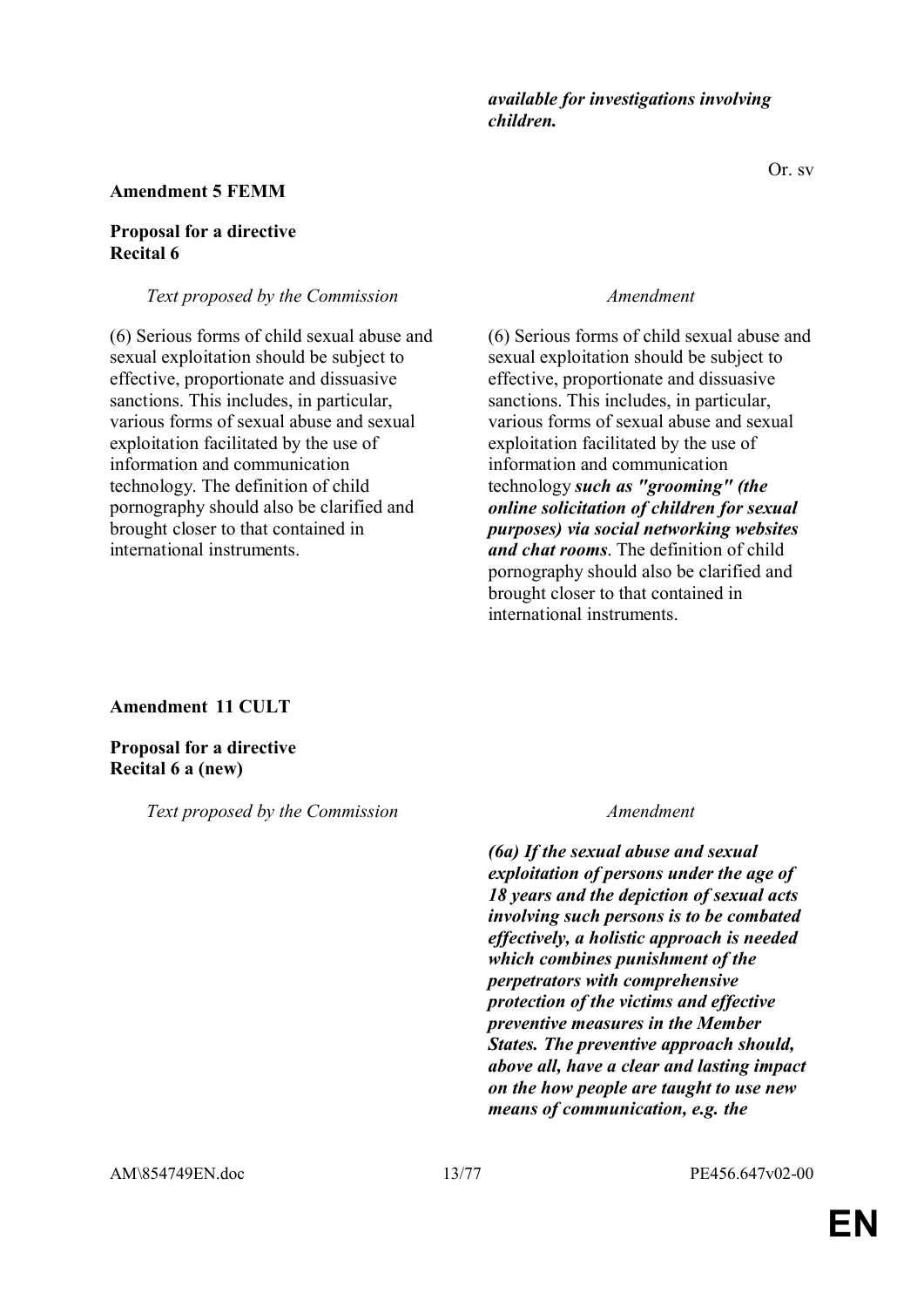*available for investigations involving children.*

Or. sv

**Amendment 5 FEMM**

**Proposal for a directive**
**Recital 6**

| *Text proposed by the Commission* | *Amendment* |
|---|---|
| (6) Serious forms of child sexual abuse and sexual exploitation should be subject to effective, proportionate and dissuasive sanctions. This includes, in particular, various forms of sexual abuse and sexual exploitation facilitated by the use of information and communication technology. The definition of child pornography should also be clarified and brought closer to that contained in international instruments. | (6) Serious forms of child sexual abuse and sexual exploitation should be subject to effective, proportionate and dissuasive sanctions. This includes, in particular, various forms of sexual abuse and sexual exploitation facilitated by the use of information and communication technology ***such as "grooming" (the online solicitation of children for sexual purposes) via social networking websites and chat rooms***. The definition of child pornography should also be clarified and brought closer to that contained in international instruments. |

**Amendment 11 CULT**

**Proposal for a directive**
**Recital 6 a (new)**

| *Text proposed by the Commission* | *Amendment* |
|---|---|
| | ***(6a) If the sexual abuse and sexual exploitation of persons under the age of 18 years and the depiction of sexual acts involving such persons is to be combated effectively, a holistic approach is needed which combines punishment of the perpetrators with comprehensive protection of the victims and effective preventive measures in the Member States. The preventive approach should, above all, have a clear and lasting impact on the how people are taught to use new means of communication, e.g. the*** |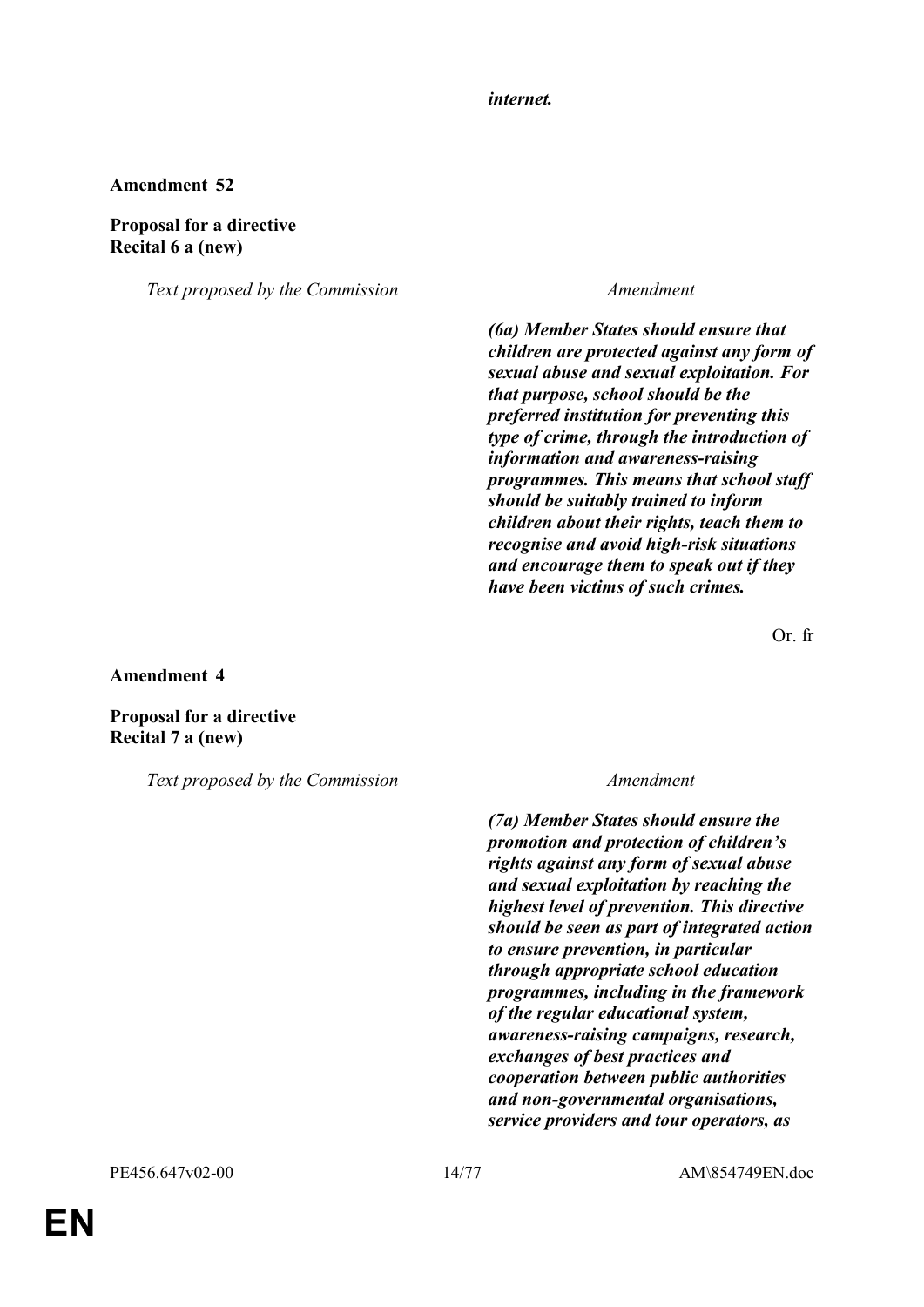*internet.*

**Amendment 52**

**Proposal for a directive**
**Recital 6 a (new)**

| *Text proposed by the Commission* | *Amendment* |
| --- | --- |
| | ***(6a) Member States should ensure that children are protected against any form of sexual abuse and sexual exploitation. For that purpose, school should be the preferred institution for preventing this type of crime, through the introduction of information and awareness-raising programmes. This means that school staff should be suitably trained to inform children about their rights, teach them to recognise and avoid high-risk situations and encourage them to speak out if they have been victims of such crimes.*** |

Or. fr

**Amendment 4**

**Proposal for a directive**
**Recital 7 a (new)**

| *Text proposed by the Commission* | *Amendment* |
| --- | --- |
| | ***(7a) Member States should ensure the promotion and protection of children's rights against any form of sexual abuse and sexual exploitation by reaching the highest level of prevention. This directive should be seen as part of integrated action to ensure prevention, in particular through appropriate school education programmes, including in the framework of the regular educational system, awareness-raising campaigns, research, exchanges of best practices and cooperation between public authorities and non-governmental organisations, service providers and tour operators, as*** |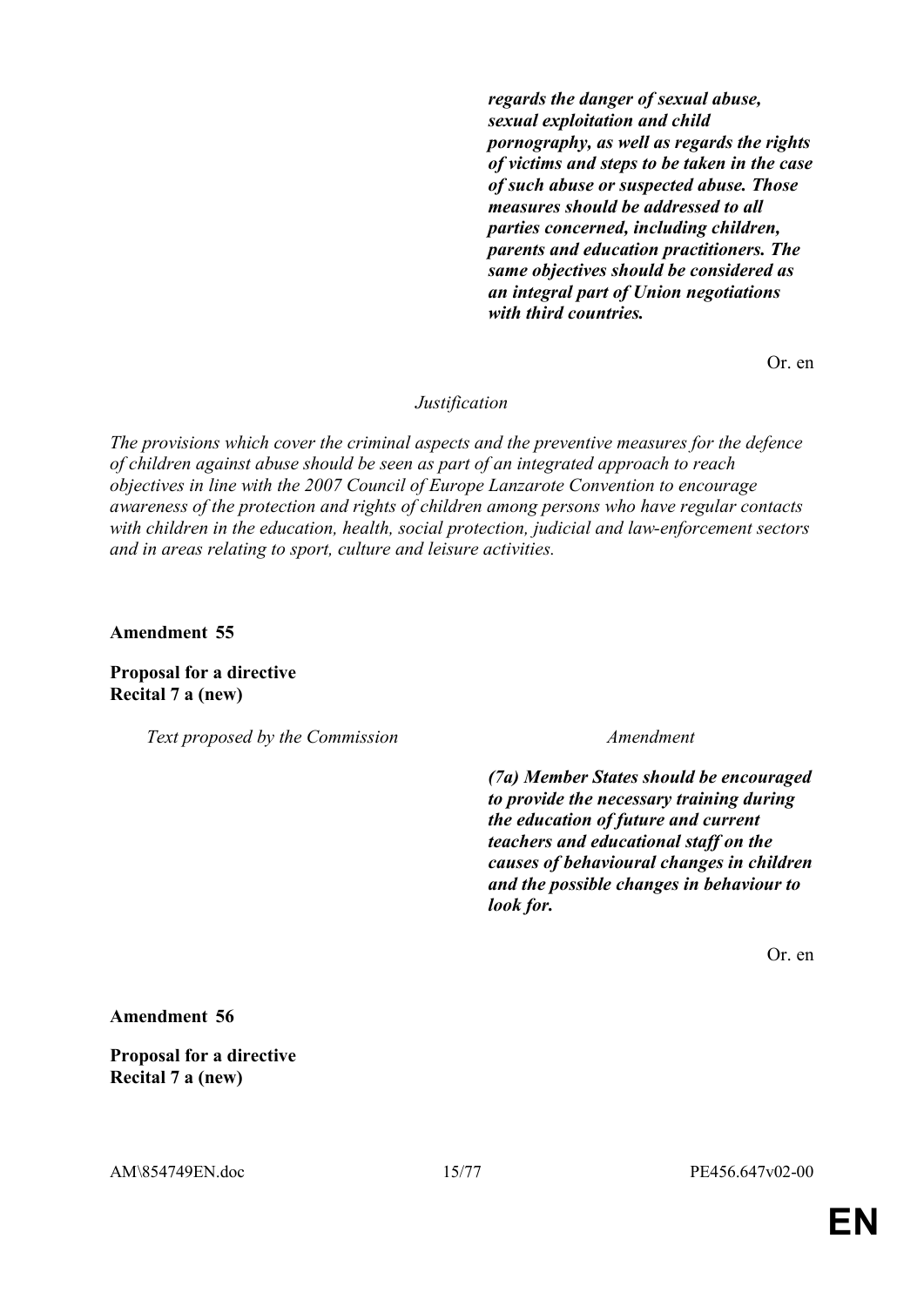| | |
|---|---|
| | ***regards the danger of sexual abuse, sexual exploitation and child pornography, as well as regards the rights of victims and steps to be taken in the case of such abuse or suspected abuse. Those measures should be addressed to all parties concerned, including children, parents and education practitioners. The same objectives should be considered as an integral part of Union negotiations with third countries.*** |

Or. en

*Justification*

*The provisions which cover the criminal aspects and the preventive measures for the defence of children against abuse should be seen as part of an integrated approach to reach objectives in line with the 2007 Council of Europe Lanzarote Convention to encourage awareness of the protection and rights of children among persons who have regular contacts with children in the education, health, social protection, judicial and law-enforcement sectors and in areas relating to sport, culture and leisure activities.*

**Amendment 55**

**Proposal for a directive**
**Recital 7 a (new)**

| *Text proposed by the Commission* | *Amendment* |
|---|---|
| | ***(7a) Member States should be encouraged to provide the necessary training during the education of future and current teachers and educational staff on the causes of behavioural changes in children and the possible changes in behaviour to look for.*** |

Or. en

**Amendment 56**

**Proposal for a directive**
**Recital 7 a (new)**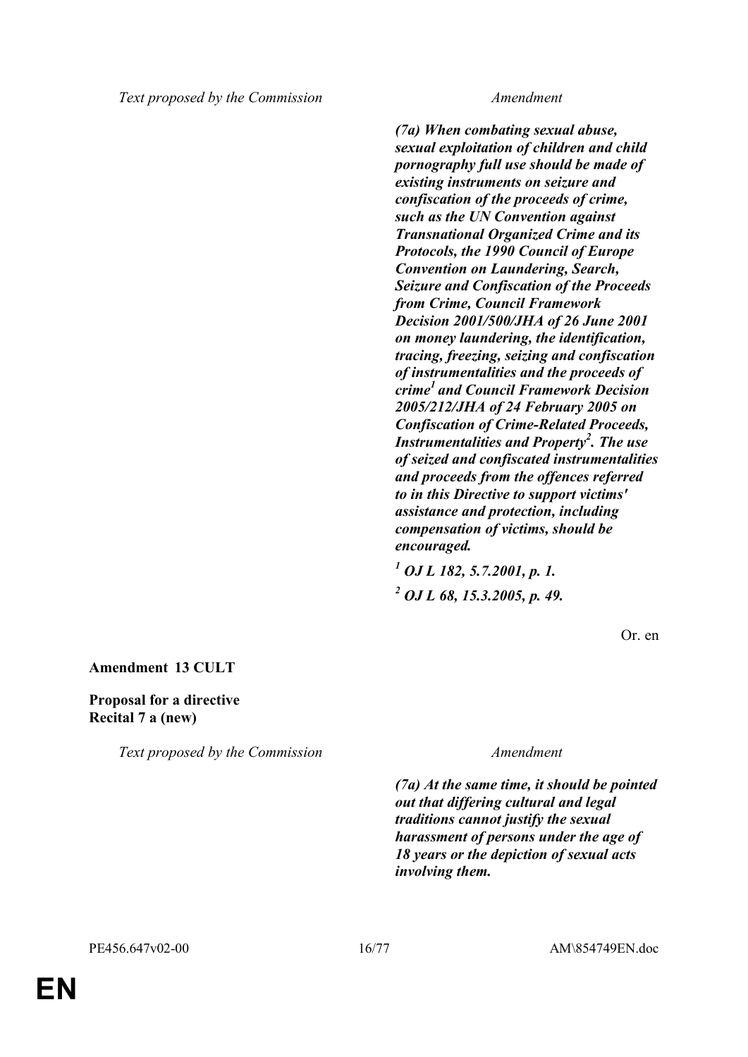| Text proposed by the Commission | Amendment |
|---|---|
| | ***(7a) When combating sexual abuse, sexual exploitation of children and child pornography full use should be made of existing instruments on seizure and confiscation of the proceeds of crime, such as the UN Convention against Transnational Organized Crime and its Protocols, the 1990 Council of Europe Convention on Laundering, Search, Seizure and Confiscation of the Proceeds from Crime, Council Framework Decision 2001/500/JHA of 26 June 2001 on money laundering, the identification, tracing, freezing, seizing and confiscation of instrumentalities and the proceeds of crime[1] and Council Framework Decision 2005/212/JHA of 24 February 2005 on Confiscation of Crime-Related Proceeds, Instrumentalities and Property[2]. The use of seized and confiscated instrumentalities and proceeds from the offences referred to in this Directive to support victims' assistance and protection, including compensation of victims, should be encouraged.*** |
| | ***[1] OJ L 182, 5.7.2001, p. 1.*** |
| | ***[2] OJ L 68, 15.3.2005, p. 49.*** |

Or. en

**Amendment 13 CULT**

**Proposal for a directive**
**Recital 7 a (new)**

| Text proposed by the Commission | Amendment |
|---|---|
| | ***(7a) At the same time, it should be pointed out that differing cultural and legal traditions cannot justify the sexual harassment of persons under the age of 18 years or the depiction of sexual acts involving them.*** |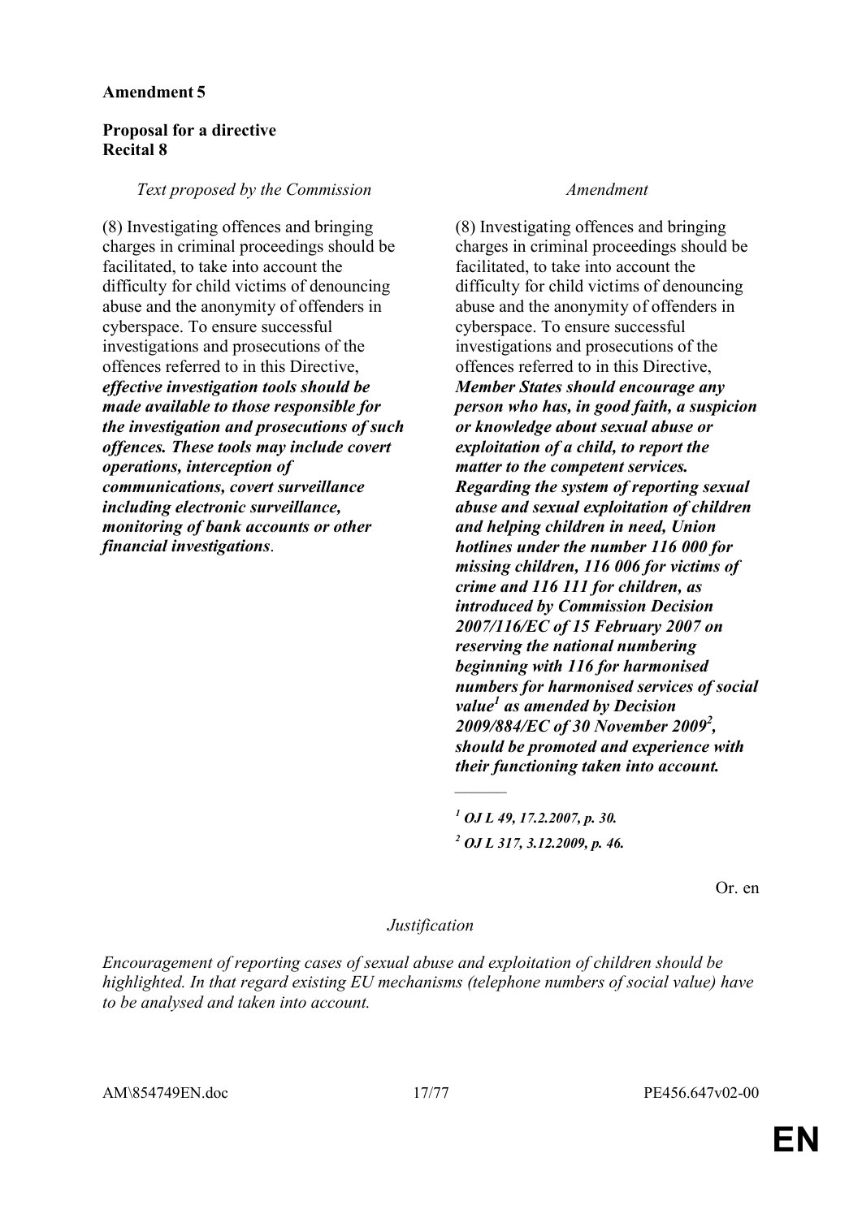**Amendment 5**

**Proposal for a directive**
**Recital 8**

| *Text proposed by the Commission* | *Amendment* |
|---|---|
| (8) Investigating offences and bringing charges in criminal proceedings should be facilitated, to take into account the difficulty for child victims of denouncing abuse and the anonymity of offenders in cyberspace. To ensure successful investigations and prosecutions of the offences referred to in this Directive, ***effective investigation tools should be made available to those responsible for the investigation and prosecutions of such offences. These tools may include covert operations, interception of communications, covert surveillance including electronic surveillance, monitoring of bank accounts or other financial investigations***. | (8) Investigating offences and bringing charges in criminal proceedings should be facilitated, to take into account the difficulty for child victims of denouncing abuse and the anonymity of offenders in cyberspace. To ensure successful investigations and prosecutions of the offences referred to in this Directive, ***Member States should encourage any person who has, in good faith, a suspicion or knowledge about sexual abuse or exploitation of a child, to report the matter to the competent services. Regarding the system of reporting sexual abuse and sexual exploitation of children and helping children in need, Union hotlines under the number 116 000 for missing children, 116 006 for victims of crime and 116 111 for children, as introduced by Commission Decision 2007/116/EC of 15 February 2007 on reserving the national numbering beginning with 116 for harmonised numbers for harmonised services of social value[1] as amended by Decision 2009/884/EC of 30 November 2009[2], should be promoted and experience with their functioning taken into account.*** |
| | ______ |
| | ***[1] OJ L 49, 17.2.2007, p. 30.*** |
| | ***[2] OJ L 317, 3.12.2009, p. 46.*** |

Or. en

*Justification*

*Encouragement of reporting cases of sexual abuse and exploitation of children should be highlighted. In that regard existing EU mechanisms (telephone numbers of social value) have to be analysed and taken into account.*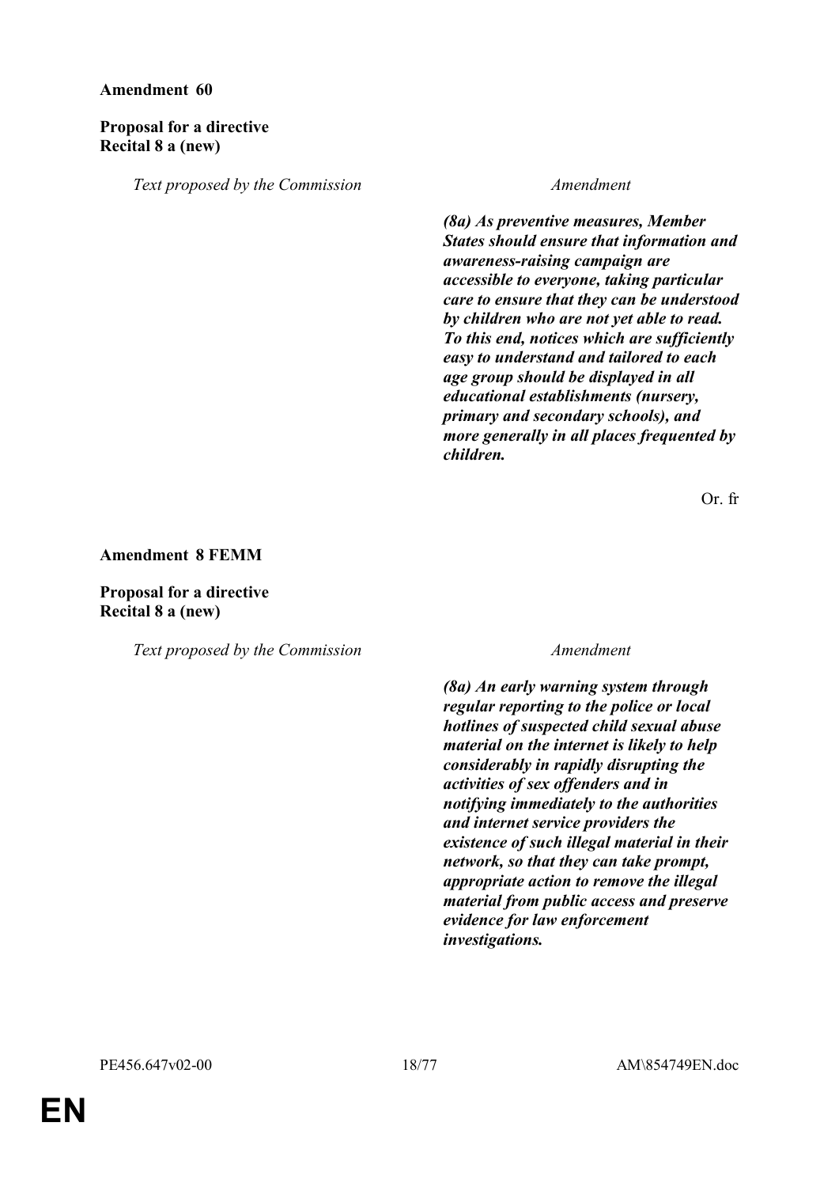**Amendment 60**

**Proposal for a directive**
**Recital 8 a (new)**

| *Text proposed by the Commission* | *Amendment* |
|---|---|
| | ***(8a) As preventive measures, Member States should ensure that information and awareness-raising campaign are accessible to everyone, taking particular care to ensure that they can be understood by children who are not yet able to read. To this end, notices which are sufficiently easy to understand and tailored to each age group should be displayed in all educational establishments (nursery, primary and secondary schools), and more generally in all places frequented by children.*** |

Or. fr

**Amendment 8 FEMM**

**Proposal for a directive**
**Recital 8 a (new)**

| *Text proposed by the Commission* | *Amendment* |
|---|---|
| | ***(8a) An early warning system through regular reporting to the police or local hotlines of suspected child sexual abuse material on the internet is likely to help considerably in rapidly disrupting the activities of sex offenders and in notifying immediately to the authorities and internet service providers the existence of such illegal material in their network, so that they can take prompt, appropriate action to remove the illegal material from public access and preserve evidence for law enforcement investigations.*** |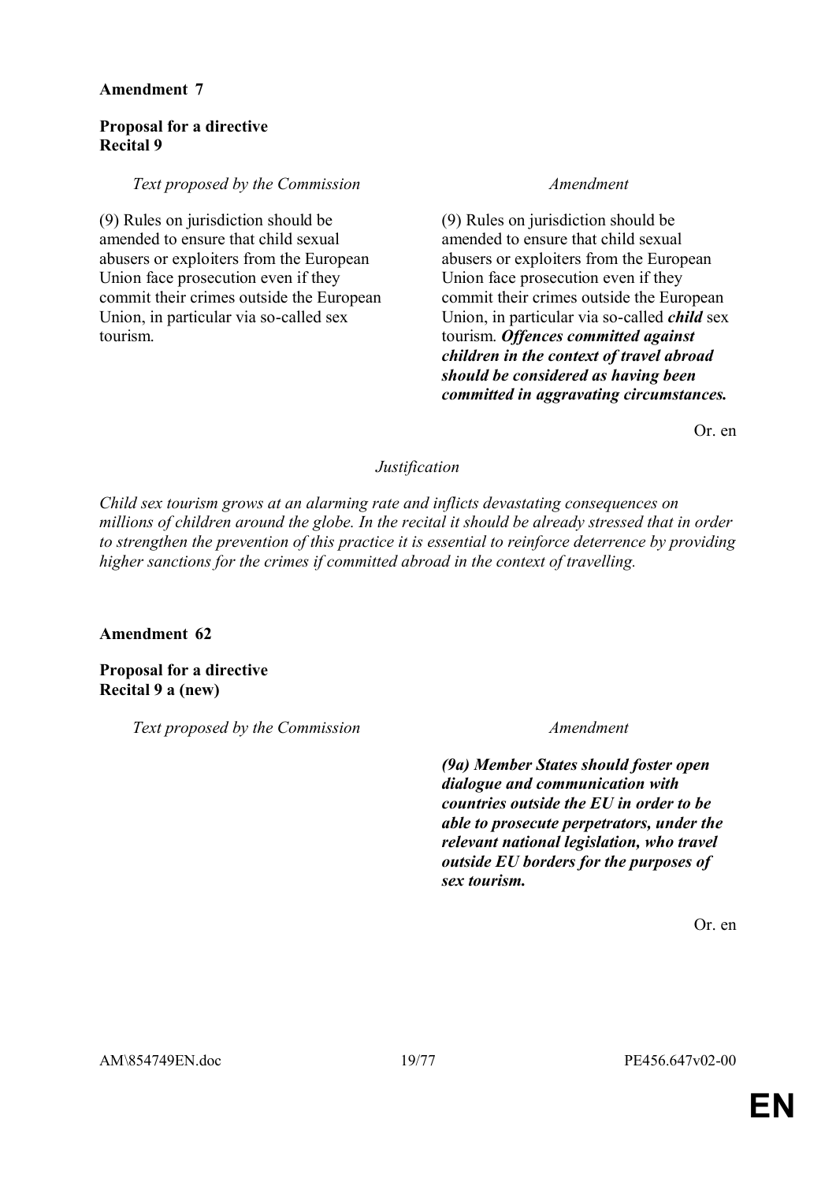**Amendment 7**

**Proposal for a directive**
**Recital 9**

| *Text proposed by the Commission* | *Amendment* |
| --- | --- |
| (9) Rules on jurisdiction should be amended to ensure that child sexual abusers or exploiters from the European Union face prosecution even if they commit their crimes outside the European Union, in particular via so-called sex tourism. | (9) Rules on jurisdiction should be amended to ensure that child sexual abusers or exploiters from the European Union face prosecution even if they commit their crimes outside the European Union, in particular via so-called ***child*** sex tourism. ***Offences committed against children in the context of travel abroad should be considered as having been committed in aggravating circumstances.*** |

Or. en

*Justification*

*Child sex tourism grows at an alarming rate and inflicts devastating consequences on millions of children around the globe. In the recital it should be already stressed that in order to strengthen the prevention of this practice it is essential to reinforce deterrence by providing higher sanctions for the crimes if committed abroad in the context of travelling.*

**Amendment 62**

**Proposal for a directive**
**Recital 9 a (new)**

| *Text proposed by the Commission* | *Amendment* |
| --- | --- |
| | ***(9a) Member States should foster open dialogue and communication with countries outside the EU in order to be able to prosecute perpetrators, under the relevant national legislation, who travel outside EU borders for the purposes of sex tourism.*** |

Or. en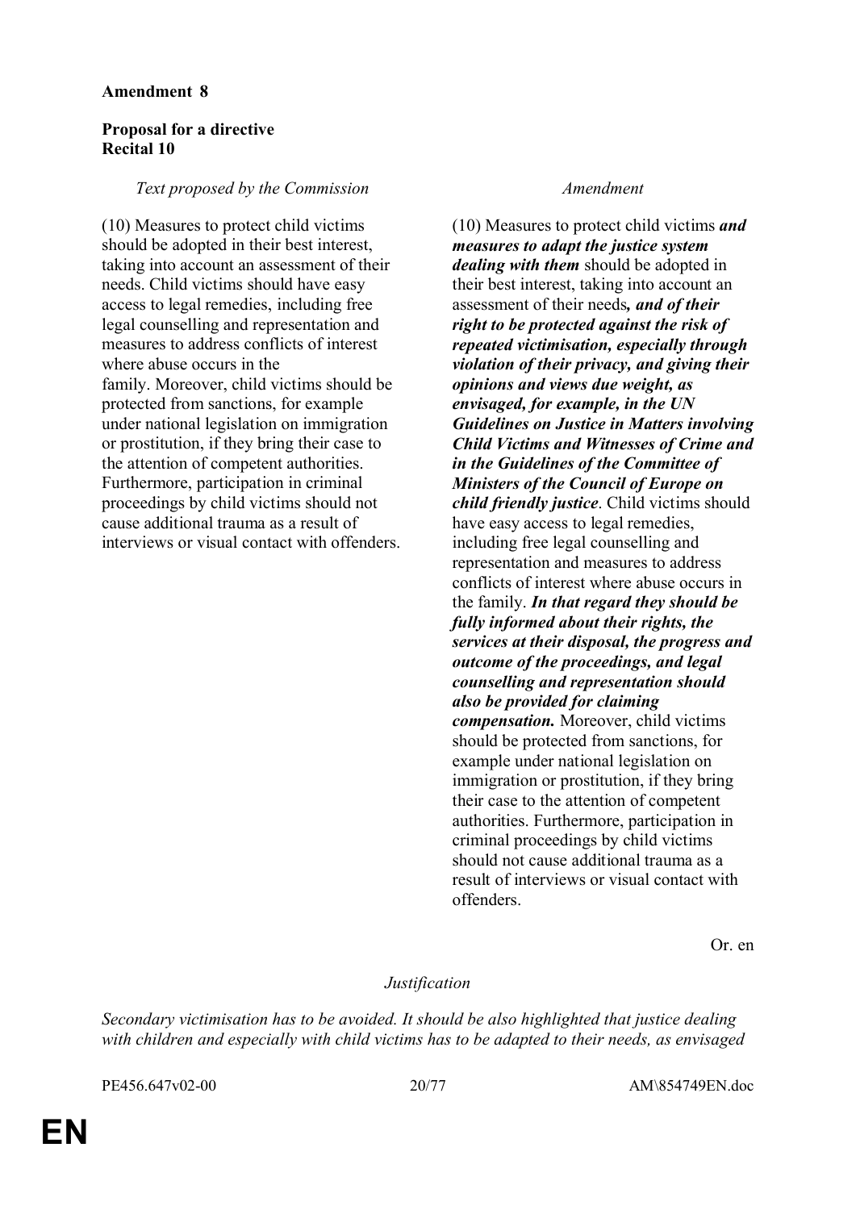**Amendment 8**

**Proposal for a directive**
**Recital 10**

| *Text proposed by the Commission* | *Amendment* |
|---|---|
| (10) Measures to protect child victims should be adopted in their best interest, taking into account an assessment of their needs. Child victims should have easy access to legal remedies, including free legal counselling and representation and measures to address conflicts of interest where abuse occurs in the family. Moreover, child victims should be protected from sanctions, for example under national legislation on immigration or prostitution, if they bring their case to the attention of competent authorities. Furthermore, participation in criminal proceedings by child victims should not cause additional trauma as a result of interviews or visual contact with offenders. | (10) Measures to protect child victims ***and measures to adapt the justice system dealing with them*** should be adopted in their best interest, taking into account an assessment of their needs***, and of their right to be protected against the risk of repeated victimisation, especially through violation of their privacy, and giving their opinions and views due weight, as envisaged, for example, in the UN Guidelines on Justice in Matters involving Child Victims and Witnesses of Crime and in the Guidelines of the Committee of Ministers of the Council of Europe on child friendly justice***. Child victims should have easy access to legal remedies, including free legal counselling and representation and measures to address conflicts of interest where abuse occurs in the family. ***In that regard they should be fully informed about their rights, the services at their disposal, the progress and outcome of the proceedings, and legal counselling and representation should also be provided for claiming compensation.*** Moreover, child victims should be protected from sanctions, for example under national legislation on immigration or prostitution, if they bring their case to the attention of competent authorities. Furthermore, participation in criminal proceedings by child victims should not cause additional trauma as a result of interviews or visual contact with offenders. |

Or. en

*Justification*

*Secondary victimisation has to be avoided. It should be also highlighted that justice dealing with children and especially with child victims has to be adapted to their needs, as envisaged*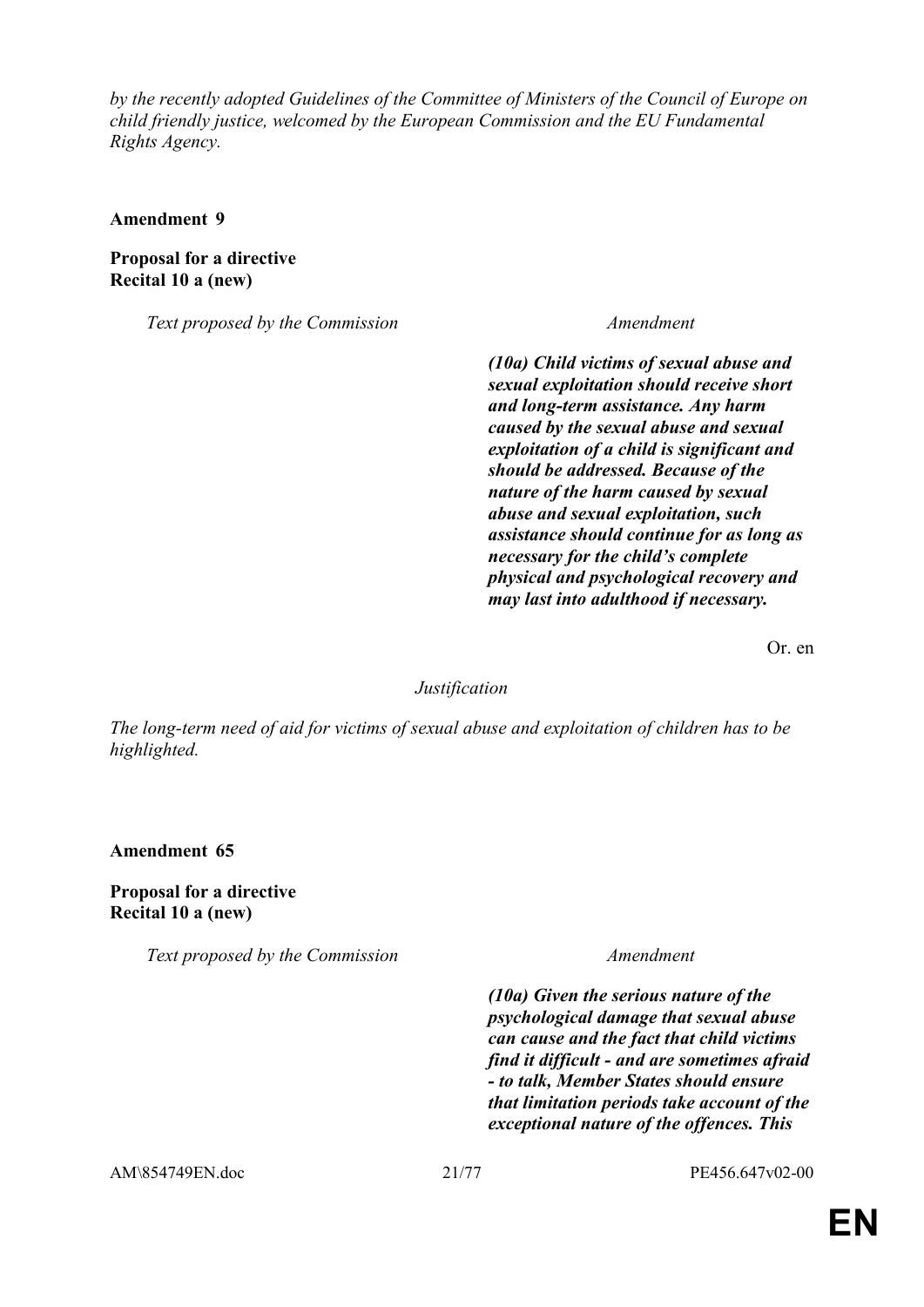*by the recently adopted Guidelines of the Committee of Ministers of the Council of Europe on child friendly justice, welcomed by the European Commission and the EU Fundamental Rights Agency.*

**Amendment 9**

**Proposal for a directive**
**Recital 10 a (new)**

| *Text proposed by the Commission* | *Amendment* |
| --- | --- |
| | ***(10a) Child victims of sexual abuse and sexual exploitation should receive short and long-term assistance. Any harm caused by the sexual abuse and sexual exploitation of a child is significant and should be addressed. Because of the nature of the harm caused by sexual abuse and sexual exploitation, such assistance should continue for as long as necessary for the child's complete physical and psychological recovery and may last into adulthood if necessary.*** |

Or. en

*Justification*

*The long-term need of aid for victims of sexual abuse and exploitation of children has to be highlighted.*

**Amendment 65**

**Proposal for a directive**
**Recital 10 a (new)**

| *Text proposed by the Commission* | *Amendment* |
| --- | --- |
| | ***(10a) Given the serious nature of the psychological damage that sexual abuse can cause and the fact that child victims find it difficult - and are sometimes afraid - to talk, Member States should ensure that limitation periods take account of the exceptional nature of the offences. This*** |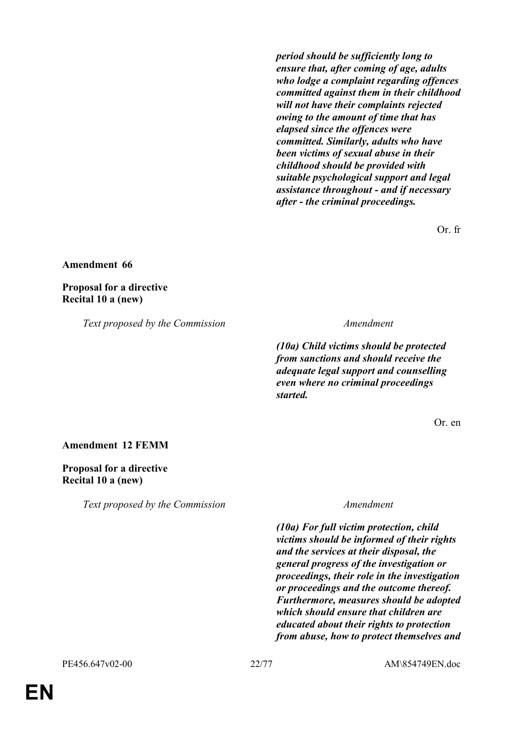***period should be sufficiently long to ensure that, after coming of age, adults who lodge a complaint regarding offences committed against them in their childhood will not have their complaints rejected owing to the amount of time that has elapsed since the offences were committed. Similarly, adults who have been victims of sexual abuse in their childhood should be provided with suitable psychological support and legal assistance throughout - and if necessary after - the criminal proceedings.***

Or. fr

**Amendment 66**

**Proposal for a directive**
**Recital 10 a (new)**

| *Text proposed by the Commission* | *Amendment* |
| --- | --- |
| | ***(10a) Child victims should be protected from sanctions and should receive the adequate legal support and counselling even where no criminal proceedings started.*** |

Or. en

**Amendment 12 FEMM**

**Proposal for a directive**
**Recital 10 a (new)**

| *Text proposed by the Commission* | *Amendment* |
| --- | --- |
| | ***(10a) For full victim protection, child victims should be informed of their rights and the services at their disposal, the general progress of the investigation or proceedings, their role in the investigation or proceedings and the outcome thereof. Furthermore, measures should be adopted which should ensure that children are educated about their rights to protection from abuse, how to protect themselves and*** |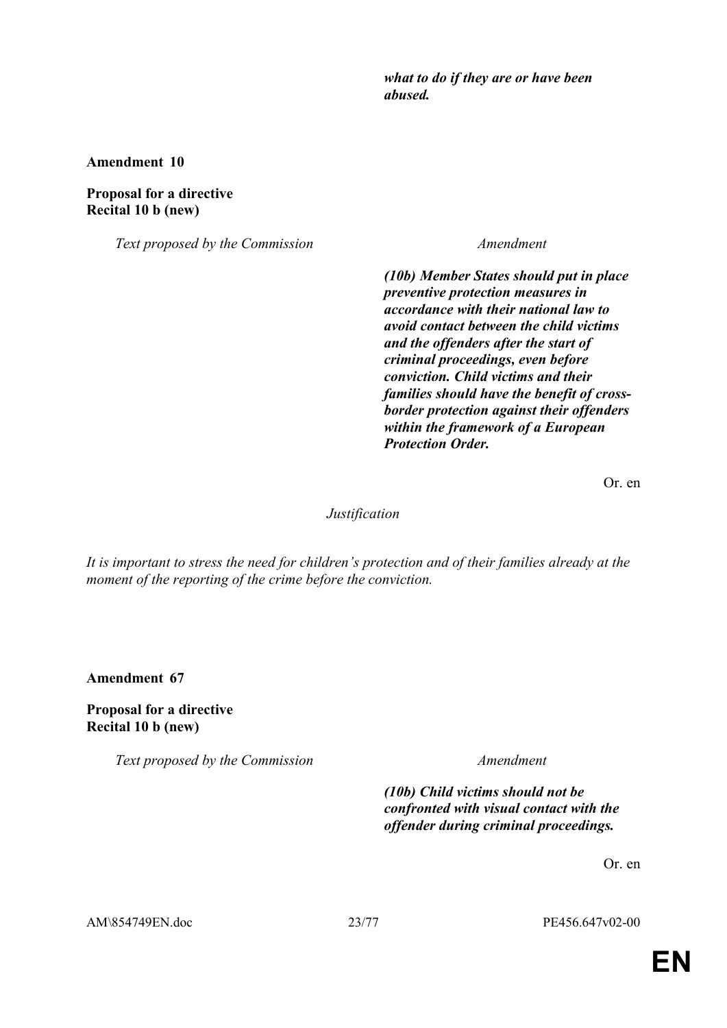| | ***what to do if they are or have been abused.*** |
|---|---|

**Amendment 10**

**Proposal for a directive**
**Recital 10 b (new)**

| *Text proposed by the Commission* | *Amendment* |
|---|---|
| | ***(10b) Member States should put in place preventive protection measures in accordance with their national law to avoid contact between the child victims and the offenders after the start of criminal proceedings, even before conviction. Child victims and their families should have the benefit of cross-border protection against their offenders within the framework of a European Protection Order.*** |

Or. en

*Justification*

*It is important to stress the need for children's protection and of their families already at the moment of the reporting of the crime before the conviction.*

**Amendment 67**

**Proposal for a directive**
**Recital 10 b (new)**

| *Text proposed by the Commission* | *Amendment* |
|---|---|
| | ***(10b) Child victims should not be confronted with visual contact with the offender during criminal proceedings.*** |

Or. en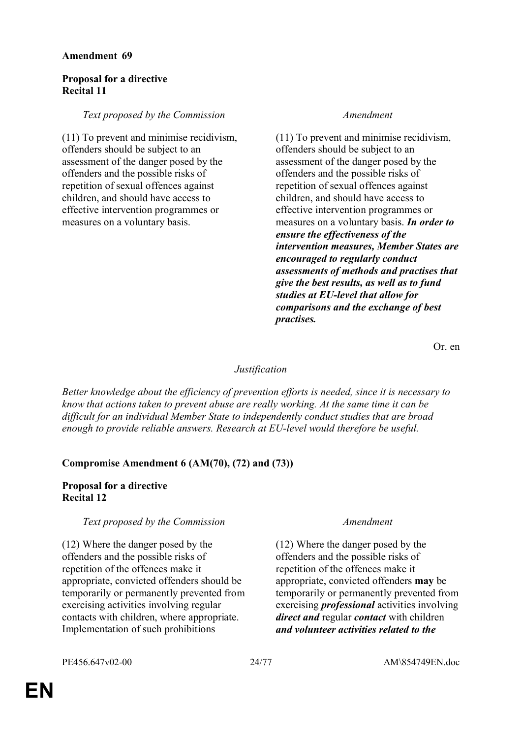**Amendment 69**

**Proposal for a directive**
**Recital 11**

| *Text proposed by the Commission* | *Amendment* |
|---|---|
| (11) To prevent and minimise recidivism, offenders should be subject to an assessment of the danger posed by the offenders and the possible risks of repetition of sexual offences against children, and should have access to effective intervention programmes or measures on a voluntary basis. | (11) To prevent and minimise recidivism, offenders should be subject to an assessment of the danger posed by the offenders and the possible risks of repetition of sexual offences against children, and should have access to effective intervention programmes or measures on a voluntary basis. ***In order to ensure the effectiveness of the intervention measures, Member States are encouraged to regularly conduct assessments of methods and practises that give the best results, as well as to fund studies at EU-level that allow for comparisons and the exchange of best practises.*** |

Or. en

*Justification*

*Better knowledge about the efficiency of prevention efforts is needed, since it is necessary to know that actions taken to prevent abuse are really working. At the same time it can be difficult for an individual Member State to independently conduct studies that are broad enough to provide reliable answers. Research at EU-level would therefore be useful.*

**Compromise Amendment 6 (AM(70), (72) and (73))**

**Proposal for a directive**
**Recital 12**

| *Text proposed by the Commission* | *Amendment* |
|---|---|
| (12) Where the danger posed by the offenders and the possible risks of repetition of the offences make it appropriate, convicted offenders should be temporarily or permanently prevented from exercising activities involving regular contacts with children, where appropriate. Implementation of such prohibitions | (12) Where the danger posed by the offenders and the possible risks of repetition of the offences make it appropriate, convicted offenders **may** be temporarily or permanently prevented from exercising ***professional*** activities involving ***direct and*** regular ***contact*** with children ***and volunteer activities related to the*** |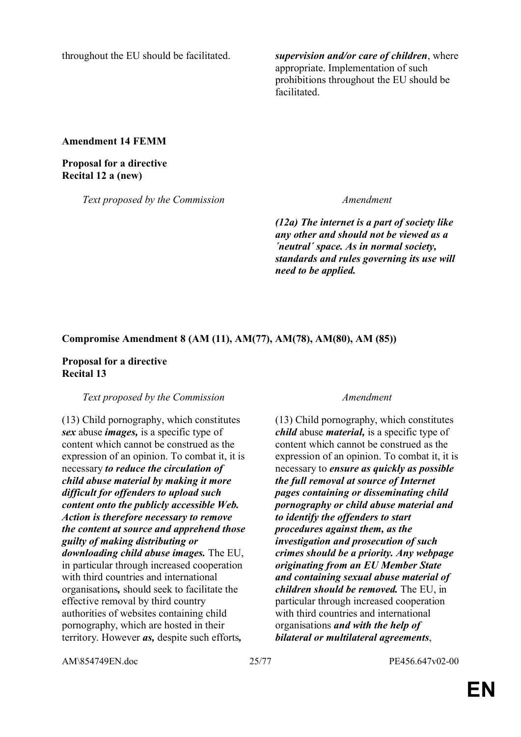| | |
|---|---|
| throughout the EU should be facilitated. | ***supervision and/or care of children***, where appropriate. Implementation of such prohibitions throughout the EU should be facilitated. |

**Amendment 14 FEMM**

**Proposal for a directive**
**Recital 12 a (new)**

| *Text proposed by the Commission* | *Amendment* |
|---|---|
| | ***(12a) The internet is a part of society like any other and should not be viewed as a ´neutral´ space. As in normal society, standards and rules governing its use will need to be applied.*** |

**Compromise Amendment 8 (AM (11), AM(77), AM(78), AM(80), AM (85))**

**Proposal for a directive**
**Recital 13**

| *Text proposed by the Commission* | *Amendment* |
|---|---|
| (13) Child pornography, which constitutes ***sex*** abuse ***images,*** is a specific type of content which cannot be construed as the expression of an opinion. To combat it, it is necessary ***to reduce the circulation of child abuse material by making it more difficult for offenders to upload such content onto the publicly accessible Web. Action is therefore necessary to remove the content at source and apprehend those guilty of making distributing or downloading child abuse images.*** The EU, in particular through increased cooperation with third countries and international organisations***,*** should seek to facilitate the effective removal by third country authorities of websites containing child pornography, which are hosted in their territory. However ***as,*** despite such efforts***,*** | (13) Child pornography, which constitutes ***child*** abuse ***material,*** is a specific type of content which cannot be construed as the expression of an opinion. To combat it, it is necessary to ***ensure as quickly as possible the full removal at source of Internet pages containing or disseminating child pornography or child abuse material and to identify the offenders to start procedures against them, as the investigation and prosecution of such crimes should be a priority. Any webpage originating from an EU Member State and containing sexual abuse material of children should be removed.*** The EU, in particular through increased cooperation with third countries and international organisations ***and with the help of bilateral or multilateral agreements***, |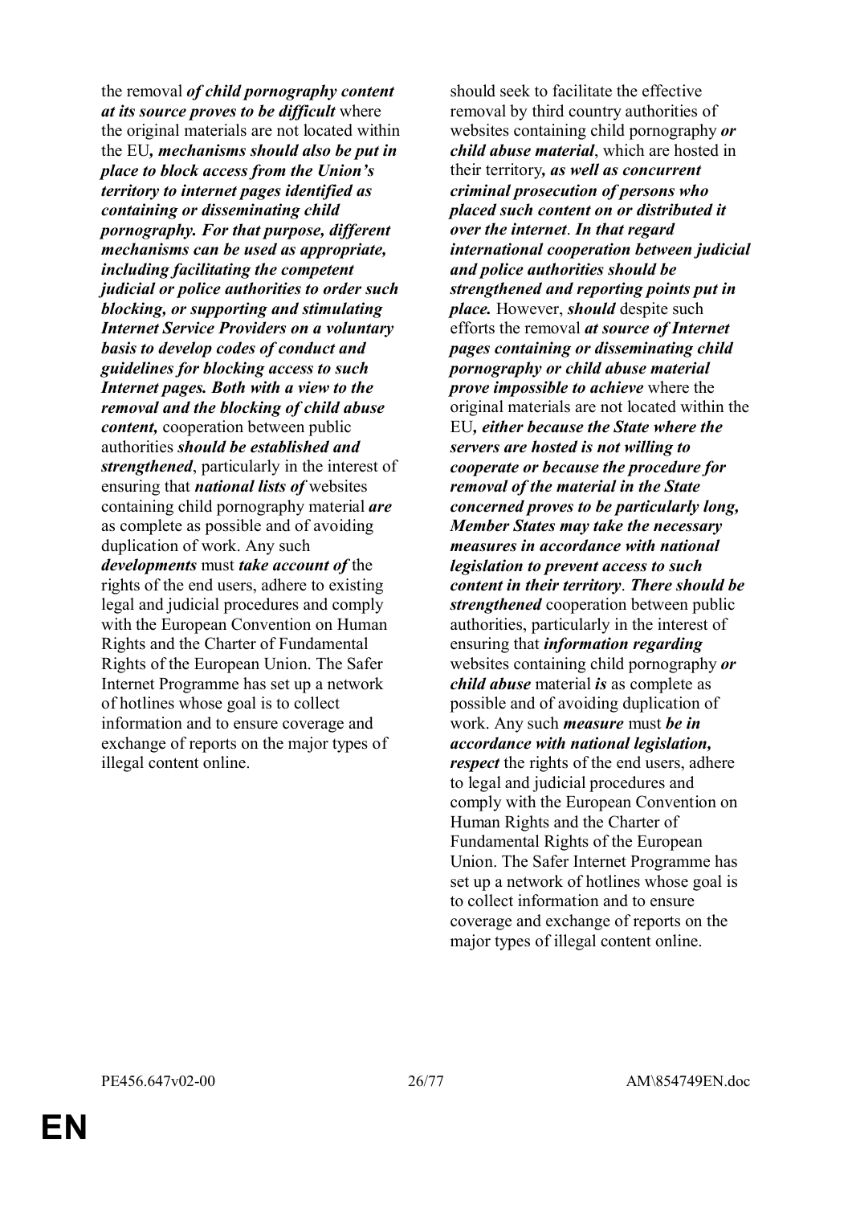the removal ***of child pornography content at its source proves to be difficult*** where the original materials are not located within the EU***, mechanisms should also be put in place to block access from the Union's territory to internet pages identified as containing or disseminating child pornography. For that purpose, different mechanisms can be used as appropriate, including facilitating the competent judicial or police authorities to order such blocking, or supporting and stimulating Internet Service Providers on a voluntary basis to develop codes of conduct and guidelines for blocking access to such Internet pages. Both with a view to the removal and the blocking of child abuse content,*** cooperation between public authorities ***should be established and strengthened***, particularly in the interest of ensuring that ***national lists of*** websites containing child pornography material ***are*** as complete as possible and of avoiding duplication of work. Any such ***developments*** must ***take account of*** the rights of the end users, adhere to existing legal and judicial procedures and comply with the European Convention on Human Rights and the Charter of Fundamental Rights of the European Union. The Safer Internet Programme has set up a network of hotlines whose goal is to collect information and to ensure coverage and exchange of reports on the major types of illegal content online.

should seek to facilitate the effective removal by third country authorities of websites containing child pornography ***or child abuse material***, which are hosted in their territory***, as well as concurrent criminal prosecution of persons who placed such content on or distributed it over the internet***. ***In that regard international cooperation between judicial and police authorities should be strengthened and reporting points put in place.*** However, ***should*** despite such efforts the removal ***at source of Internet pages containing or disseminating child pornography or child abuse material prove impossible to achieve*** where the original materials are not located within the EU***, either because the State where the servers are hosted is not willing to cooperate or because the procedure for removal of the material in the State concerned proves to be particularly long, Member States may take the necessary measures in accordance with national legislation to prevent access to such content in their territory***. ***There should be strengthened*** cooperation between public authorities, particularly in the interest of ensuring that ***information regarding*** websites containing child pornography ***or child abuse*** material ***is*** as complete as possible and of avoiding duplication of work. Any such ***measure*** must ***be in accordance with national legislation, respect*** the rights of the end users, adhere to legal and judicial procedures and comply with the European Convention on Human Rights and the Charter of Fundamental Rights of the European Union. The Safer Internet Programme has set up a network of hotlines whose goal is to collect information and to ensure coverage and exchange of reports on the major types of illegal content online.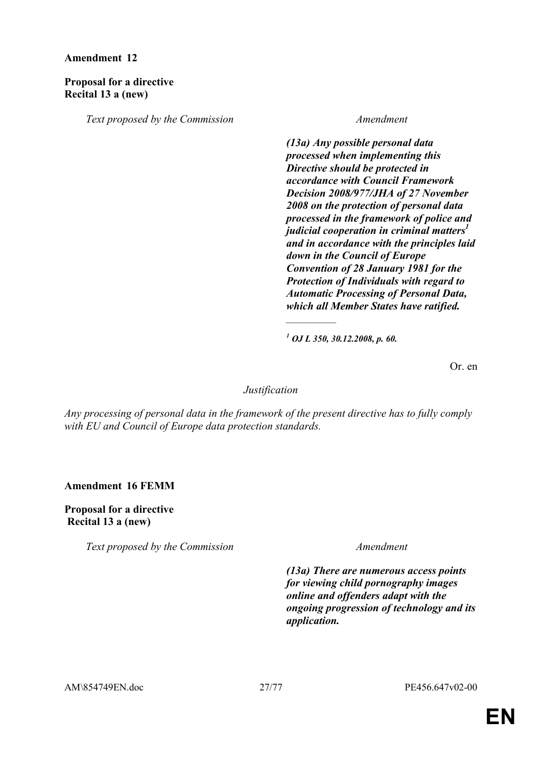**Amendment 12**

**Proposal for a directive**
**Recital 13 a (new)**

| *Text proposed by the Commission* | *Amendment* |
| --- | --- |
| | ***(13a) Any possible personal data processed when implementing this Directive should be protected in accordance with Council Framework Decision 2008/977/JHA of 27 November 2008 on the protection of personal data processed in the framework of police and judicial cooperation in criminal matters[1] and in accordance with the principles laid down in the Council of Europe Convention of 28 January 1981 for the Protection of Individuals with regard to Automatic Processing of Personal Data, which all Member States have ratified.*** |
| | ***[1] OJ L 350, 30.12.2008, p. 60.*** |

Or. en

*Justification*

*Any processing of personal data in the framework of the present directive has to fully comply with EU and Council of Europe data protection standards.*

**Amendment 16 FEMM**

**Proposal for a directive**
**Recital 13 a (new)**

| *Text proposed by the Commission* | *Amendment* |
| --- | --- |
| | ***(13a) There are numerous access points for viewing child pornography images online and offenders adapt with the ongoing progression of technology and its application.*** |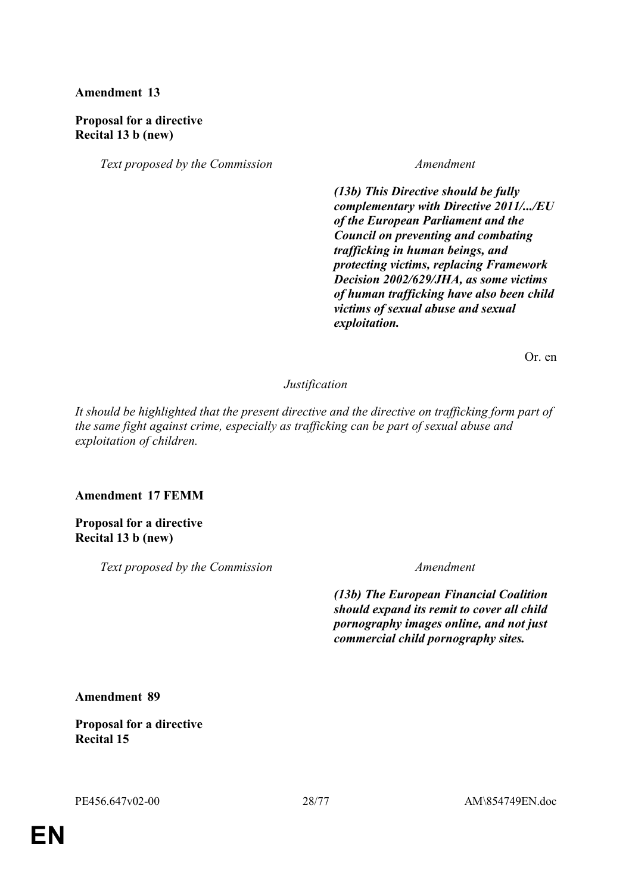**Amendment 13**

**Proposal for a directive**
**Recital 13 b (new)**

| *Text proposed by the Commission* | *Amendment* |
| --- | --- |
| | ***(13b) This Directive should be fully complementary with Directive 2011/.../EU of the European Parliament and the Council on preventing and combating trafficking in human beings, and protecting victims, replacing Framework Decision 2002/629/JHA, as some victims of human trafficking have also been child victims of sexual abuse and sexual exploitation.*** |

Or. en

*Justification*

*It should be highlighted that the present directive and the directive on trafficking form part of the same fight against crime, especially as trafficking can be part of sexual abuse and exploitation of children.*

**Amendment 17 FEMM**

**Proposal for a directive**
**Recital 13 b (new)**

| *Text proposed by the Commission* | *Amendment* |
| --- | --- |
| | ***(13b) The European Financial Coalition should expand its remit to cover all child pornography images online, and not just commercial child pornography sites.*** |

**Amendment 89**

**Proposal for a directive**
**Recital 15**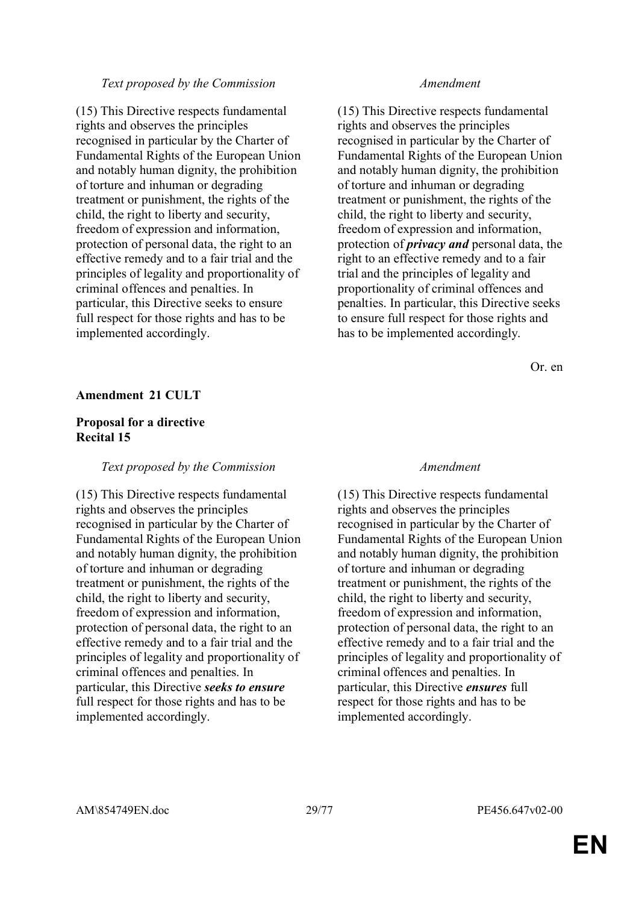| *Text proposed by the Commission* | *Amendment* |
|---|---|
| (15) This Directive respects fundamental rights and observes the principles recognised in particular by the Charter of Fundamental Rights of the European Union and notably human dignity, the prohibition of torture and inhuman or degrading treatment or punishment, the rights of the child, the right to liberty and security, freedom of expression and information, protection of personal data, the right to an effective remedy and to a fair trial and the principles of legality and proportionality of criminal offences and penalties. In particular, this Directive seeks to ensure full respect for those rights and has to be implemented accordingly. | (15) This Directive respects fundamental rights and observes the principles recognised in particular by the Charter of Fundamental Rights of the European Union and notably human dignity, the prohibition of torture and inhuman or degrading treatment or punishment, the rights of the child, the right to liberty and security, freedom of expression and information, protection of ***privacy and*** personal data, the right to an effective remedy and to a fair trial and the principles of legality and proportionality of criminal offences and penalties. In particular, this Directive seeks to ensure full respect for those rights and has to be implemented accordingly. |

Or. en

**Amendment 21 CULT**

**Proposal for a directive**
**Recital 15**

| *Text proposed by the Commission* | *Amendment* |
|---|---|
| (15) This Directive respects fundamental rights and observes the principles recognised in particular by the Charter of Fundamental Rights of the European Union and notably human dignity, the prohibition of torture and inhuman or degrading treatment or punishment, the rights of the child, the right to liberty and security, freedom of expression and information, protection of personal data, the right to an effective remedy and to a fair trial and the principles of legality and proportionality of criminal offences and penalties. In particular, this Directive ***seeks to ensure*** full respect for those rights and has to be implemented accordingly. | (15) This Directive respects fundamental rights and observes the principles recognised in particular by the Charter of Fundamental Rights of the European Union and notably human dignity, the prohibition of torture and inhuman or degrading treatment or punishment, the rights of the child, the right to liberty and security, freedom of expression and information, protection of personal data, the right to an effective remedy and to a fair trial and the principles of legality and proportionality of criminal offences and penalties. In particular, this Directive ***ensures*** full respect for those rights and has to be implemented accordingly. |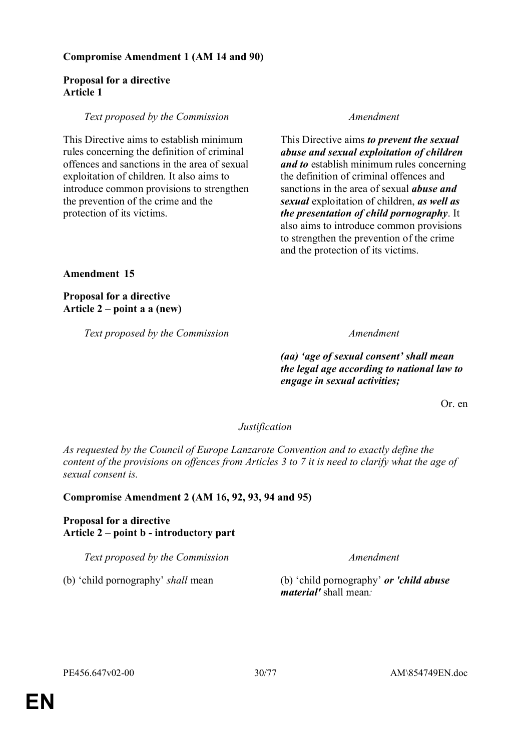**Compromise Amendment 1 (AM 14 and 90)**

**Proposal for a directive**
**Article 1**

| *Text proposed by the Commission* | *Amendment* |
|---|---|
| This Directive aims to establish minimum rules concerning the definition of criminal offences and sanctions in the area of sexual exploitation of children. It also aims to introduce common provisions to strengthen the prevention of the crime and the protection of its victims. | This Directive aims ***to prevent the sexual abuse and sexual exploitation of children and to*** establish minimum rules concerning the definition of criminal offences and sanctions in the area of sexual ***abuse and sexual*** exploitation of children, ***as well as the presentation of child pornography***. It also aims to introduce common provisions to strengthen the prevention of the crime and the protection of its victims. |

**Amendment 15**

**Proposal for a directive**
**Article 2 – point a a (new)**

| *Text proposed by the Commission* | *Amendment* |
|---|---|
| | ***(aa) 'age of sexual consent' shall mean the legal age according to national law to engage in sexual activities;*** |

Or. en

*Justification*

*As requested by the Council of Europe Lanzarote Convention and to exactly define the content of the provisions on offences from Articles 3 to 7 it is need to clarify what the age of sexual consent is.*

**Compromise Amendment 2 (AM 16, 92, 93, 94 and 95)**

**Proposal for a directive**
**Article 2 – point b - introductory part**

| *Text proposed by the Commission* | *Amendment* |
|---|---|
| (b) 'child pornography' *shall* mean | (b) 'child pornography' ***or 'child abuse material'*** shall mean*:* |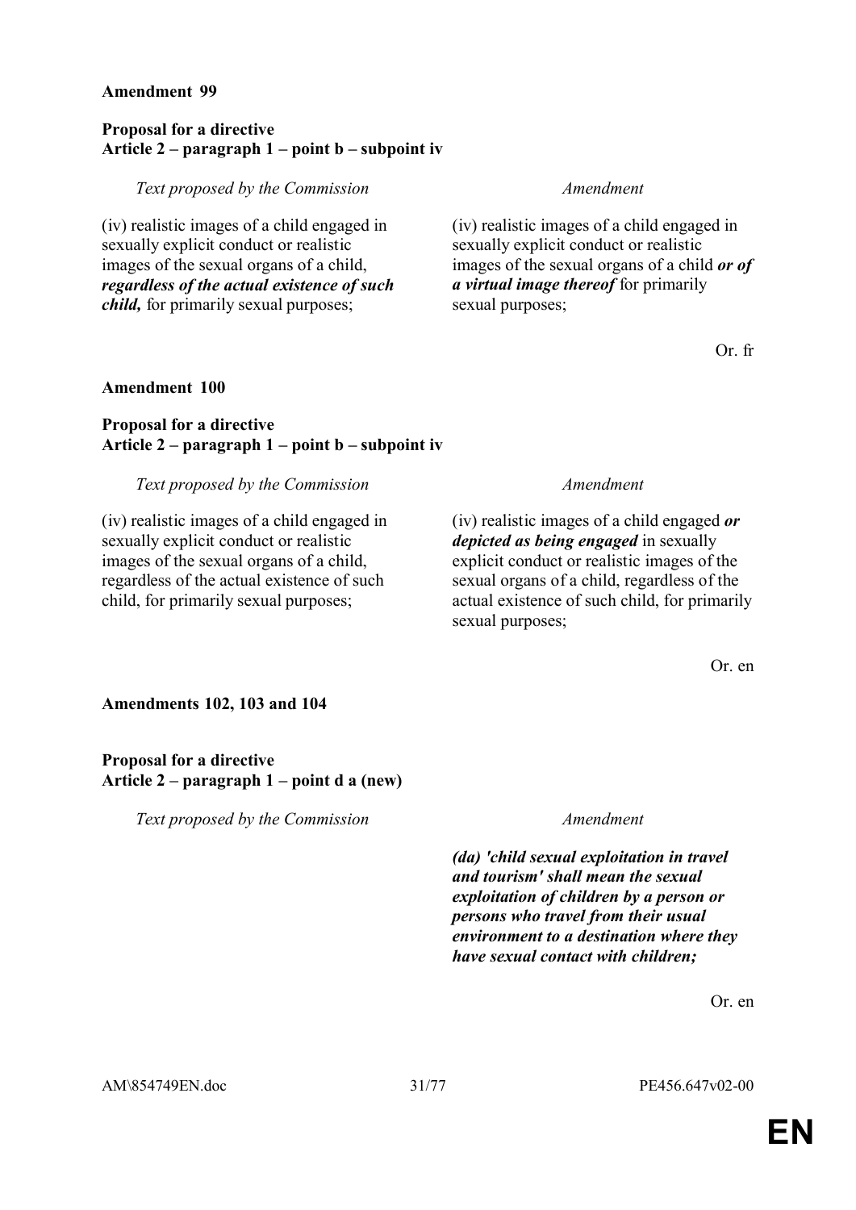**Amendment 99**

**Proposal for a directive**
**Article 2 – paragraph 1 – point b – subpoint iv**

| *Text proposed by the Commission* | *Amendment* |
| --- | --- |
| (iv) realistic images of a child engaged in sexually explicit conduct or realistic images of the sexual organs of a child, ***regardless of the actual existence of such child,*** for primarily sexual purposes; | (iv) realistic images of a child engaged in sexually explicit conduct or realistic images of the sexual organs of a child ***or of a virtual image thereof*** for primarily sexual purposes; |

Or. fr

**Amendment 100**

**Proposal for a directive**
**Article 2 – paragraph 1 – point b – subpoint iv**

| *Text proposed by the Commission* | *Amendment* |
| --- | --- |
| (iv) realistic images of a child engaged in sexually explicit conduct or realistic images of the sexual organs of a child, regardless of the actual existence of such child, for primarily sexual purposes; | (iv) realistic images of a child engaged ***or depicted as being engaged*** in sexually explicit conduct or realistic images of the sexual organs of a child, regardless of the actual existence of such child, for primarily sexual purposes; |

Or. en

**Amendments 102, 103 and 104**

**Proposal for a directive**
**Article 2 – paragraph 1 – point d a (new)**

| *Text proposed by the Commission* | *Amendment* |
| --- | --- |
| | ***(da) 'child sexual exploitation in travel and tourism' shall mean the sexual exploitation of children by a person or persons who travel from their usual environment to a destination where they have sexual contact with children;*** |

Or. en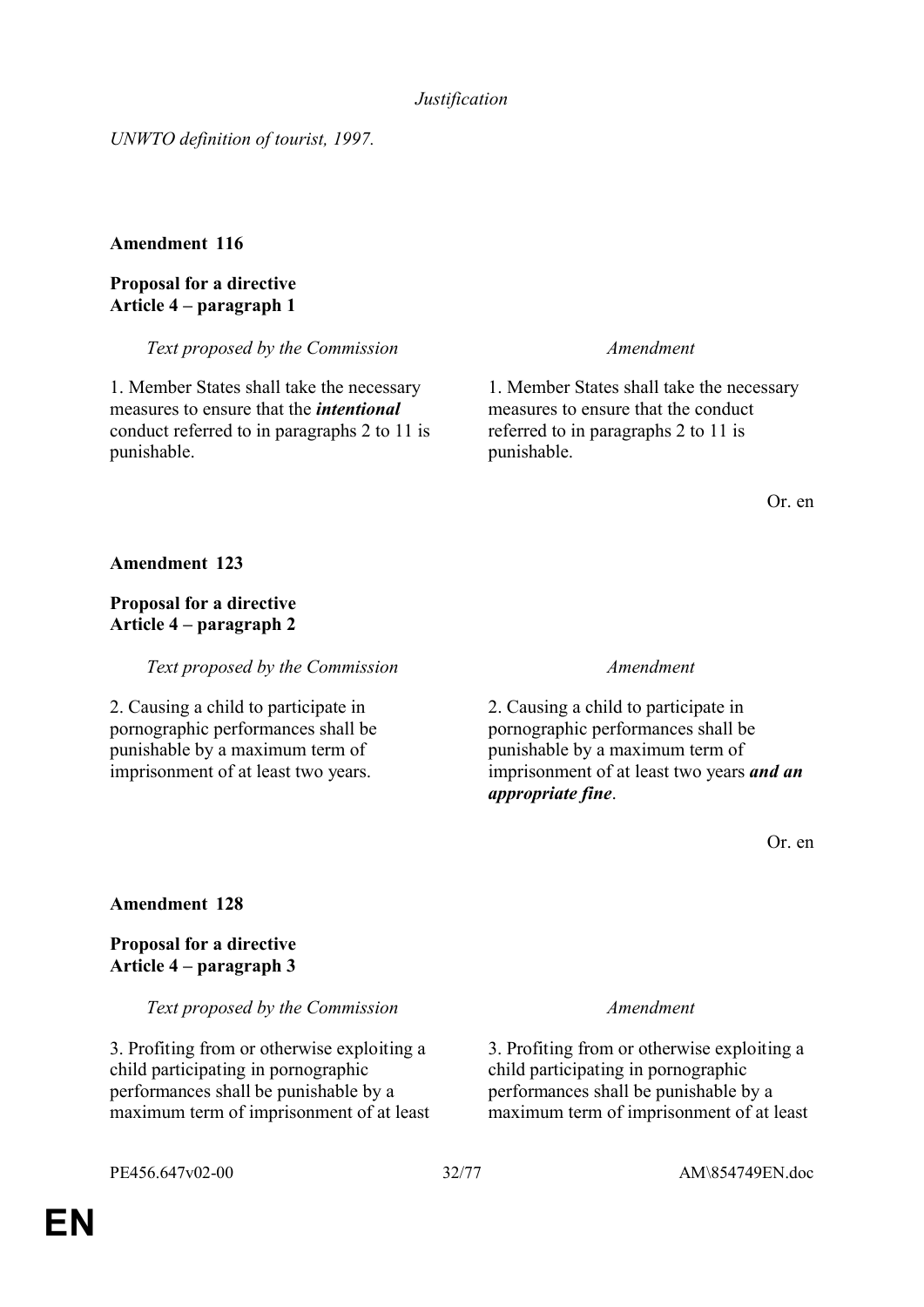*Justification*

*UNWTO definition of tourist, 1997.*

**Amendment 116**

**Proposal for a directive**
**Article 4 – paragraph 1**

| *Text proposed by the Commission* | *Amendment* |
|---|---|
| 1. Member States shall take the necessary measures to ensure that the ***intentional*** conduct referred to in paragraphs 2 to 11 is punishable. | 1. Member States shall take the necessary measures to ensure that the conduct referred to in paragraphs 2 to 11 is punishable. |

Or. en

**Amendment 123**

**Proposal for a directive**
**Article 4 – paragraph 2**

| *Text proposed by the Commission* | *Amendment* |
|---|---|
| 2. Causing a child to participate in pornographic performances shall be punishable by a maximum term of imprisonment of at least two years. | 2. Causing a child to participate in pornographic performances shall be punishable by a maximum term of imprisonment of at least two years ***and an appropriate fine***. |

Or. en

**Amendment 128**

**Proposal for a directive**
**Article 4 – paragraph 3**

| *Text proposed by the Commission* | *Amendment* |
|---|---|
| 3. Profiting from or otherwise exploiting a child participating in pornographic performances shall be punishable by a maximum term of imprisonment of at least | 3. Profiting from or otherwise exploiting a child participating in pornographic performances shall be punishable by a maximum term of imprisonment of at least |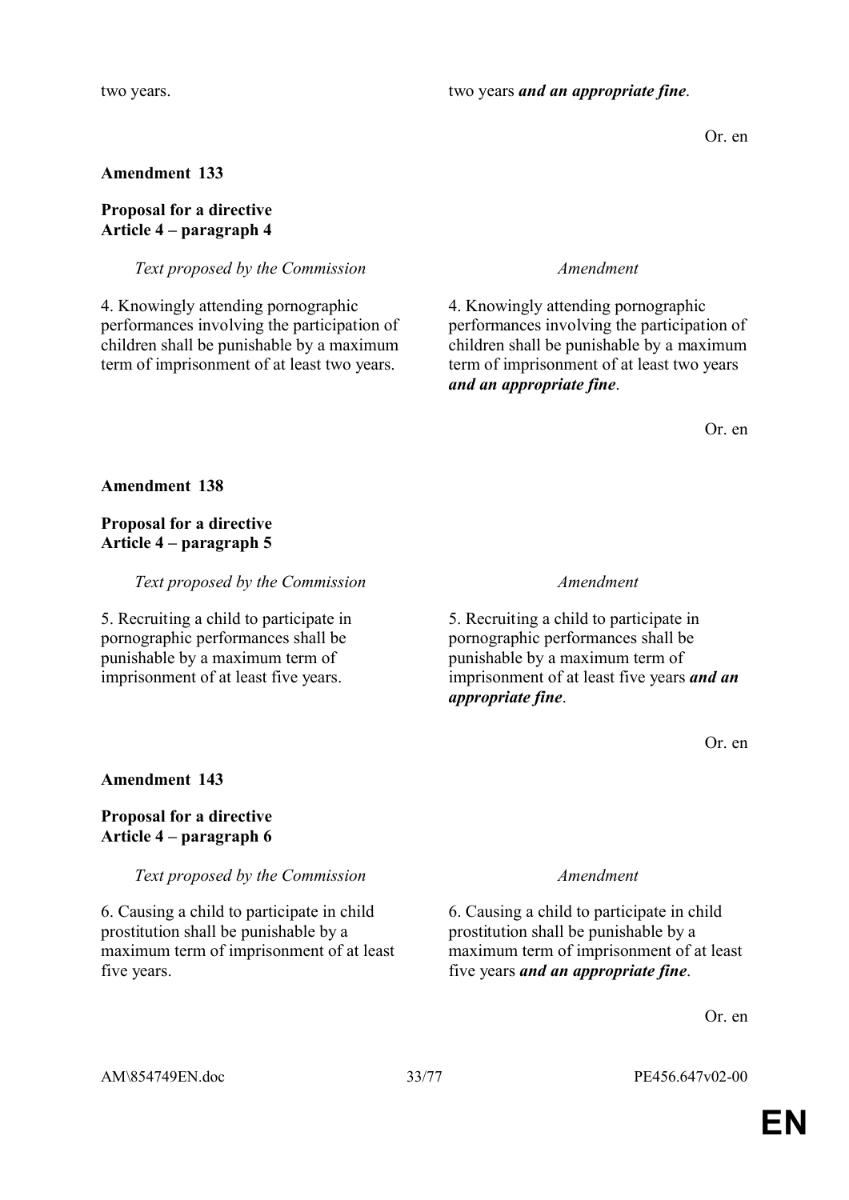| | |
|---|---|
| two years. | two years ***and an appropriate fine***. |

Or. en

**Amendment 133**

**Proposal for a directive**
**Article 4 – paragraph 4**

| *Text proposed by the Commission* | *Amendment* |
|---|---|
| 4. Knowingly attending pornographic performances involving the participation of children shall be punishable by a maximum term of imprisonment of at least two years. | 4. Knowingly attending pornographic performances involving the participation of children shall be punishable by a maximum term of imprisonment of at least two years ***and an appropriate fine***. |

Or. en

**Amendment 138**

**Proposal for a directive**
**Article 4 – paragraph 5**

| *Text proposed by the Commission* | *Amendment* |
|---|---|
| 5. Recruiting a child to participate in pornographic performances shall be punishable by a maximum term of imprisonment of at least five years. | 5. Recruiting a child to participate in pornographic performances shall be punishable by a maximum term of imprisonment of at least five years ***and an appropriate fine***. |

Or. en

**Amendment 143**

**Proposal for a directive**
**Article 4 – paragraph 6**

| *Text proposed by the Commission* | *Amendment* |
|---|---|
| 6. Causing a child to participate in child prostitution shall be punishable by a maximum term of imprisonment of at least five years. | 6. Causing a child to participate in child prostitution shall be punishable by a maximum term of imprisonment of at least five years ***and an appropriate fine***. |

Or. en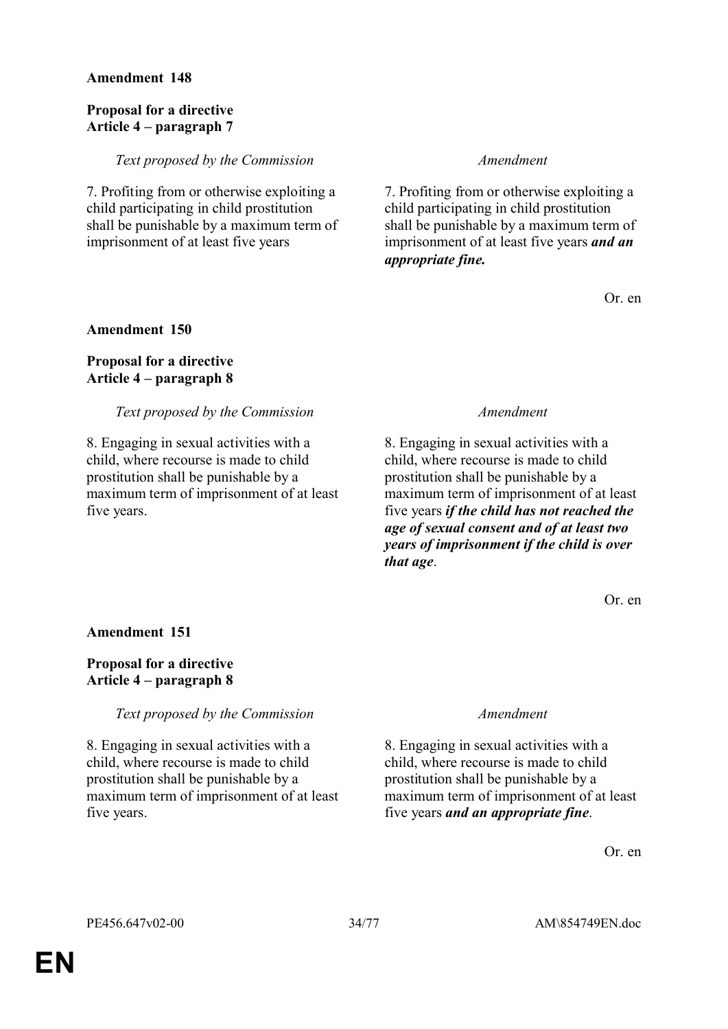**Amendment 148**

**Proposal for a directive**
**Article 4 – paragraph 7**

| *Text proposed by the Commission* | *Amendment* |
|---|---|
| 7. Profiting from or otherwise exploiting a child participating in child prostitution shall be punishable by a maximum term of imprisonment of at least five years | 7. Profiting from or otherwise exploiting a child participating in child prostitution shall be punishable by a maximum term of imprisonment of at least five years ***and an appropriate fine.*** |

Or. en

**Amendment 150**

**Proposal for a directive**
**Article 4 – paragraph 8**

| *Text proposed by the Commission* | *Amendment* |
|---|---|
| 8. Engaging in sexual activities with a child, where recourse is made to child prostitution shall be punishable by a maximum term of imprisonment of at least five years. | 8. Engaging in sexual activities with a child, where recourse is made to child prostitution shall be punishable by a maximum term of imprisonment of at least five years ***if the child has not reached the age of sexual consent and of at least two years of imprisonment if the child is over that age***. |

Or. en

**Amendment 151**

**Proposal for a directive**
**Article 4 – paragraph 8**

| *Text proposed by the Commission* | *Amendment* |
|---|---|
| 8. Engaging in sexual activities with a child, where recourse is made to child prostitution shall be punishable by a maximum term of imprisonment of at least five years. | 8. Engaging in sexual activities with a child, where recourse is made to child prostitution shall be punishable by a maximum term of imprisonment of at least five years ***and an appropriate fine***. |

Or. en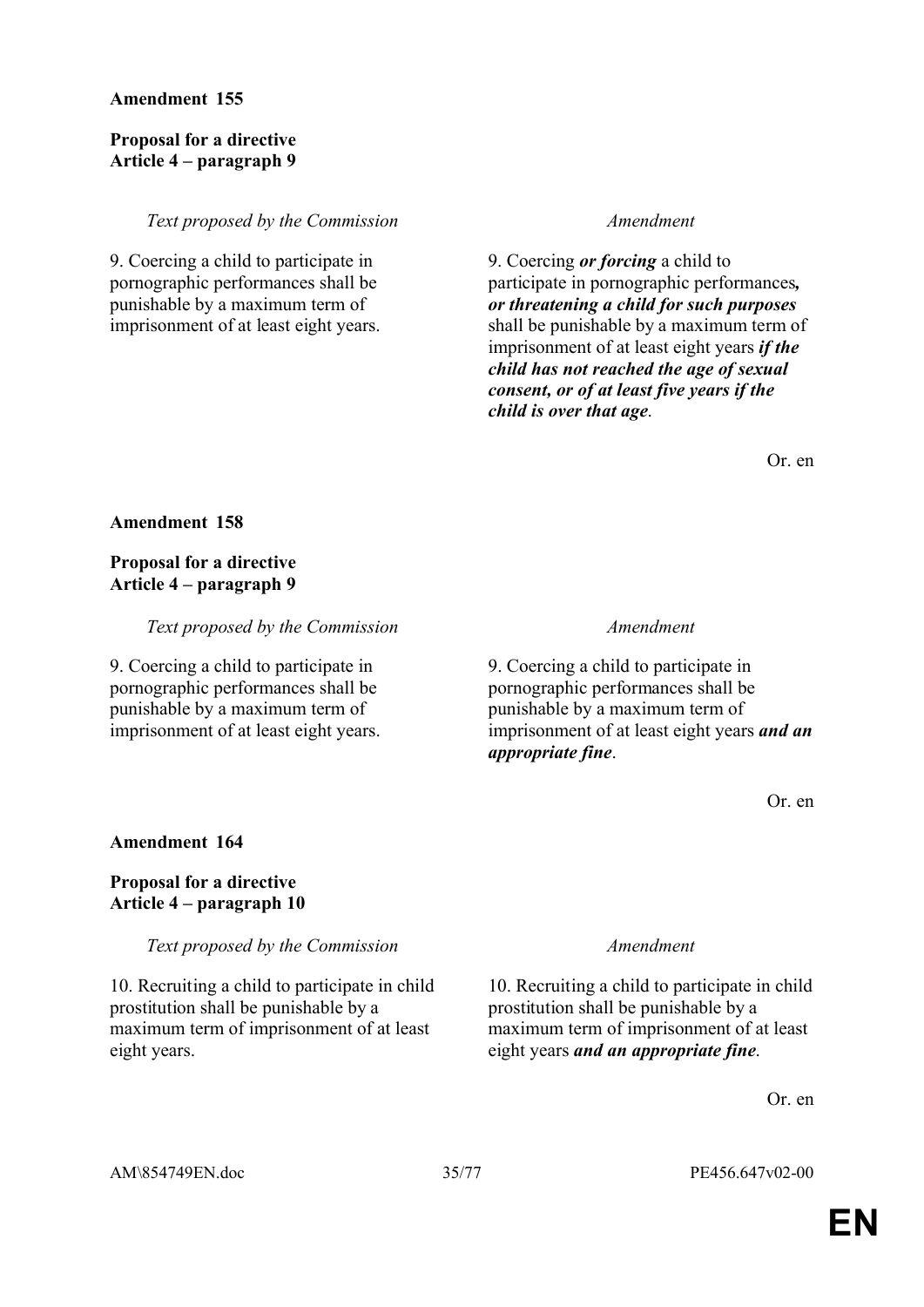**Amendment 155**

**Proposal for a directive**
**Article 4 – paragraph 9**

| *Text proposed by the Commission* | *Amendment* |
|---|---|
| 9. Coercing a child to participate in pornographic performances shall be punishable by a maximum term of imprisonment of at least eight years. | 9. Coercing ***or forcing*** a child to participate in pornographic performances***, or threatening a child for such purposes*** shall be punishable by a maximum term of imprisonment of at least eight years ***if the child has not reached the age of sexual consent, or of at least five years if the child is over that age***. |

Or. en

**Amendment 158**

**Proposal for a directive**
**Article 4 – paragraph 9**

| *Text proposed by the Commission* | *Amendment* |
|---|---|
| 9. Coercing a child to participate in pornographic performances shall be punishable by a maximum term of imprisonment of at least eight years. | 9. Coercing a child to participate in pornographic performances shall be punishable by a maximum term of imprisonment of at least eight years ***and an appropriate fine***. |

Or. en

**Amendment 164**

**Proposal for a directive**
**Article 4 – paragraph 10**

| *Text proposed by the Commission* | *Amendment* |
|---|---|
| 10. Recruiting a child to participate in child prostitution shall be punishable by a maximum term of imprisonment of at least eight years. | 10. Recruiting a child to participate in child prostitution shall be punishable by a maximum term of imprisonment of at least eight years ***and an appropriate fine***. |

Or. en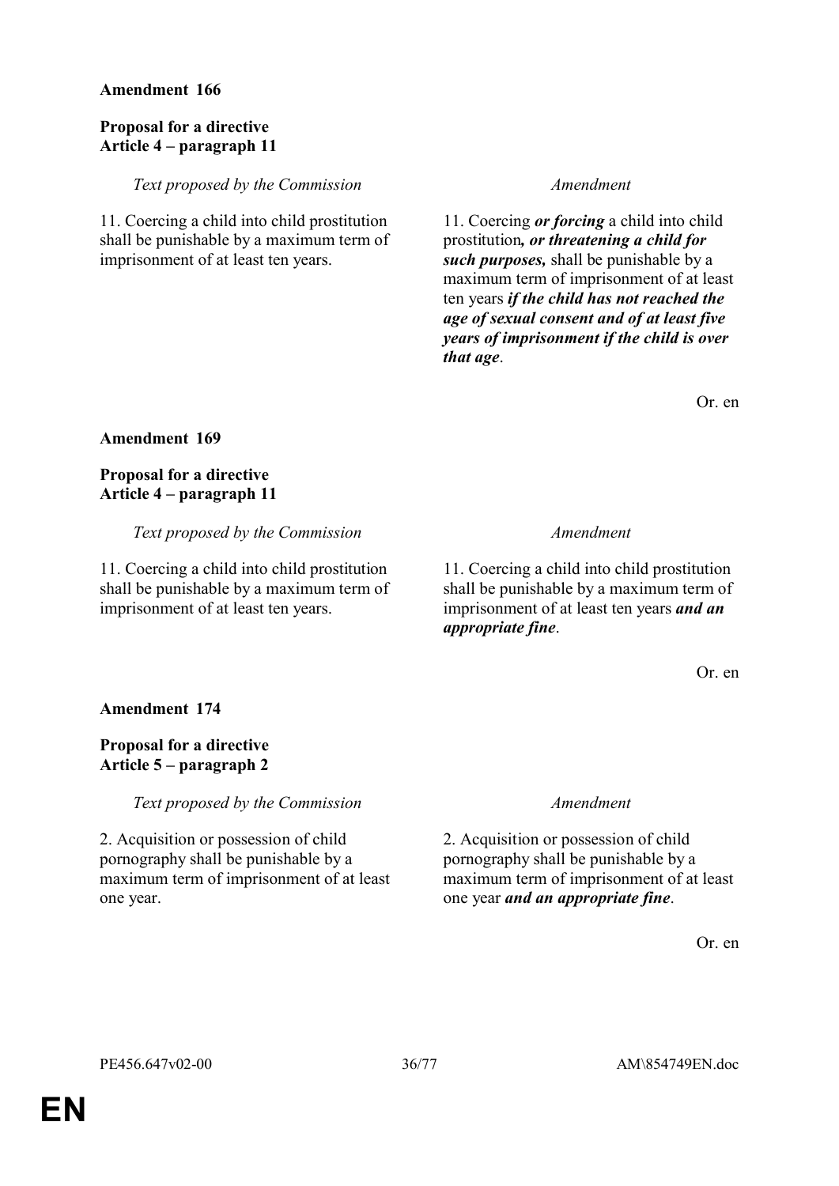**Amendment 166**

**Proposal for a directive**
**Article 4 – paragraph 11**

| *Text proposed by the Commission* | *Amendment* |
| --- | --- |
| 11. Coercing a child into child prostitution shall be punishable by a maximum term of imprisonment of at least ten years. | 11. Coercing ***or forcing*** a child into child prostitution***, or threatening a child for such purposes,*** shall be punishable by a maximum term of imprisonment of at least ten years ***if the child has not reached the age of sexual consent and of at least five years of imprisonment if the child is over that age***. |

Or. en

**Amendment 169**

**Proposal for a directive**
**Article 4 – paragraph 11**

| *Text proposed by the Commission* | *Amendment* |
| --- | --- |
| 11. Coercing a child into child prostitution shall be punishable by a maximum term of imprisonment of at least ten years. | 11. Coercing a child into child prostitution shall be punishable by a maximum term of imprisonment of at least ten years ***and an appropriate fine***. |

Or. en

**Amendment 174**

**Proposal for a directive**
**Article 5 – paragraph 2**

| *Text proposed by the Commission* | *Amendment* |
| --- | --- |
| 2. Acquisition or possession of child pornography shall be punishable by a maximum term of imprisonment of at least one year. | 2. Acquisition or possession of child pornography shall be punishable by a maximum term of imprisonment of at least one year ***and an appropriate fine***. |

Or. en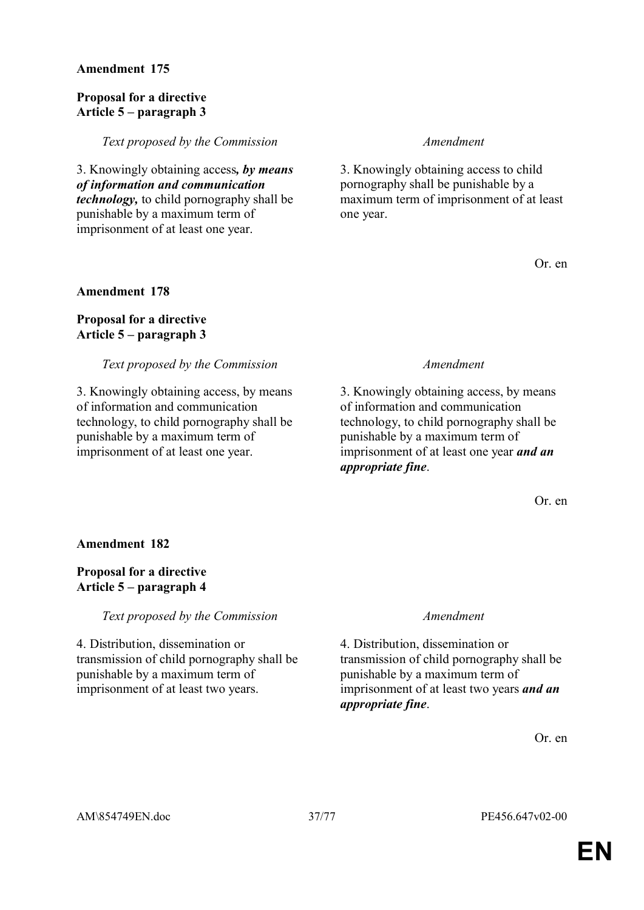**Amendment 175**

**Proposal for a directive**
**Article 5 – paragraph 3**

| *Text proposed by the Commission* | *Amendment* |
|---|---|
| 3. Knowingly obtaining access***, by means of information and communication technology,*** to child pornography shall be punishable by a maximum term of imprisonment of at least one year. | 3. Knowingly obtaining access to child pornography shall be punishable by a maximum term of imprisonment of at least one year. |

Or. en

**Amendment 178**

**Proposal for a directive**
**Article 5 – paragraph 3**

| *Text proposed by the Commission* | *Amendment* |
|---|---|
| 3. Knowingly obtaining access, by means of information and communication technology, to child pornography shall be punishable by a maximum term of imprisonment of at least one year. | 3. Knowingly obtaining access, by means of information and communication technology, to child pornography shall be punishable by a maximum term of imprisonment of at least one year ***and an appropriate fine***. |

Or. en

**Amendment 182**

**Proposal for a directive**
**Article 5 – paragraph 4**

| *Text proposed by the Commission* | *Amendment* |
|---|---|
| 4. Distribution, dissemination or transmission of child pornography shall be punishable by a maximum term of imprisonment of at least two years. | 4. Distribution, dissemination or transmission of child pornography shall be punishable by a maximum term of imprisonment of at least two years ***and an appropriate fine***. |

Or. en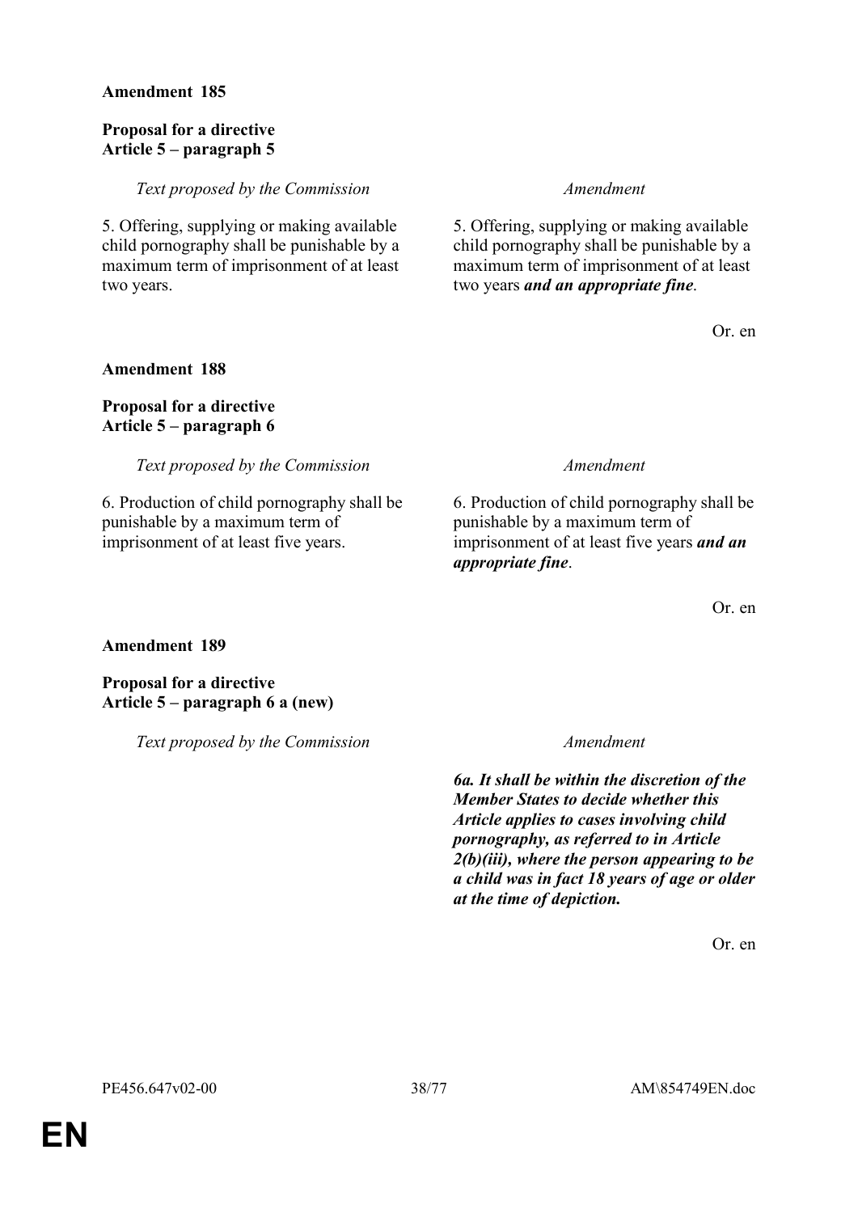**Amendment 185**

**Proposal for a directive**
**Article 5 – paragraph 5**

| *Text proposed by the Commission* | *Amendment* |
| --- | --- |
| 5. Offering, supplying or making available child pornography shall be punishable by a maximum term of imprisonment of at least two years. | 5. Offering, supplying or making available child pornography shall be punishable by a maximum term of imprisonment of at least two years ***and an appropriate fine***. |

Or. en

**Amendment 188**

**Proposal for a directive**
**Article 5 – paragraph 6**

| *Text proposed by the Commission* | *Amendment* |
| --- | --- |
| 6. Production of child pornography shall be punishable by a maximum term of imprisonment of at least five years. | 6. Production of child pornography shall be punishable by a maximum term of imprisonment of at least five years ***and an appropriate fine***. |

Or. en

**Amendment 189**

**Proposal for a directive**
**Article 5 – paragraph 6 a (new)**

| *Text proposed by the Commission* | *Amendment* |
| --- | --- |
| | ***6a. It shall be within the discretion of the Member States to decide whether this Article applies to cases involving child pornography, as referred to in Article 2(b)(iii), where the person appearing to be a child was in fact 18 years of age or older at the time of depiction.*** |

Or. en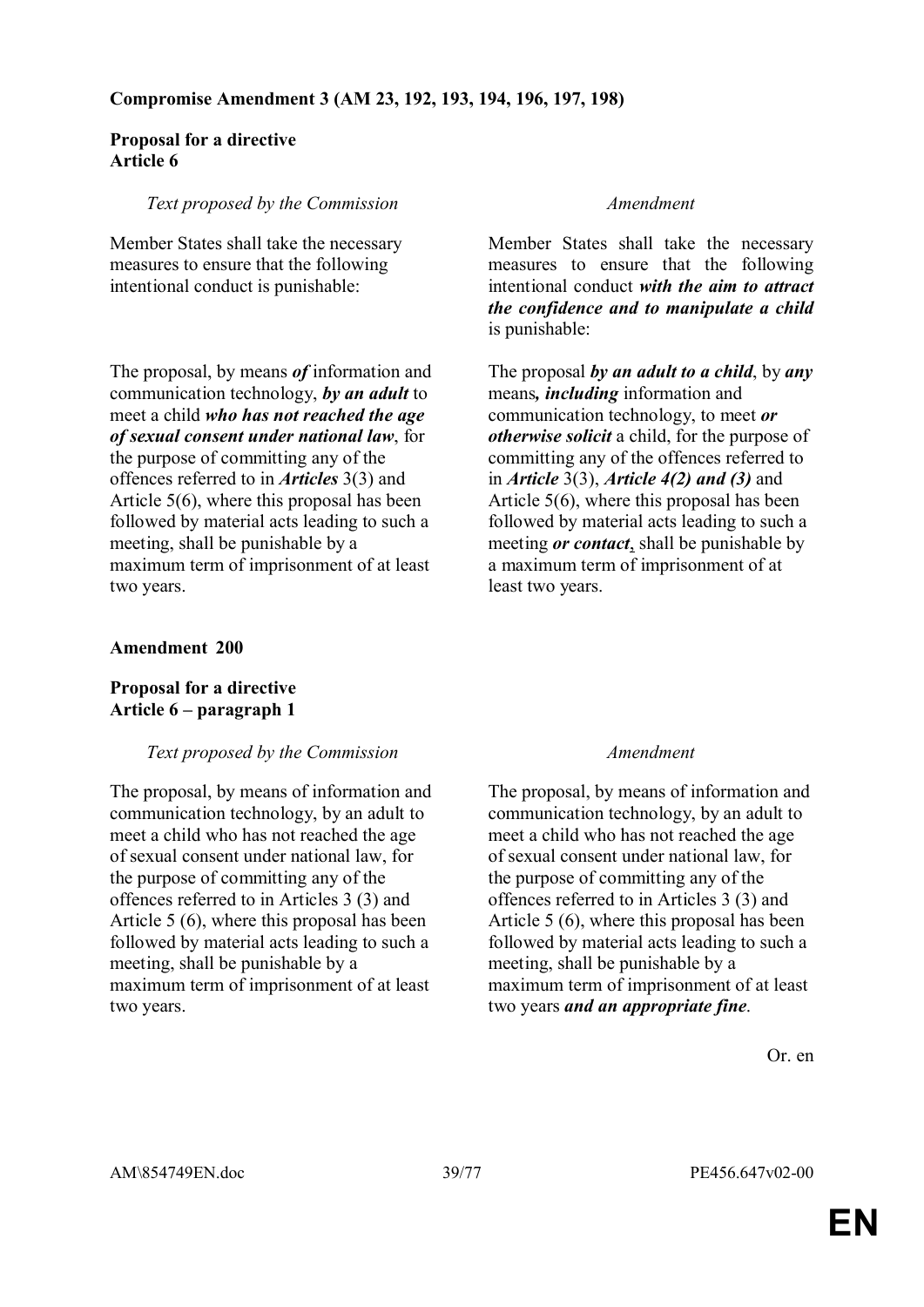**Compromise Amendment 3 (AM 23, 192, 193, 194, 196, 197, 198)**

**Proposal for a directive**
**Article 6**

| *Text proposed by the Commission* | *Amendment* |
|---|---|
| Member States shall take the necessary measures to ensure that the following intentional conduct is punishable: | Member States shall take the necessary measures to ensure that the following intentional conduct ***with the aim to attract the confidence and to manipulate a child*** is punishable: |
| The proposal, by means ***of*** information and communication technology, ***by an adult*** to meet a child ***who has not reached the age of sexual consent under national law***, for the purpose of committing any of the offences referred to in ***Articles*** 3(3) and Article 5(6), where this proposal has been followed by material acts leading to such a meeting, shall be punishable by a maximum term of imprisonment of at least two years. | The proposal ***by an adult to a child***, by ***any*** means***, including*** information and communication technology, to meet ***or otherwise solicit*** a child, for the purpose of committing any of the offences referred to in ***Article*** 3(3), ***Article 4(2) and (3)*** and Article 5(6), where this proposal has been followed by material acts leading to such a meeting ***or contact***, shall be punishable by a maximum term of imprisonment of at least two years. |

**Amendment 200**

**Proposal for a directive**
**Article 6 – paragraph 1**

| *Text proposed by the Commission* | *Amendment* |
|---|---|
| The proposal, by means of information and communication technology, by an adult to meet a child who has not reached the age of sexual consent under national law, for the purpose of committing any of the offences referred to in Articles 3 (3) and Article 5 (6), where this proposal has been followed by material acts leading to such a meeting, shall be punishable by a maximum term of imprisonment of at least two years. | The proposal, by means of information and communication technology, by an adult to meet a child who has not reached the age of sexual consent under national law, for the purpose of committing any of the offences referred to in Articles 3 (3) and Article 5 (6), where this proposal has been followed by material acts leading to such a meeting, shall be punishable by a maximum term of imprisonment of at least two years ***and an appropriate fine***. |

Or. en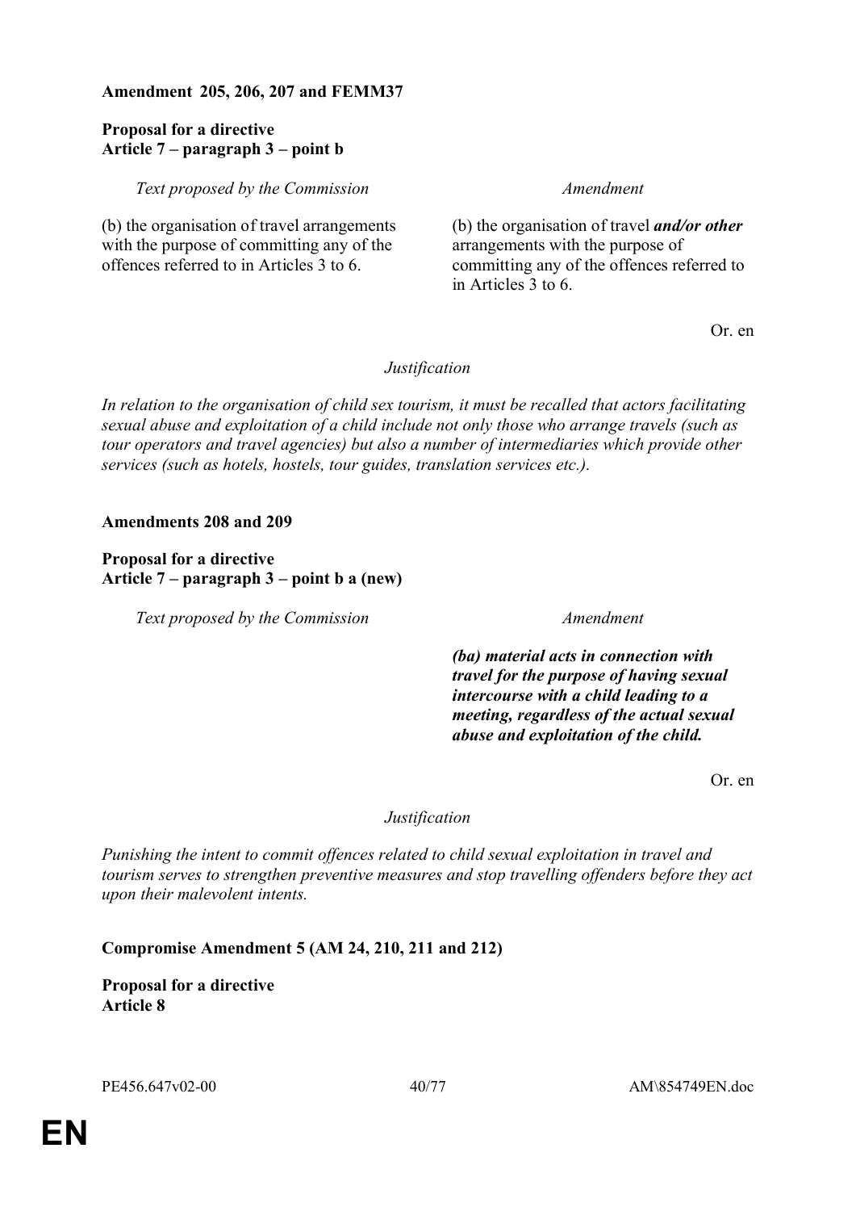**Amendment 205, 206, 207 and FEMM37**

**Proposal for a directive**
**Article 7 – paragraph 3 – point b**

| *Text proposed by the Commission* | *Amendment* |
|---|---|
| (b) the organisation of travel arrangements with the purpose of committing any of the offences referred to in Articles 3 to 6. | (b) the organisation of travel ***and/or other*** arrangements with the purpose of committing any of the offences referred to in Articles 3 to 6. |

Or. en

*Justification*

*In relation to the organisation of child sex tourism, it must be recalled that actors facilitating sexual abuse and exploitation of a child include not only those who arrange travels (such as tour operators and travel agencies) but also a number of intermediaries which provide other services (such as hotels, hostels, tour guides, translation services etc.).*

**Amendments 208 and 209**

**Proposal for a directive**
**Article 7 – paragraph 3 – point b a (new)**

| *Text proposed by the Commission* | *Amendment* |
|---|---|
| | ***(ba) material acts in connection with travel for the purpose of having sexual intercourse with a child leading to a meeting, regardless of the actual sexual abuse and exploitation of the child.*** |

Or. en

*Justification*

*Punishing the intent to commit offences related to child sexual exploitation in travel and tourism serves to strengthen preventive measures and stop travelling offenders before they act upon their malevolent intents.*

**Compromise Amendment 5 (AM 24, 210, 211 and 212)**

**Proposal for a directive**
**Article 8**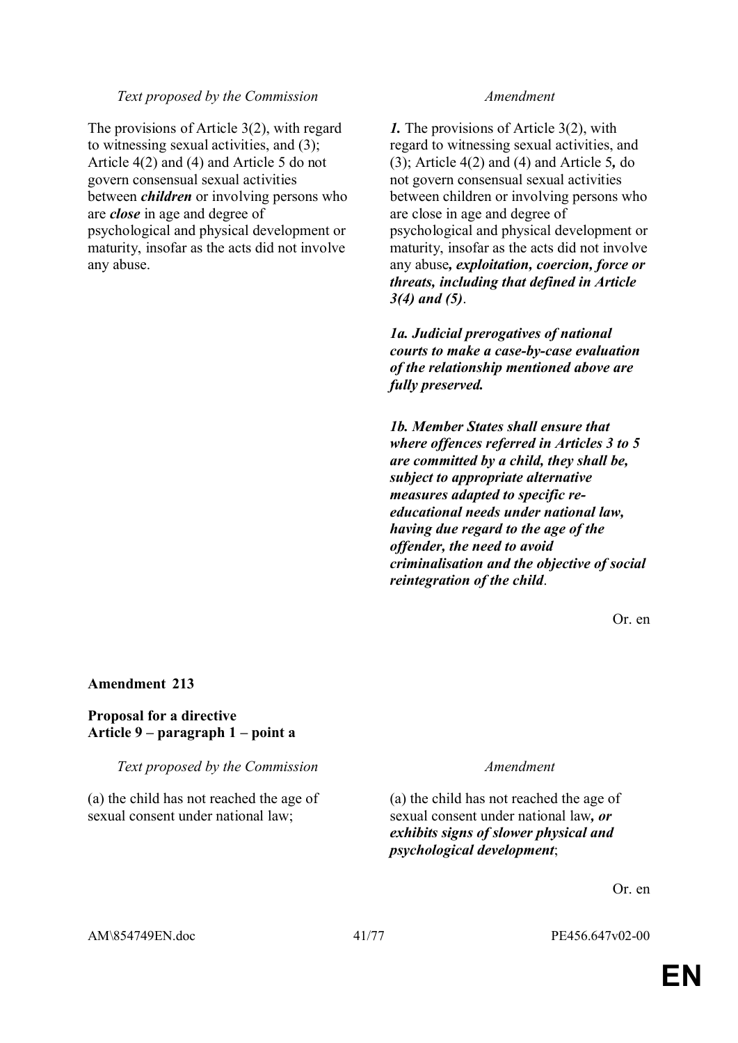| *Text proposed by the Commission* | *Amendment* |
|---|---|
| The provisions of Article 3(2), with regard to witnessing sexual activities, and (3); Article 4(2) and (4) and Article 5 do not govern consensual sexual activities between ***children*** or involving persons who are ***close*** in age and degree of psychological and physical development or maturity, insofar as the acts did not involve any abuse. | ***1.*** The provisions of Article 3(2), with regard to witnessing sexual activities, and (3); Article 4(2) and (4) and Article 5***,*** do not govern consensual sexual activities between children or involving persons who are close in age and degree of psychological and physical development or maturity, insofar as the acts did not involve any abuse***, exploitation, coercion, force or threats, including that defined in Article 3(4) and (5)***. |
| | ***1a. Judicial prerogatives of national courts to make a case-by-case evaluation of the relationship mentioned above are fully preserved.*** |
| | ***1b. Member States shall ensure that where offences referred in Articles 3 to 5 are committed by a child, they shall be, subject to appropriate alternative measures adapted to specific re-educational needs under national law, having due regard to the age of the offender, the need to avoid criminalisation and the objective of social reintegration of the child***. |

Or. en

**Amendment 213**

**Proposal for a directive**
**Article 9 – paragraph 1 – point a**

| *Text proposed by the Commission* | *Amendment* |
|---|---|
| (a) the child has not reached the age of sexual consent under national law; | (a) the child has not reached the age of sexual consent under national law***, or exhibits signs of slower physical and psychological development***; |

Or. en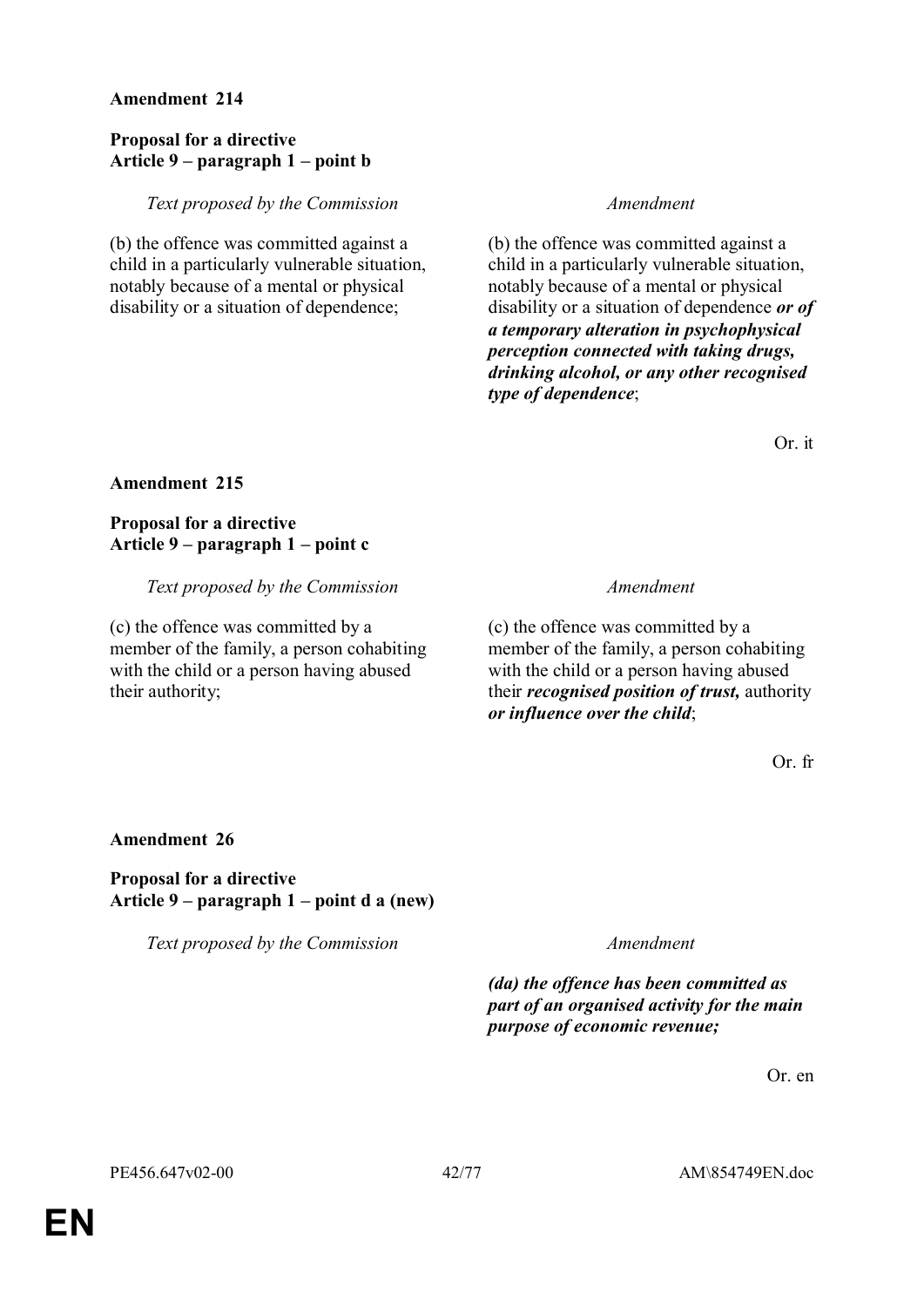**Amendment 214**

**Proposal for a directive**
**Article 9 – paragraph 1 – point b**

| *Text proposed by the Commission* | *Amendment* |
|---|---|
| (b) the offence was committed against a child in a particularly vulnerable situation, notably because of a mental or physical disability or a situation of dependence; | (b) the offence was committed against a child in a particularly vulnerable situation, notably because of a mental or physical disability or a situation of dependence ***or of a temporary alteration in psychophysical perception connected with taking drugs, drinking alcohol, or any other recognised type of dependence***; |

Or. it

**Amendment 215**

**Proposal for a directive**
**Article 9 – paragraph 1 – point c**

| *Text proposed by the Commission* | *Amendment* |
|---|---|
| (c) the offence was committed by a member of the family, a person cohabiting with the child or a person having abused their authority; | (c) the offence was committed by a member of the family, a person cohabiting with the child or a person having abused their ***recognised position of trust,*** authority ***or influence over the child***; |

Or. fr

**Amendment 26**

**Proposal for a directive**
**Article 9 – paragraph 1 – point d a (new)**

| *Text proposed by the Commission* | *Amendment* |
|---|---|
| | ***(da) the offence has been committed as part of an organised activity for the main purpose of economic revenue;*** |

Or. en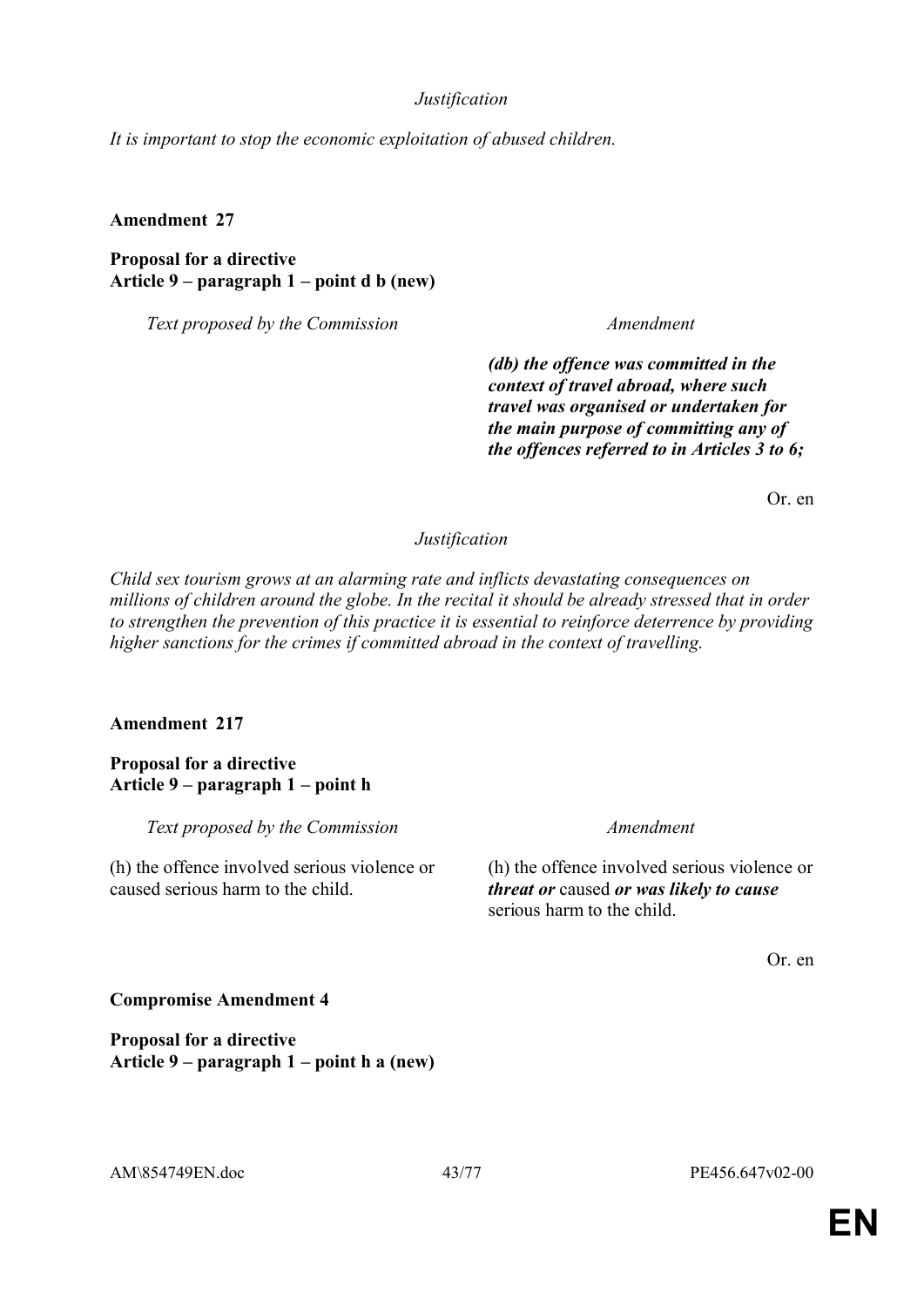*Justification*

*It is important to stop the economic exploitation of abused children.*

**Amendment 27**

**Proposal for a directive**
**Article 9 – paragraph 1 – point d b (new)**

| *Text proposed by the Commission* | *Amendment* |
| --- | --- |
| | ***(db) the offence was committed in the context of travel abroad, where such travel was organised or undertaken for the main purpose of committing any of the offences referred to in Articles 3 to 6;*** |

Or. en

*Justification*

*Child sex tourism grows at an alarming rate and inflicts devastating consequences on millions of children around the globe. In the recital it should be already stressed that in order to strengthen the prevention of this practice it is essential to reinforce deterrence by providing higher sanctions for the crimes if committed abroad in the context of travelling.*

**Amendment 217**

**Proposal for a directive**
**Article 9 – paragraph 1 – point h**

| *Text proposed by the Commission* | *Amendment* |
| --- | --- |
| (h) the offence involved serious violence or caused serious harm to the child. | (h) the offence involved serious violence or ***threat or*** caused ***or was likely to cause*** serious harm to the child. |

Or. en

**Compromise Amendment 4**

**Proposal for a directive**
**Article 9 – paragraph 1 – point h a (new)**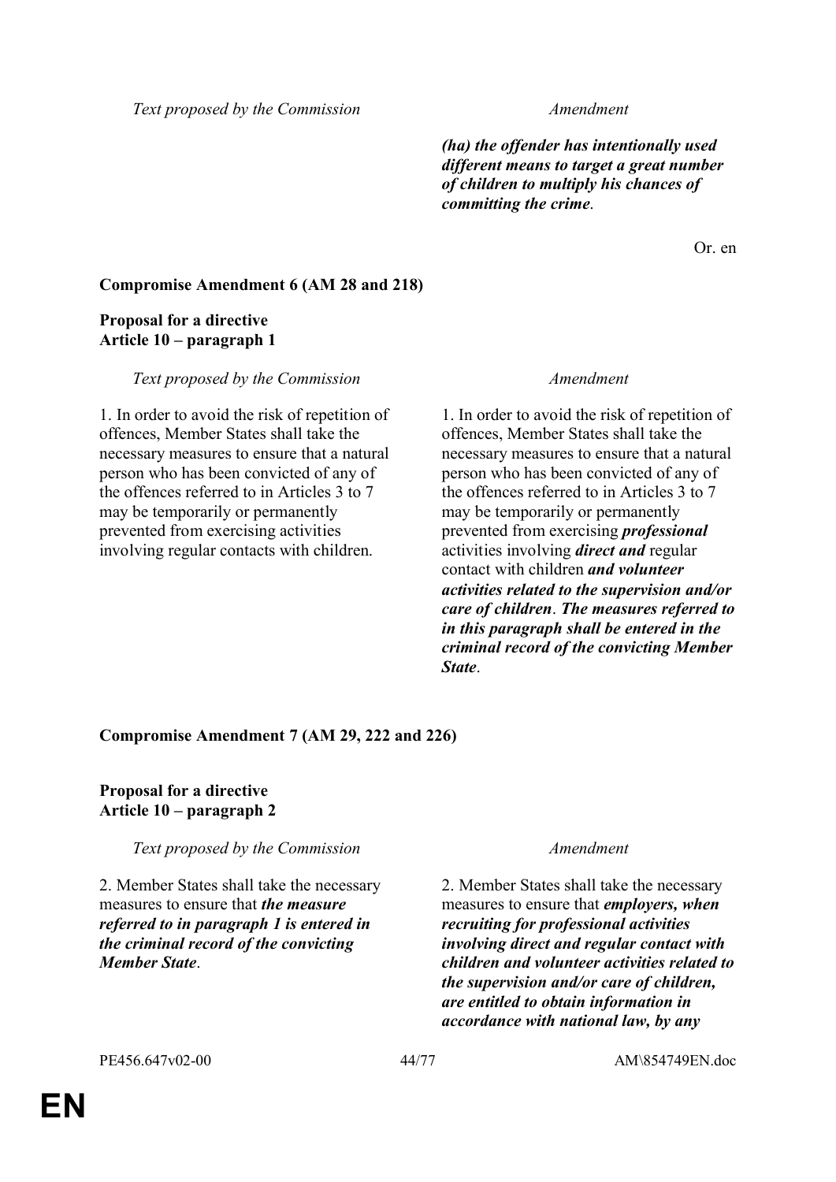| Text proposed by the Commission | Amendment |
|---|---|
| | ***(ha) the offender has intentionally used different means to target a great number of children to multiply his chances of committing the crime*.** |

Or. en

**Compromise Amendment 6 (AM 28 and 218)**

**Proposal for a directive**
**Article 10 – paragraph 1**

| Text proposed by the Commission | Amendment |
|---|---|
| 1. In order to avoid the risk of repetition of offences, Member States shall take the necessary measures to ensure that a natural person who has been convicted of any of the offences referred to in Articles 3 to 7 may be temporarily or permanently prevented from exercising activities involving regular contacts with children. | 1. In order to avoid the risk of repetition of offences, Member States shall take the necessary measures to ensure that a natural person who has been convicted of any of the offences referred to in Articles 3 to 7 may be temporarily or permanently prevented from exercising ***professional*** activities involving ***direct and*** regular contact with children ***and volunteer activities related to the supervision and/or care of children***. ***The measures referred to in this paragraph shall be entered in the criminal record of the convicting Member State***. |

**Compromise Amendment 7 (AM 29, 222 and 226)**

**Proposal for a directive**
**Article 10 – paragraph 2**

| Text proposed by the Commission | Amendment |
|---|---|
| 2. Member States shall take the necessary measures to ensure that ***the measure referred to in paragraph 1 is entered in the criminal record of the convicting Member State***. | 2. Member States shall take the necessary measures to ensure that ***employers, when recruiting for professional activities involving direct and regular contact with children and volunteer activities related to the supervision and/or care of children, are entitled to obtain information in accordance with national law, by any*** |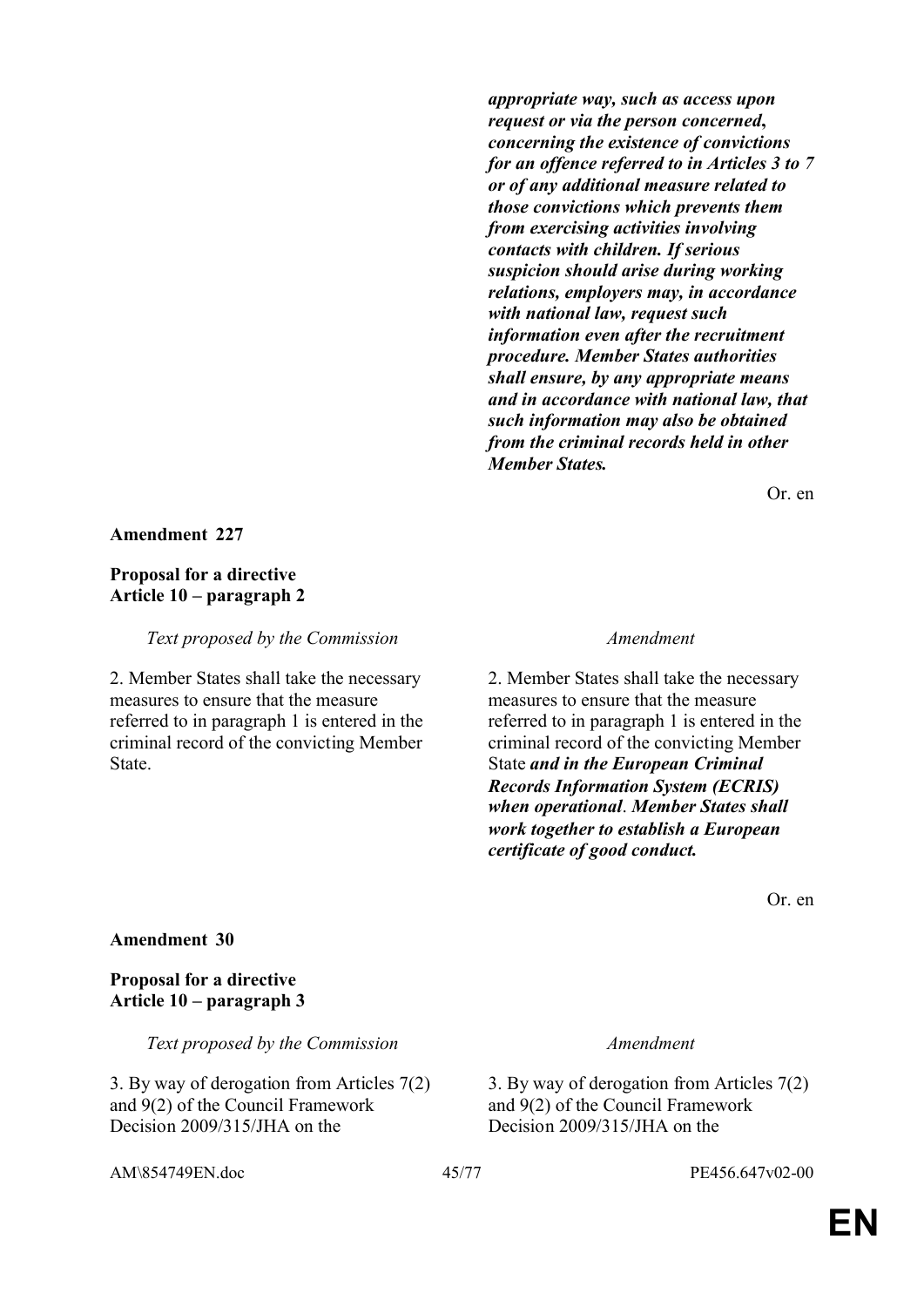| | |
|---|---|
| | ***appropriate way, such as access upon request or via the person concerned, concerning the existence of convictions for an offence referred to in Articles 3 to 7 or of any additional measure related to those convictions which prevents them from exercising activities involving contacts with children. If serious suspicion should arise during working relations, employers may, in accordance with national law, request such information even after the recruitment procedure. Member States authorities shall ensure, by any appropriate means and in accordance with national law, that such information may also be obtained from the criminal records held in other Member States.*** |

Or. en

**Amendment 227**

**Proposal for a directive**
**Article 10 – paragraph 2**

| *Text proposed by the Commission* | *Amendment* |
|---|---|
| 2. Member States shall take the necessary measures to ensure that the measure referred to in paragraph 1 is entered in the criminal record of the convicting Member State. | 2. Member States shall take the necessary measures to ensure that the measure referred to in paragraph 1 is entered in the criminal record of the convicting Member State ***and in the European Criminal Records Information System (ECRIS) when operational***. ***Member States shall work together to establish a European certificate of good conduct.*** |

Or. en

**Amendment 30**

**Proposal for a directive**
**Article 10 – paragraph 3**

| *Text proposed by the Commission* | *Amendment* |
|---|---|
| 3. By way of derogation from Articles 7(2) and 9(2) of the Council Framework Decision 2009/315/JHA on the | 3. By way of derogation from Articles 7(2) and 9(2) of the Council Framework Decision 2009/315/JHA on the |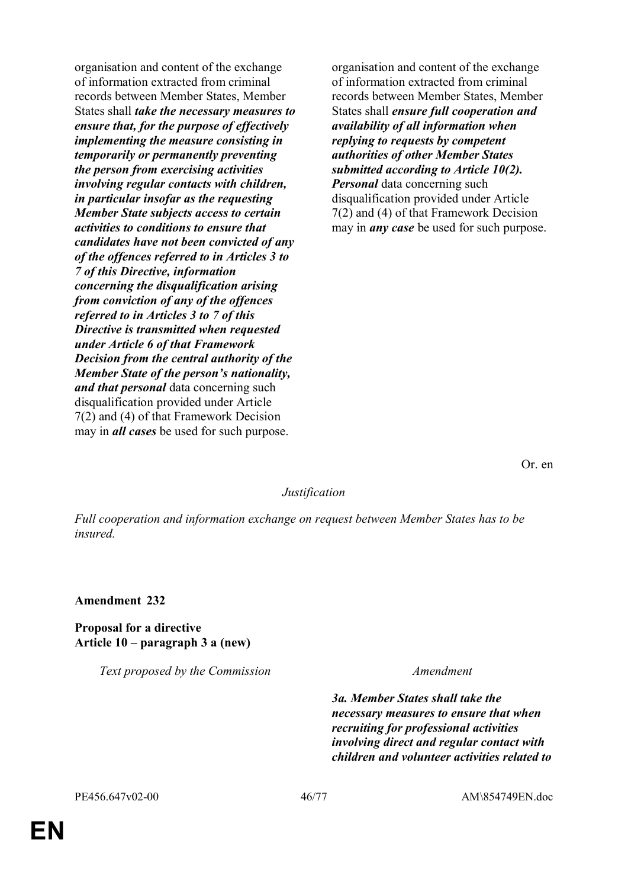| Text proposed by the Commission | Amendment |
| --- | --- |
| organisation and content of the exchange of information extracted from criminal records between Member States, Member States shall ***take the necessary measures to ensure that, for the purpose of effectively implementing the measure consisting in temporarily or permanently preventing the person from exercising activities involving regular contacts with children, in particular insofar as the requesting Member State subjects access to certain activities to conditions to ensure that candidates have not been convicted of any of the offences referred to in Articles 3 to 7 of this Directive, information concerning the disqualification arising from conviction of any of the offences referred to in Articles 3 to 7 of this Directive is transmitted when requested under Article 6 of that Framework Decision from the central authority of the Member State of the person's nationality, and that personal*** data concerning such disqualification provided under Article 7(2) and (4) of that Framework Decision may in ***all cases*** be used for such purpose. | organisation and content of the exchange of information extracted from criminal records between Member States, Member States shall ***ensure full cooperation and availability of all information when replying to requests by competent authorities of other Member States submitted according to Article 10(2). Personal*** data concerning such disqualification provided under Article 7(2) and (4) of that Framework Decision may in ***any case*** be used for such purpose. |

Or. en

*Justification*

*Full cooperation and information exchange on request between Member States has to be insured.*

**Amendment 232**

**Proposal for a directive**
**Article 10 – paragraph 3 a (new)**

| Text proposed by the Commission | Amendment |
| --- | --- |
| | ***3a. Member States shall take the necessary measures to ensure that when recruiting for professional activities involving direct and regular contact with children and volunteer activities related to*** |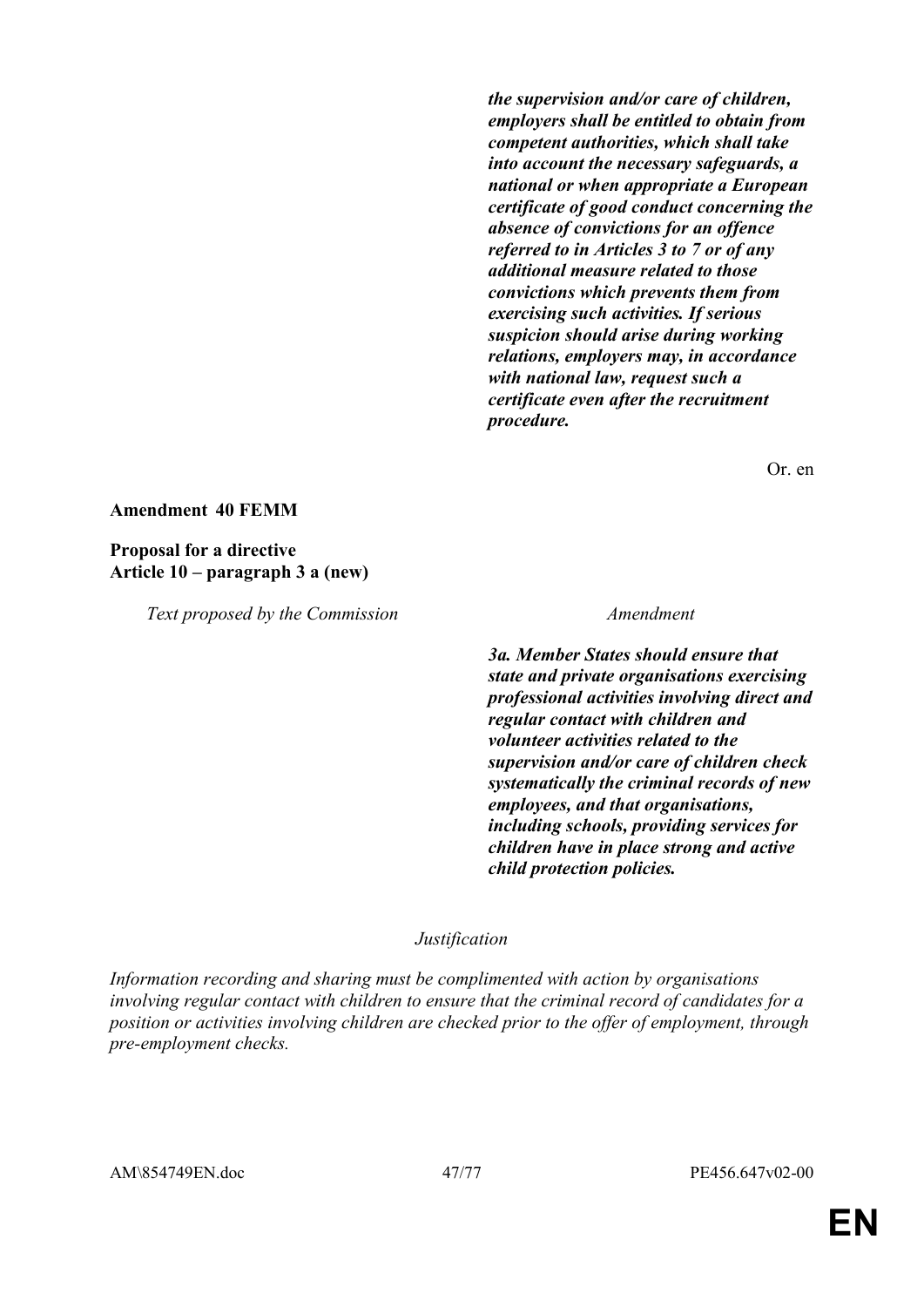| | |
|---|---|
| | ***the supervision and/or care of children, employers shall be entitled to obtain from competent authorities, which shall take into account the necessary safeguards, a national or when appropriate a European certificate of good conduct concerning the absence of convictions for an offence referred to in Articles 3 to 7 or of any additional measure related to those convictions which prevents them from exercising such activities. If serious suspicion should arise during working relations, employers may, in accordance with national law, request such a certificate even after the recruitment procedure.*** |

Or. en

**Amendment 40 FEMM**

**Proposal for a directive**
**Article 10 – paragraph 3 a (new)**

| *Text proposed by the Commission* | *Amendment* |
|---|---|
| | ***3a. Member States should ensure that state and private organisations exercising professional activities involving direct and regular contact with children and volunteer activities related to the supervision and/or care of children check systematically the criminal records of new employees, and that organisations, including schools, providing services for children have in place strong and active child protection policies.*** |

*Justification*

*Information recording and sharing must be complimented with action by organisations involving regular contact with children to ensure that the criminal record of candidates for a position or activities involving children are checked prior to the offer of employment, through pre-employment checks.*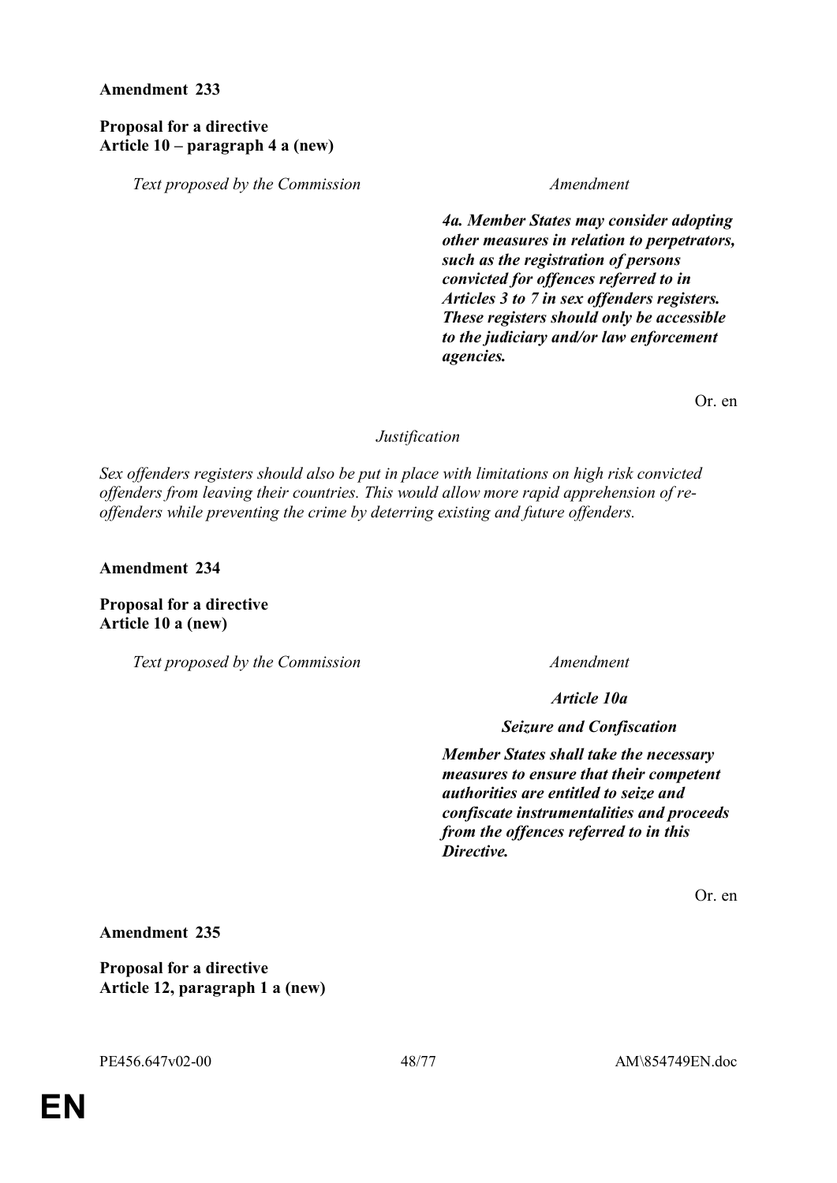**Amendment 233**

**Proposal for a directive**
**Article 10 – paragraph 4 a (new)**

| *Text proposed by the Commission* | *Amendment* |
| --- | --- |
| | ***4a. Member States may consider adopting other measures in relation to perpetrators, such as the registration of persons convicted for offences referred to in Articles 3 to 7 in sex offenders registers. These registers should only be accessible to the judiciary and/or law enforcement agencies.*** |

Or. en

*Justification*

*Sex offenders registers should also be put in place with limitations on high risk convicted offenders from leaving their countries. This would allow more rapid apprehension of re-offenders while preventing the crime by deterring existing and future offenders.*

**Amendment 234**

**Proposal for a directive**
**Article 10 a (new)**

| *Text proposed by the Commission* | *Amendment* |
| --- | --- |
| | ***Article 10a*** |
| | ***Seizure and Confiscation*** |
| | ***Member States shall take the necessary measures to ensure that their competent authorities are entitled to seize and confiscate instrumentalities and proceeds from the offences referred to in this Directive.*** |

Or. en

**Amendment 235**

**Proposal for a directive**
**Article 12, paragraph 1 a (new)**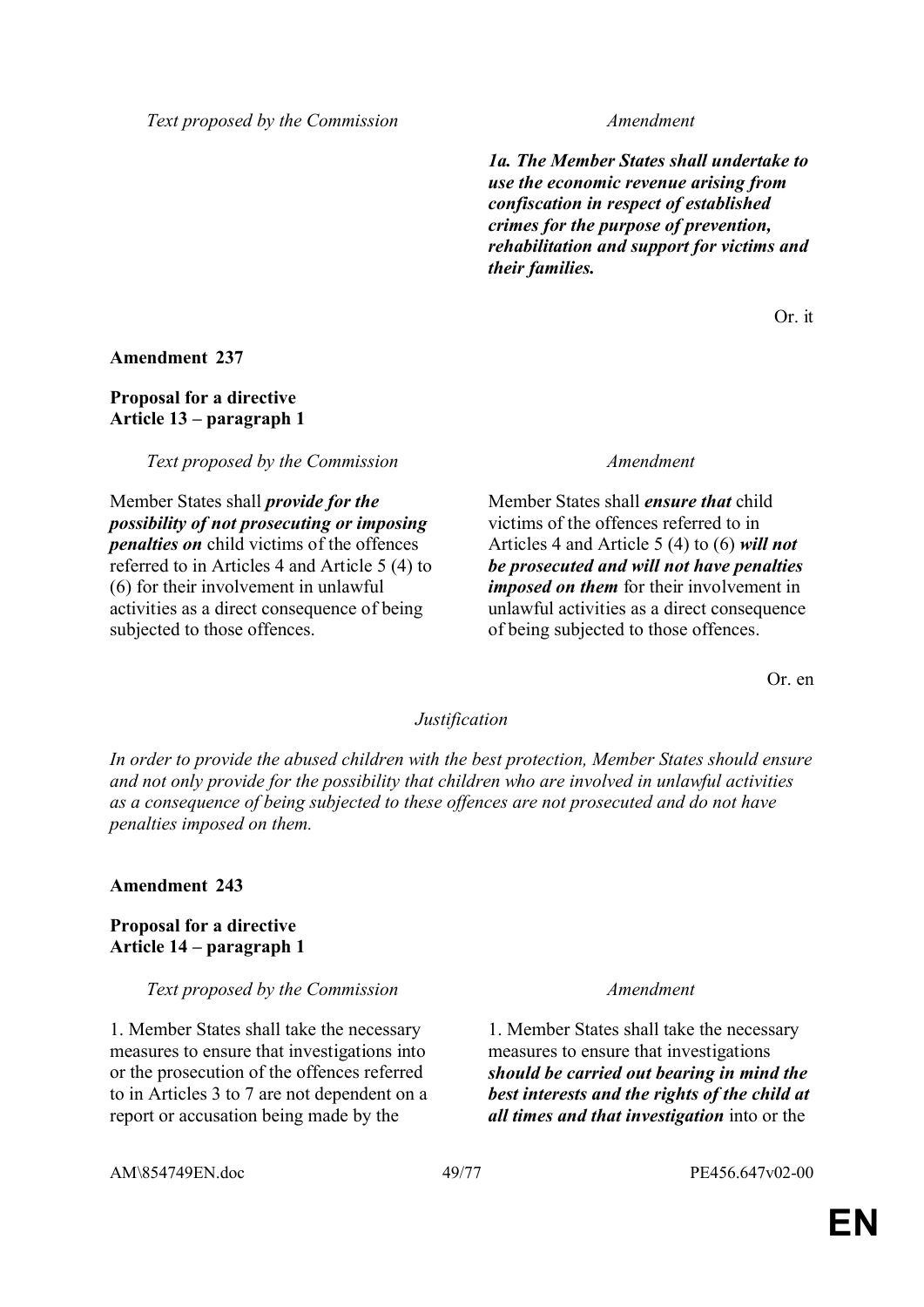| Text proposed by the Commission | Amendment |
| --- | --- |
| | ***1a. The Member States shall undertake to use the economic revenue arising from confiscation in respect of established crimes for the purpose of prevention, rehabilitation and support for victims and their families.*** |

Or. it

**Amendment 237**

**Proposal for a directive**
**Article 13 – paragraph 1**

| Text proposed by the Commission | Amendment |
| --- | --- |
| Member States shall ***provide for the possibility of not prosecuting or imposing penalties on*** child victims of the offences referred to in Articles 4 and Article 5 (4) to (6) for their involvement in unlawful activities as a direct consequence of being subjected to those offences. | Member States shall ***ensure that*** child victims of the offences referred to in Articles 4 and Article 5 (4) to (6) ***will not be prosecuted and will not have penalties imposed on them*** for their involvement in unlawful activities as a direct consequence of being subjected to those offences. |

Or. en

*Justification*

*In order to provide the abused children with the best protection, Member States should ensure and not only provide for the possibility that children who are involved in unlawful activities as a consequence of being subjected to these offences are not prosecuted and do not have penalties imposed on them.*

**Amendment 243**

**Proposal for a directive**
**Article 14 – paragraph 1**

| Text proposed by the Commission | Amendment |
| --- | --- |
| 1. Member States shall take the necessary measures to ensure that investigations into or the prosecution of the offences referred to in Articles 3 to 7 are not dependent on a report or accusation being made by the | 1. Member States shall take the necessary measures to ensure that investigations ***should be carried out bearing in mind the best interests and the rights of the child at all times and that investigation*** into or the |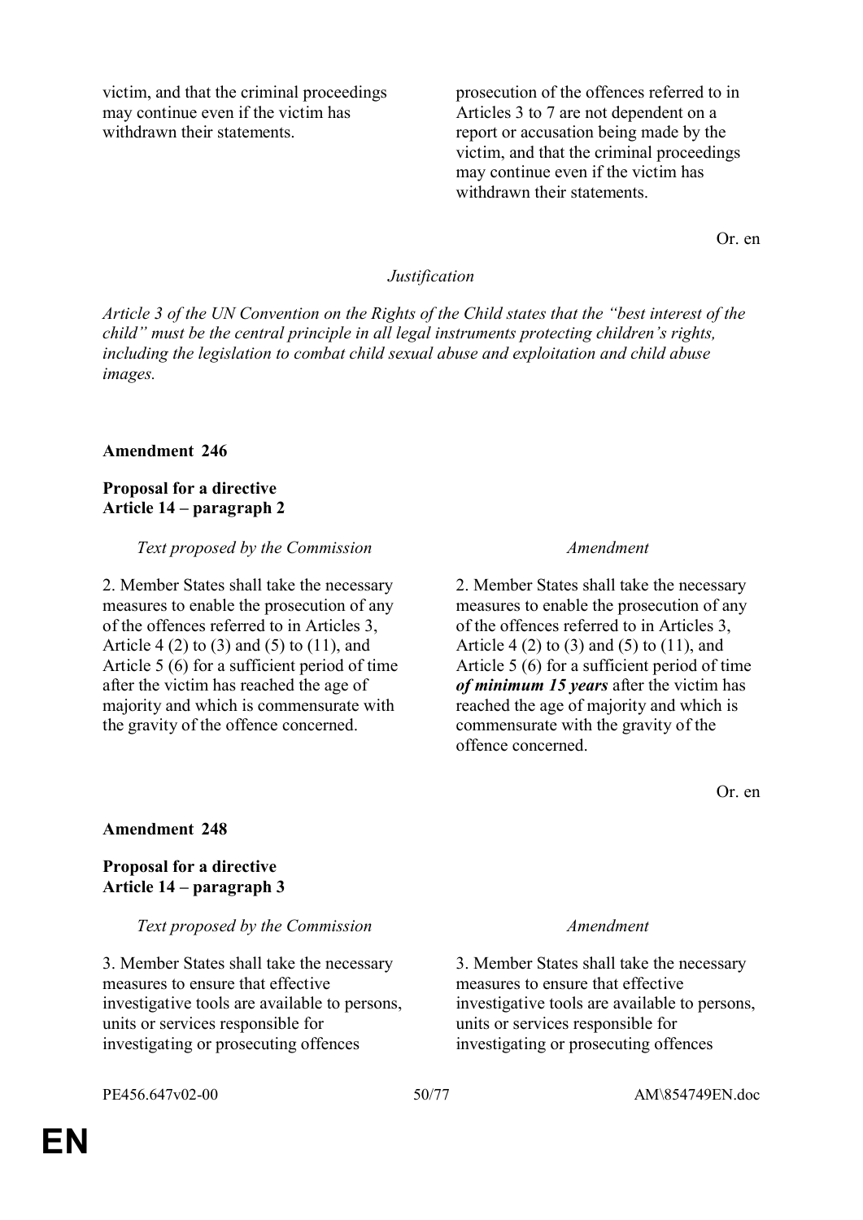| | |
|---|---|
| victim, and that the criminal proceedings may continue even if the victim has withdrawn their statements. | prosecution of the offences referred to in Articles 3 to 7 are not dependent on a report or accusation being made by the victim, and that the criminal proceedings may continue even if the victim has withdrawn their statements. |

Or. en

*Justification*

*Article 3 of the UN Convention on the Rights of the Child states that the "best interest of the child" must be the central principle in all legal instruments protecting children's rights, including the legislation to combat child sexual abuse and exploitation and child abuse images.*

**Amendment 246**

**Proposal for a directive**
**Article 14 – paragraph 2**

| *Text proposed by the Commission* | *Amendment* |
|---|---|
| 2. Member States shall take the necessary measures to enable the prosecution of any of the offences referred to in Articles 3, Article 4 (2) to (3) and (5) to (11), and Article 5 (6) for a sufficient period of time after the victim has reached the age of majority and which is commensurate with the gravity of the offence concerned. | 2. Member States shall take the necessary measures to enable the prosecution of any of the offences referred to in Articles 3, Article 4 (2) to (3) and (5) to (11), and Article 5 (6) for a sufficient period of time ***of minimum 15 years*** after the victim has reached the age of majority and which is commensurate with the gravity of the offence concerned. |

Or. en

**Amendment 248**

**Proposal for a directive**
**Article 14 – paragraph 3**

| *Text proposed by the Commission* | *Amendment* |
|---|---|
| 3. Member States shall take the necessary measures to ensure that effective investigative tools are available to persons, units or services responsible for investigating or prosecuting offences | 3. Member States shall take the necessary measures to ensure that effective investigative tools are available to persons, units or services responsible for investigating or prosecuting offences |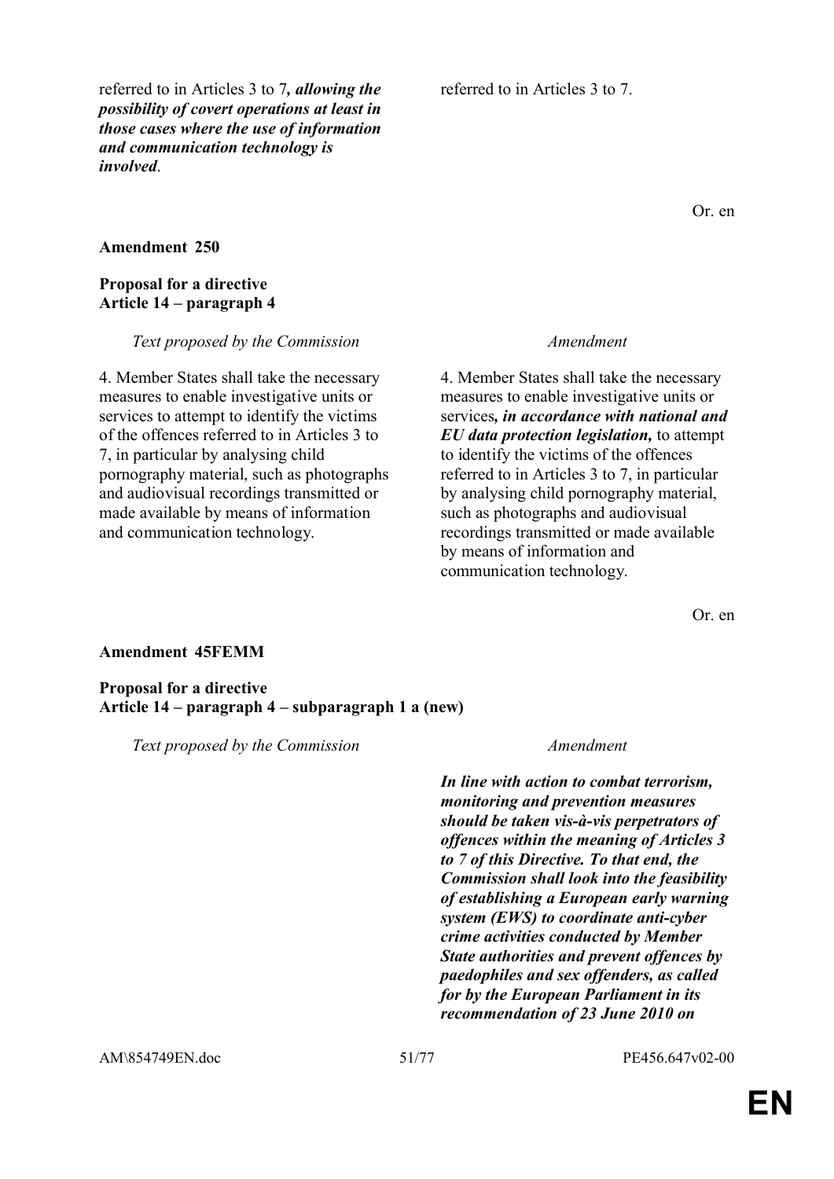| | |
|---|---|
| referred to in Articles 3 to 7***, allowing the possibility of covert operations at least in those cases where the use of information and communication technology is involved***. | referred to in Articles 3 to 7. |

Or. en

**Amendment 250**

**Proposal for a directive**
**Article 14 – paragraph 4**

| *Text proposed by the Commission* | *Amendment* |
|---|---|
| 4. Member States shall take the necessary measures to enable investigative units or services to attempt to identify the victims of the offences referred to in Articles 3 to 7, in particular by analysing child pornography material, such as photographs and audiovisual recordings transmitted or made available by means of information and communication technology. | 4. Member States shall take the necessary measures to enable investigative units or services***, in accordance with national and EU data protection legislation,*** to attempt to identify the victims of the offences referred to in Articles 3 to 7, in particular by analysing child pornography material, such as photographs and audiovisual recordings transmitted or made available by means of information and communication technology. |

Or. en

**Amendment 45FEMM**

**Proposal for a directive**
**Article 14 – paragraph 4 – subparagraph 1 a (new)**

| *Text proposed by the Commission* | *Amendment* |
|---|---|
| | ***In line with action to combat terrorism, monitoring and prevention measures should be taken vis-à-vis perpetrators of offences within the meaning of Articles 3 to 7 of this Directive. To that end, the Commission shall look into the feasibility of establishing a European early warning system (EWS) to coordinate anti-cyber crime activities conducted by Member State authorities and prevent offences by paedophiles and sex offenders, as called for by the European Parliament in its recommendation of 23 June 2010 on*** |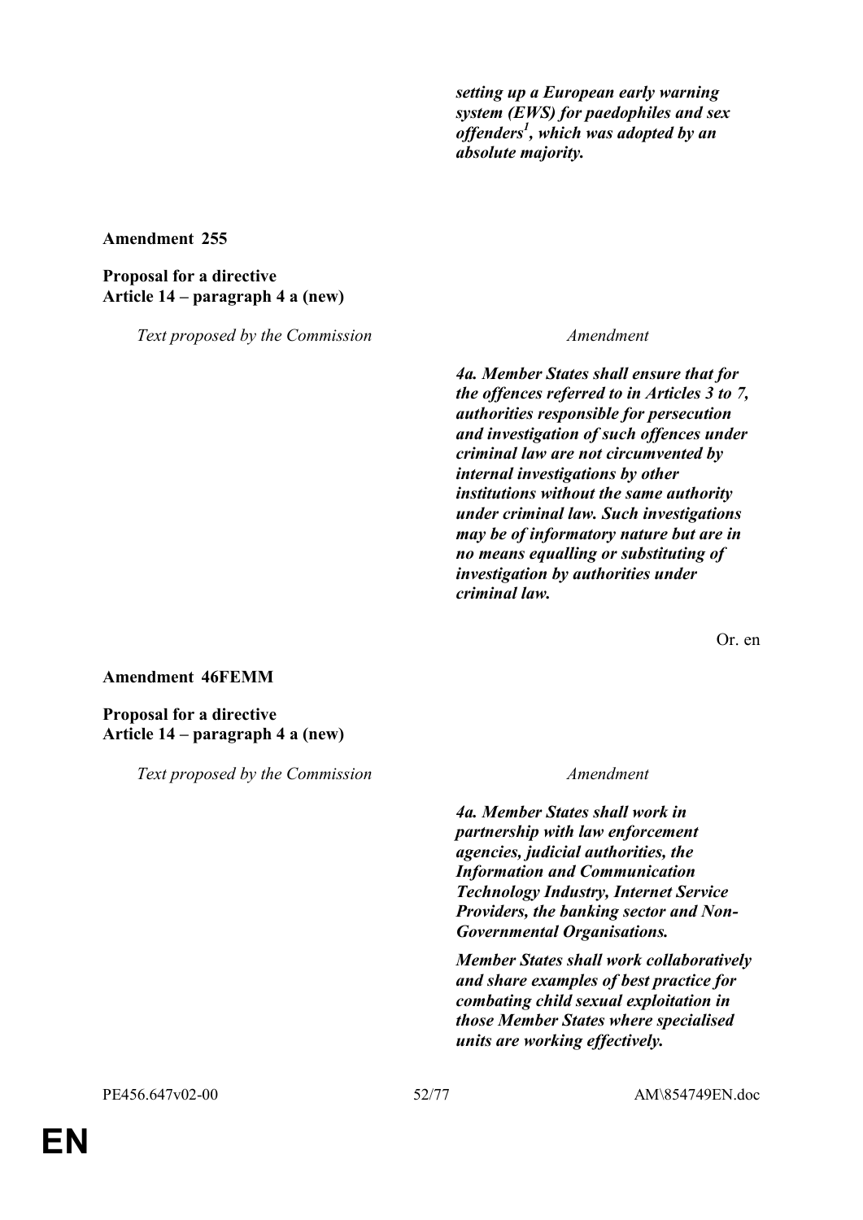*setting up a European early warning system (EWS) for paedophiles and sex offenders*[1]*, which was adopted by an absolute majority.*

**Amendment 255**

**Proposal for a directive**
**Article 14 – paragraph 4 a (new)**

| *Text proposed by the Commission* | *Amendment* |
|---|---|
| | ***4a. Member States shall ensure that for the offences referred to in Articles 3 to 7, authorities responsible for persecution and investigation of such offences under criminal law are not circumvented by internal investigations by other institutions without the same authority under criminal law. Such investigations may be of informatory nature but are in no means equalling or substituting of investigation by authorities under criminal law.*** |

Or. en

**Amendment 46FEMM**

**Proposal for a directive**
**Article 14 – paragraph 4 a (new)**

| *Text proposed by the Commission* | *Amendment* |
|---|---|
| | ***4a. Member States shall work in partnership with law enforcement agencies, judicial authorities, the Information and Communication Technology Industry, Internet Service Providers, the banking sector and Non-Governmental Organisations.*** <br><br> ***Member States shall work collaboratively and share examples of best practice for combating child sexual exploitation in those Member States where specialised units are working effectively.*** |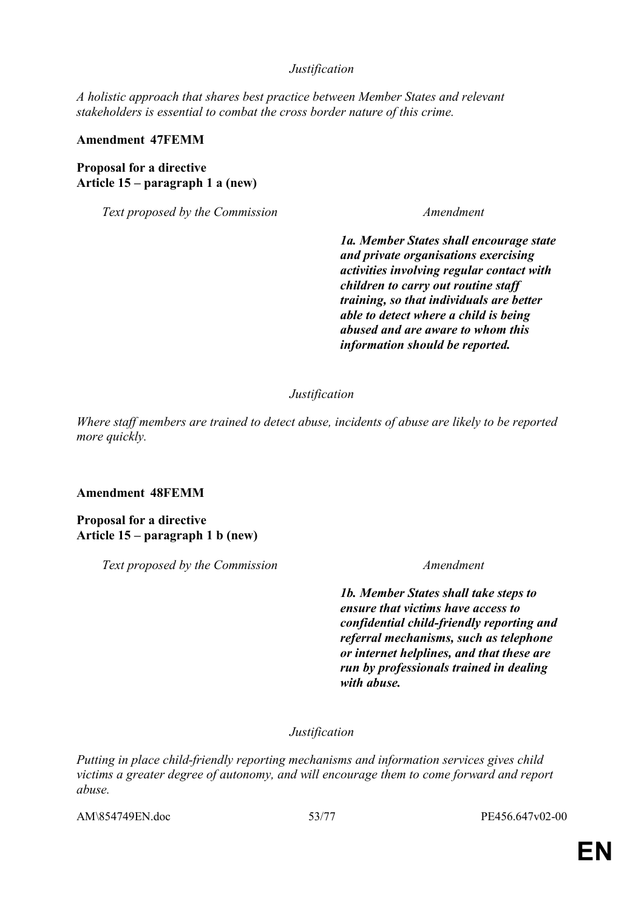*Justification*

*A holistic approach that shares best practice between Member States and relevant stakeholders is essential to combat the cross border nature of this crime.*

**Amendment 47FEMM**

**Proposal for a directive**
**Article 15 – paragraph 1 a (new)**

| *Text proposed by the Commission* | *Amendment* |
| --- | --- |
| | ***1a. Member States shall encourage state and private organisations exercising activities involving regular contact with children to carry out routine staff training, so that individuals are better able to detect where a child is being abused and are aware to whom this information should be reported.*** |

*Justification*

*Where staff members are trained to detect abuse, incidents of abuse are likely to be reported more quickly.*

**Amendment 48FEMM**

**Proposal for a directive**
**Article 15 – paragraph 1 b (new)**

| *Text proposed by the Commission* | *Amendment* |
| --- | --- |
| | ***1b. Member States shall take steps to ensure that victims have access to confidential child-friendly reporting and referral mechanisms, such as telephone or internet helplines, and that these are run by professionals trained in dealing with abuse.*** |

*Justification*

*Putting in place child-friendly reporting mechanisms and information services gives child victims a greater degree of autonomy, and will encourage them to come forward and report abuse.*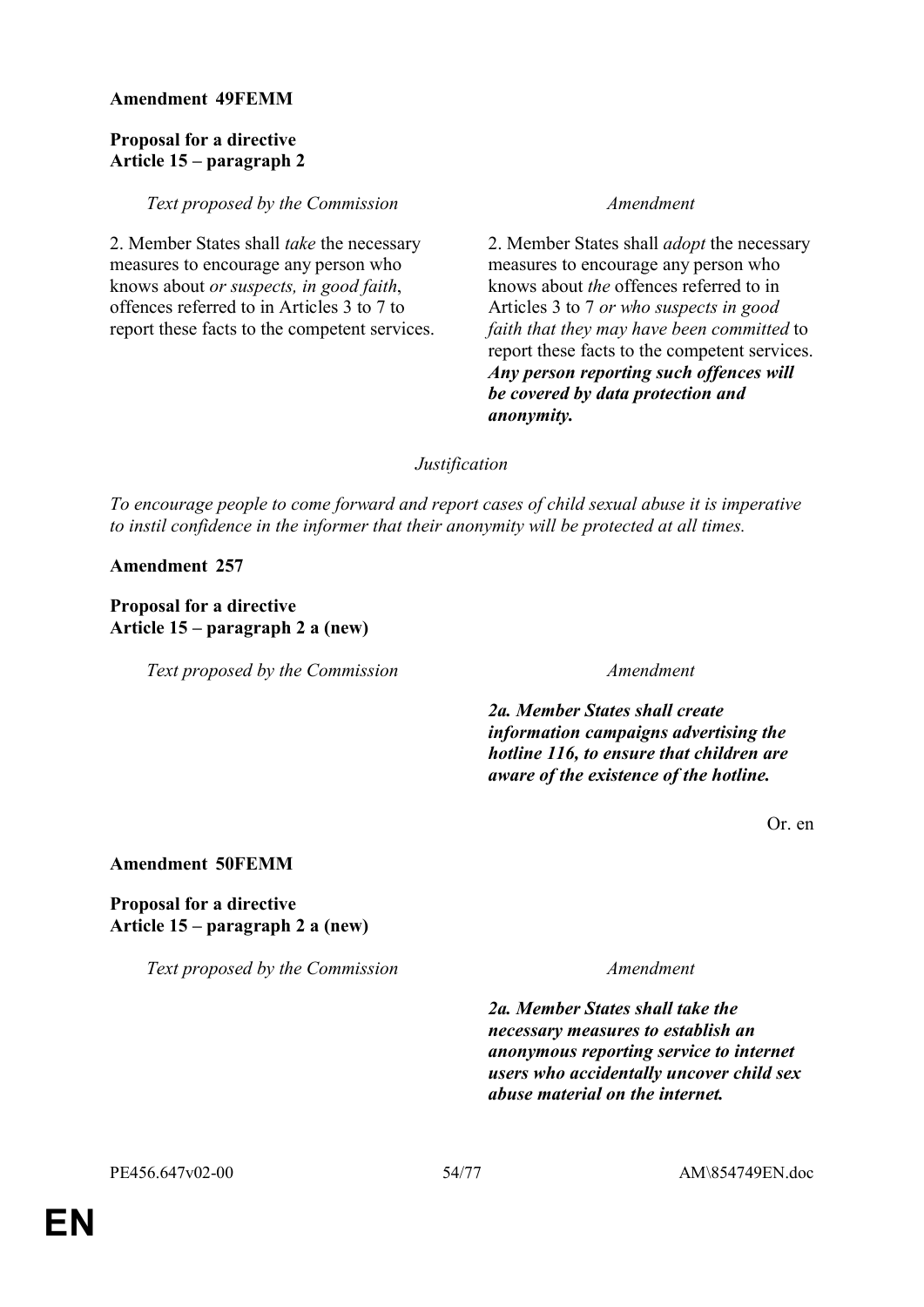**Amendment 49FEMM**

**Proposal for a directive**
**Article 15 – paragraph 2**

| *Text proposed by the Commission* | *Amendment* |
|---|---|
| 2. Member States shall *take* the necessary measures to encourage any person who knows about *or suspects, in good faith*, offences referred to in Articles 3 to 7 to report these facts to the competent services. | 2. Member States shall *adopt* the necessary measures to encourage any person who knows about *the* offences referred to in Articles 3 to 7 *or who suspects in good faith that they may have been committed* to report these facts to the competent services. ***Any person reporting such offences will be covered by data protection and anonymity.*** |

*Justification*

*To encourage people to come forward and report cases of child sexual abuse it is imperative to instil confidence in the informer that their anonymity will be protected at all times.*

**Amendment 257**

**Proposal for a directive**
**Article 15 – paragraph 2 a (new)**

| *Text proposed by the Commission* | *Amendment* |
|---|---|
| | ***2a. Member States shall create information campaigns advertising the hotline 116, to ensure that children are aware of the existence of the hotline.*** |

Or. en

**Amendment 50FEMM**

**Proposal for a directive**
**Article 15 – paragraph 2 a (new)**

| *Text proposed by the Commission* | *Amendment* |
|---|---|
| | ***2a. Member States shall take the necessary measures to establish an anonymous reporting service to internet users who accidentally uncover child sex abuse material on the internet.*** |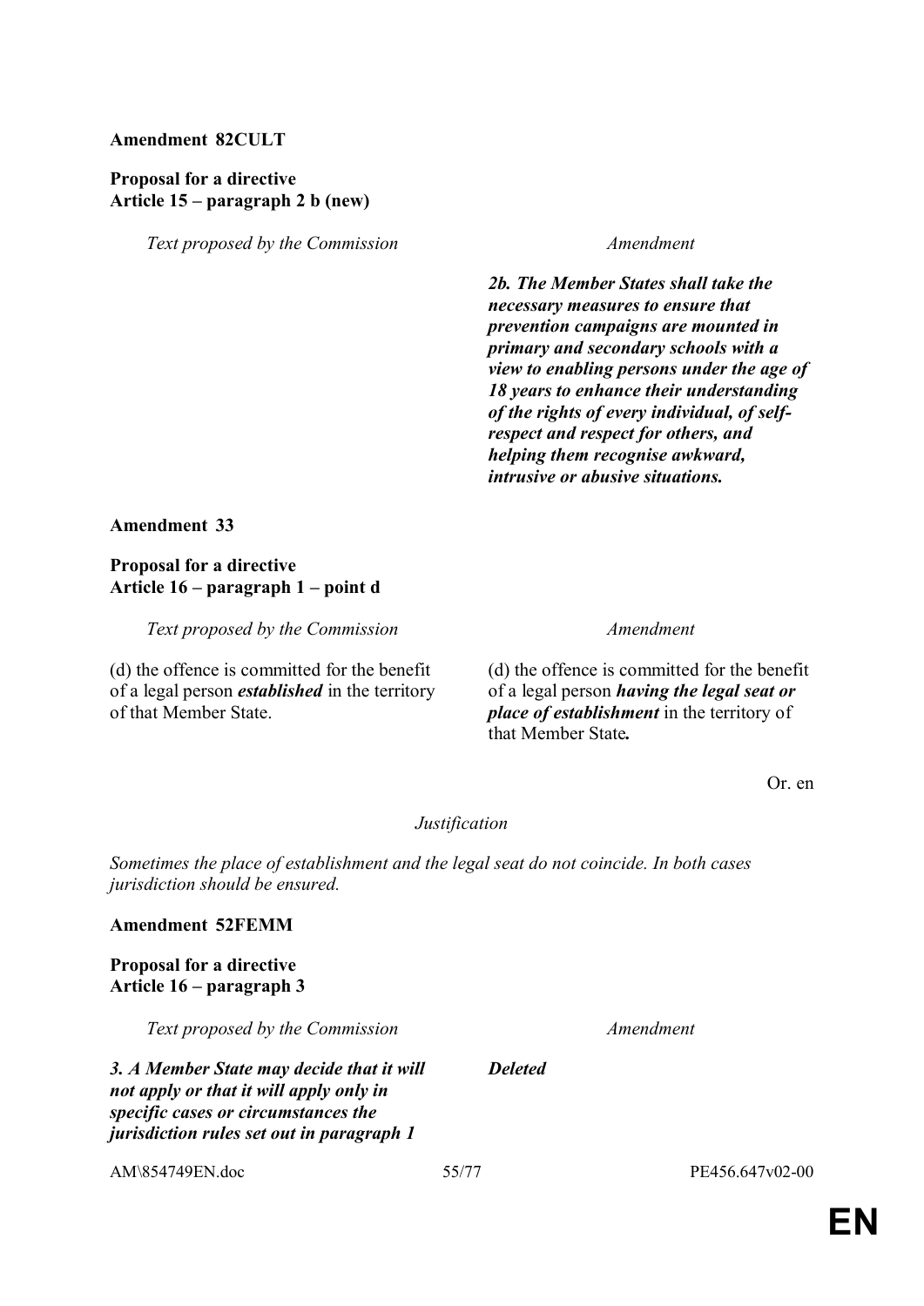**Amendment 82CULT**

**Proposal for a directive**
**Article 15 – paragraph 2 b (new)**

| *Text proposed by the Commission* | *Amendment* |
|---|---|
| | ***2b. The Member States shall take the necessary measures to ensure that prevention campaigns are mounted in primary and secondary schools with a view to enabling persons under the age of 18 years to enhance their understanding of the rights of every individual, of self-respect and respect for others, and helping them recognise awkward, intrusive or abusive situations.*** |

**Amendment 33**

**Proposal for a directive**
**Article 16 – paragraph 1 – point d**

| *Text proposed by the Commission* | *Amendment* |
|---|---|
| (d) the offence is committed for the benefit of a legal person ***established*** in the territory of that Member State. | (d) the offence is committed for the benefit of a legal person ***having the legal seat or place of establishment*** in the territory of that Member State***.*** |

Or. en

*Justification*

*Sometimes the place of establishment and the legal seat do not coincide. In both cases jurisdiction should be ensured.*

**Amendment 52FEMM**

**Proposal for a directive**
**Article 16 – paragraph 3**

| *Text proposed by the Commission* | *Amendment* |
|---|---|
| ***3. A Member State may decide that it will not apply or that it will apply only in specific cases or circumstances the jurisdiction rules set out in paragraph 1*** | ***Deleted*** |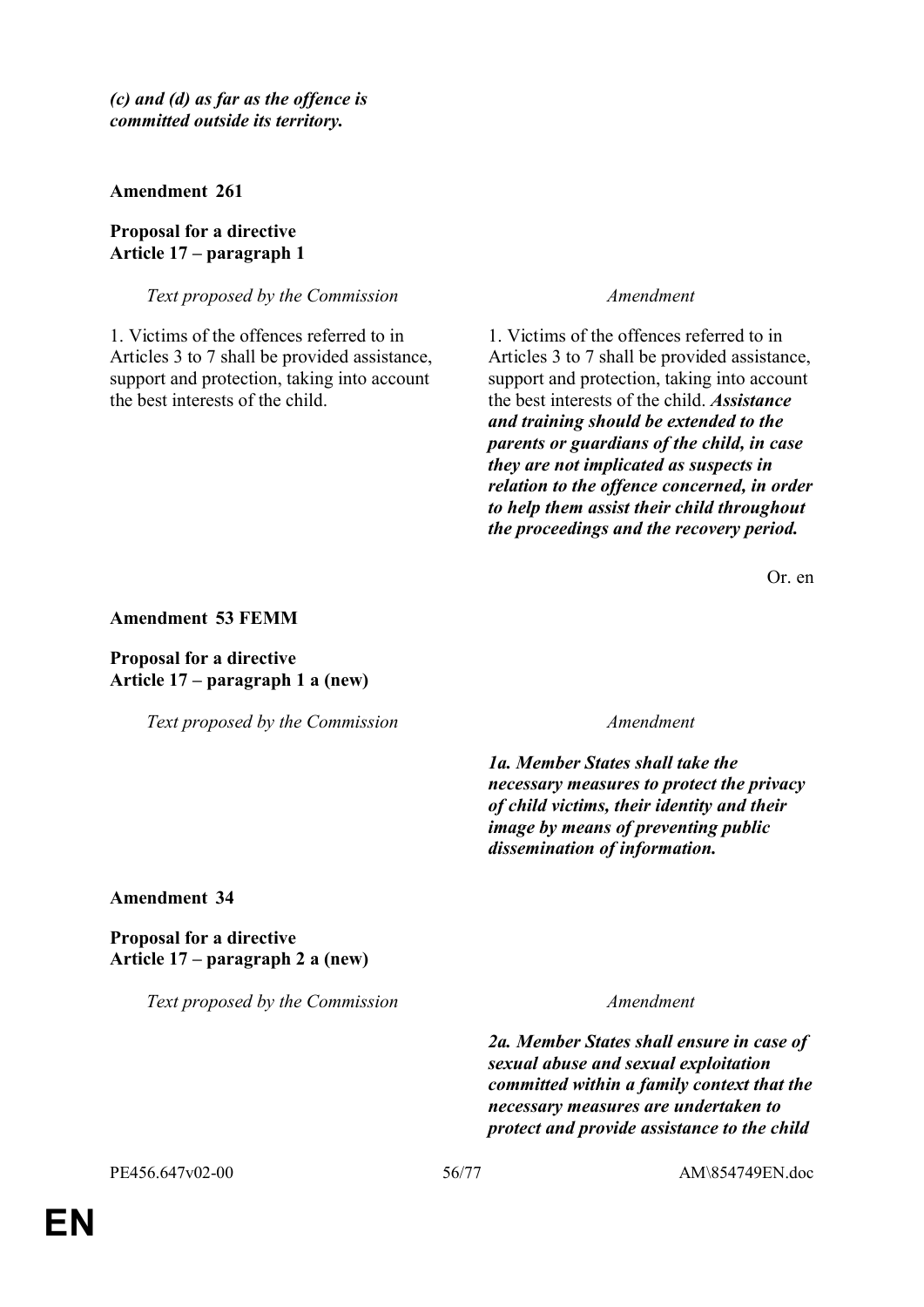*(c) and (d) as far as the offence is committed outside its territory.*

**Amendment 261**

**Proposal for a directive**
**Article 17 – paragraph 1**

| *Text proposed by the Commission* | *Amendment* |
|---|---|
| 1. Victims of the offences referred to in Articles 3 to 7 shall be provided assistance, support and protection, taking into account the best interests of the child. | 1. Victims of the offences referred to in Articles 3 to 7 shall be provided assistance, support and protection, taking into account the best interests of the child. ***Assistance and training should be extended to the parents or guardians of the child, in case they are not implicated as suspects in relation to the offence concerned, in order to help them assist their child throughout the proceedings and the recovery period.*** |

Or. en

**Amendment 53 FEMM**

**Proposal for a directive**
**Article 17 – paragraph 1 a (new)**

| *Text proposed by the Commission* | *Amendment* |
|---|---|
| | ***1a. Member States shall take the necessary measures to protect the privacy of child victims, their identity and their image by means of preventing public dissemination of information.*** |

**Amendment 34**

**Proposal for a directive**
**Article 17 – paragraph 2 a (new)**

| *Text proposed by the Commission* | *Amendment* |
|---|---|
| | ***2a. Member States shall ensure in case of sexual abuse and sexual exploitation committed within a family context that the necessary measures are undertaken to protect and provide assistance to the child*** |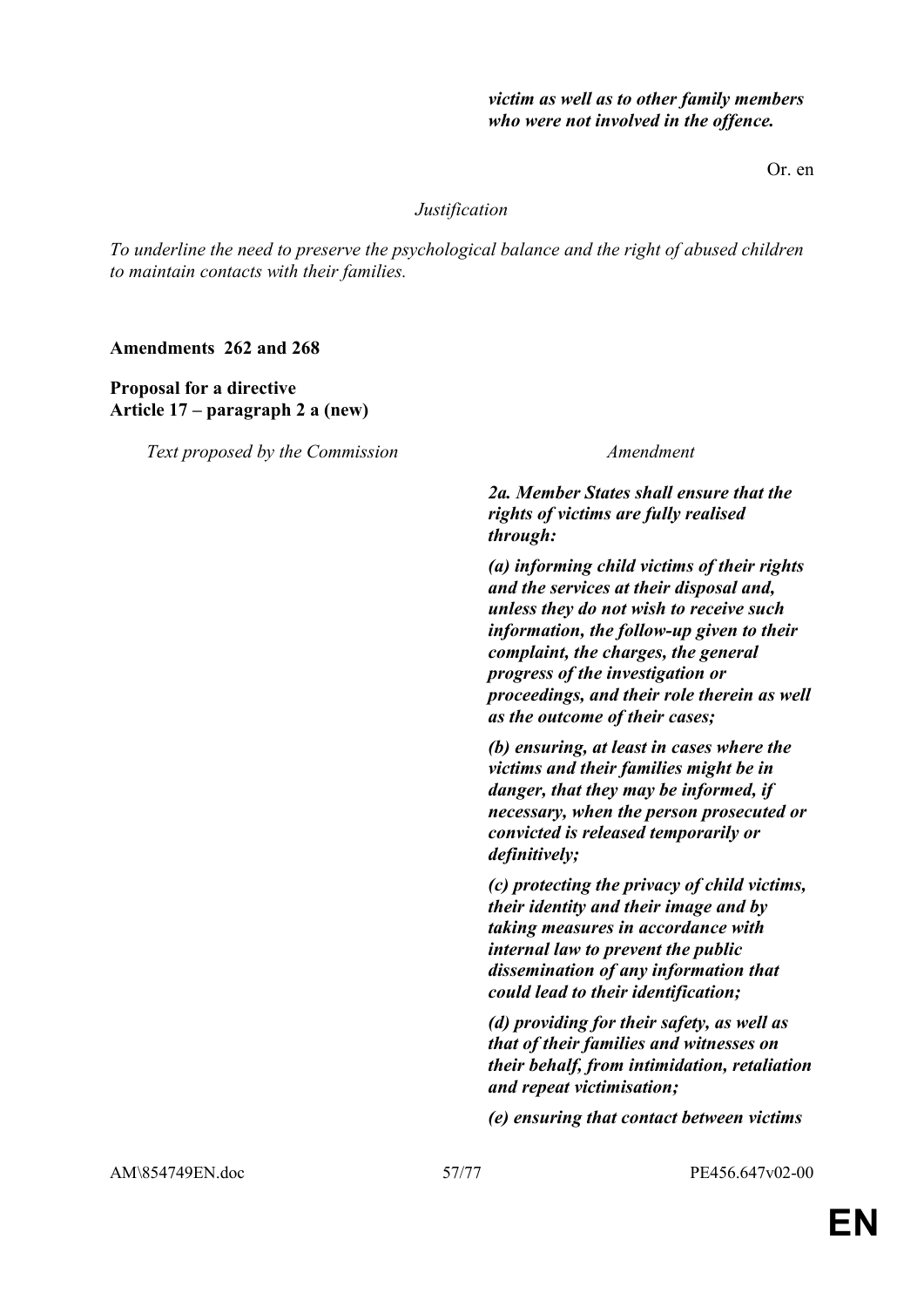| | |
|---|---|
| | ***victim as well as to other family members who were not involved in the offence.*** |

Or. en

*Justification*

*To underline the need to preserve the psychological balance and the right of abused children to maintain contacts with their families.*

**Amendments 262 and 268**

**Proposal for a directive**
**Article 17 – paragraph 2 a (new)**

| *Text proposed by the Commission* | *Amendment* |
|---|---|
| | ***2a. Member States shall ensure that the rights of victims are fully realised through:*** |
| | ***(a) informing child victims of their rights and the services at their disposal and, unless they do not wish to receive such information, the follow-up given to their complaint, the charges, the general progress of the investigation or proceedings, and their role therein as well as the outcome of their cases;*** |
| | ***(b) ensuring, at least in cases where the victims and their families might be in danger, that they may be informed, if necessary, when the person prosecuted or convicted is released temporarily or definitively;*** |
| | ***(c) protecting the privacy of child victims, their identity and their image and by taking measures in accordance with internal law to prevent the public dissemination of any information that could lead to their identification;*** |
| | ***(d) providing for their safety, as well as that of their families and witnesses on their behalf, from intimidation, retaliation and repeat victimisation;*** |
| | ***(e) ensuring that contact between victims*** |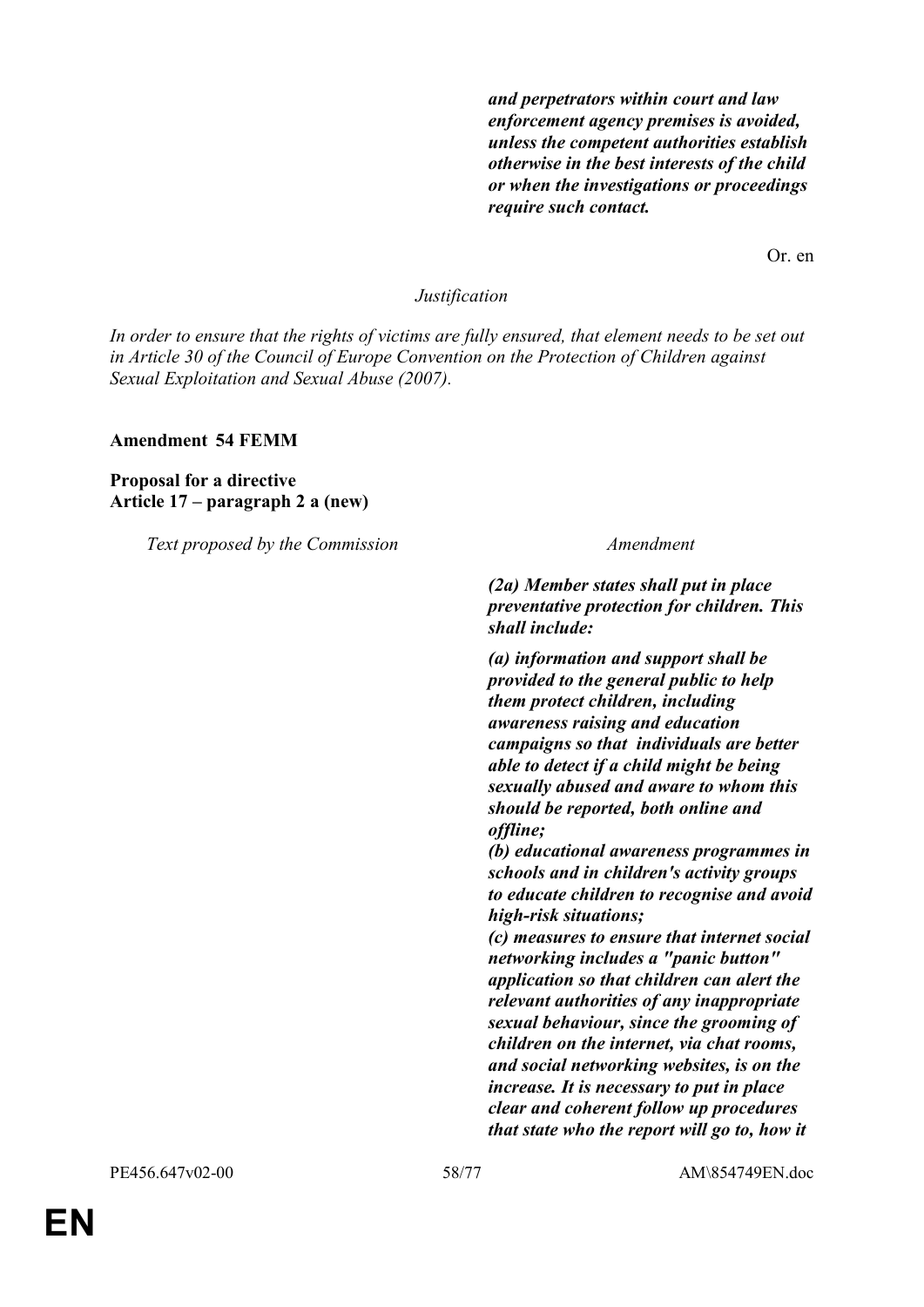| | |
|---|---|
| | ***and perpetrators within court and law enforcement agency premises is avoided, unless the competent authorities establish otherwise in the best interests of the child or when the investigations or proceedings require such contact.*** |

Or. en

*Justification*

*In order to ensure that the rights of victims are fully ensured, that element needs to be set out in Article 30 of the Council of Europe Convention on the Protection of Children against Sexual Exploitation and Sexual Abuse (2007).*

**Amendment 54 FEMM**

**Proposal for a directive**
**Article 17 – paragraph 2 a (new)**

| *Text proposed by the Commission* | *Amendment* |
|---|---|
| | ***(2a) Member states shall put in place preventative protection for children. This shall include:*** |
| | ***(a) information and support shall be provided to the general public to help them protect children, including awareness raising and education campaigns so that individuals are better able to detect if a child might be being sexually abused and aware to whom this should be reported, both online and offline;*** ***(b) educational awareness programmes in schools and in children's activity groups to educate children to recognise and avoid high-risk situations;*** ***(c) measures to ensure that internet social networking includes a "panic button" application so that children can alert the relevant authorities of any inappropriate sexual behaviour, since the grooming of children on the internet, via chat rooms, and social networking websites, is on the increase. It is necessary to put in place clear and coherent follow up procedures that state who the report will go to, how it*** |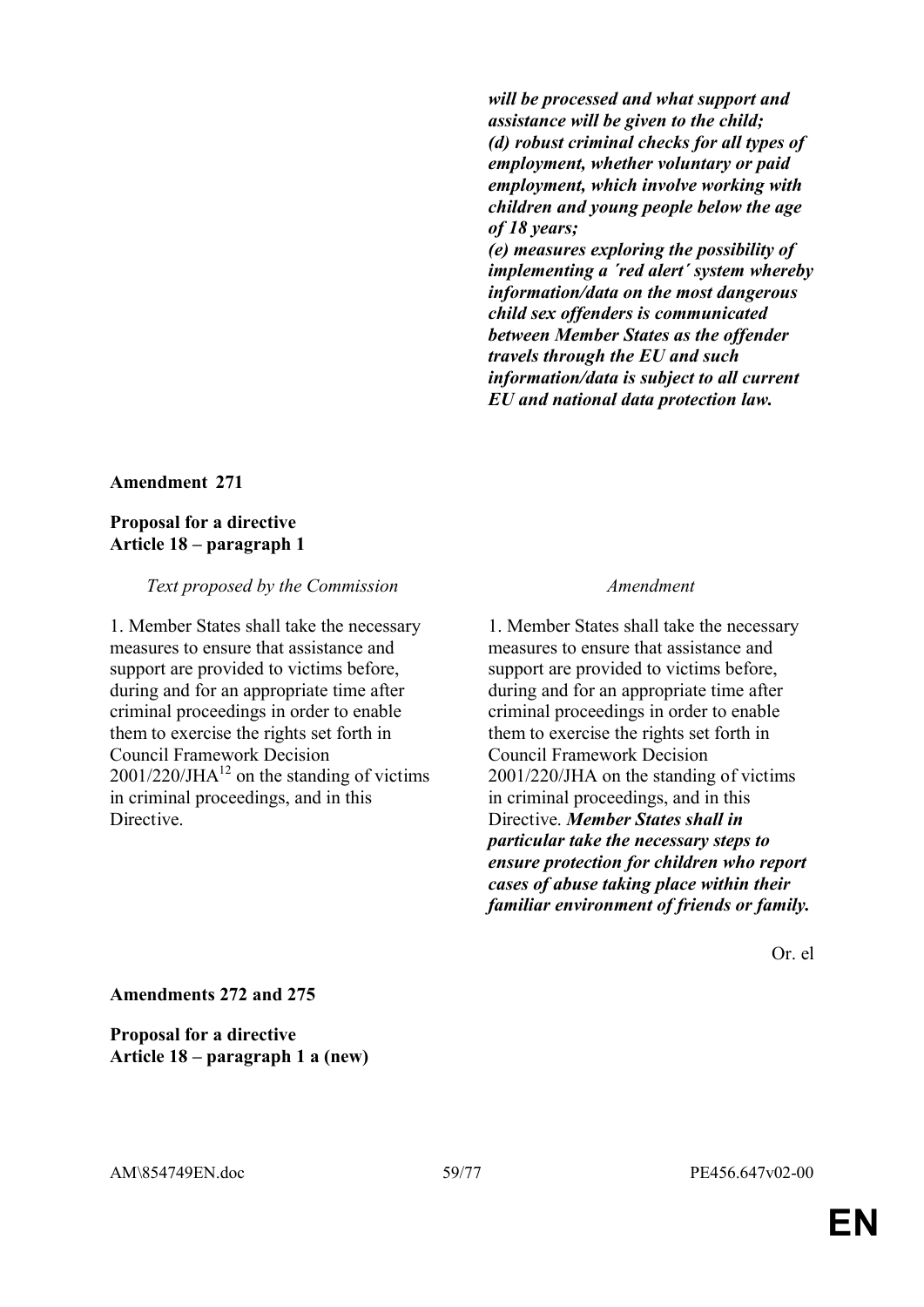***will be processed and what support and assistance will be given to the child;***
***(d) robust criminal checks for all types of employment, whether voluntary or paid employment, which involve working with children and young people below the age of 18 years;***
***(e) measures exploring the possibility of implementing a ´red alert´ system whereby information/data on the most dangerous child sex offenders is communicated between Member States as the offender travels through the EU and such information/data is subject to all current EU and national data protection law.***

**Amendment 271**

**Proposal for a directive**
**Article 18 – paragraph 1**

| *Text proposed by the Commission* | *Amendment* |
|---|---|
| 1. Member States shall take the necessary measures to ensure that assistance and support are provided to victims before, during and for an appropriate time after criminal proceedings in order to enable them to exercise the rights set forth in Council Framework Decision 2001/220/JHA[12] on the standing of victims in criminal proceedings, and in this Directive. | 1. Member States shall take the necessary measures to ensure that assistance and support are provided to victims before, during and for an appropriate time after criminal proceedings in order to enable them to exercise the rights set forth in Council Framework Decision 2001/220/JHA on the standing of victims in criminal proceedings, and in this Directive. ***Member States shall in particular take the necessary steps to ensure protection for children who report cases of abuse taking place within their familiar environment of friends or family.*** |

Or. el

**Amendments 272 and 275**

**Proposal for a directive**
**Article 18 – paragraph 1 a (new)**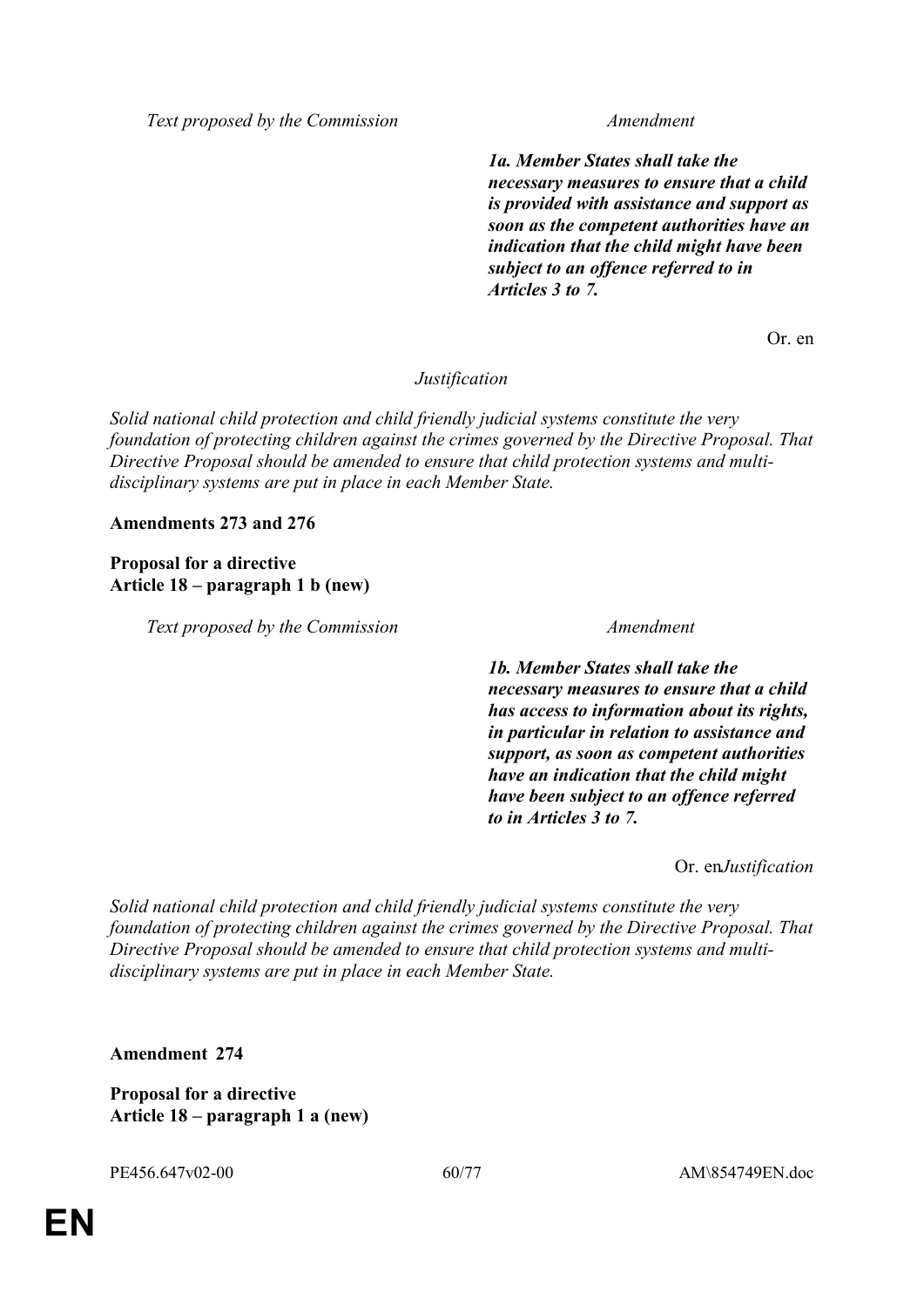| *Text proposed by the Commission* | *Amendment* |
|---|---|
| | ***1a. Member States shall take the necessary measures to ensure that a child is provided with assistance and support as soon as the competent authorities have an indication that the child might have been subject to an offence referred to in Articles 3 to 7.*** |

Or. en

*Justification*

*Solid national child protection and child friendly judicial systems constitute the very foundation of protecting children against the crimes governed by the Directive Proposal. That Directive Proposal should be amended to ensure that child protection systems and multi-disciplinary systems are put in place in each Member State.*

**Amendments 273 and 276**

**Proposal for a directive**
**Article 18 – paragraph 1 b (new)**

| *Text proposed by the Commission* | *Amendment* |
|---|---|
| | ***1b. Member States shall take the necessary measures to ensure that a child has access to information about its rights, in particular in relation to assistance and support, as soon as competent authorities have an indication that the child might have been subject to an offence referred to in Articles 3 to 7.*** |

Or. en

*Justification*

*Solid national child protection and child friendly judicial systems constitute the very foundation of protecting children against the crimes governed by the Directive Proposal. That Directive Proposal should be amended to ensure that child protection systems and multi-disciplinary systems are put in place in each Member State.*

**Amendment 274**

**Proposal for a directive**
**Article 18 – paragraph 1 a (new)**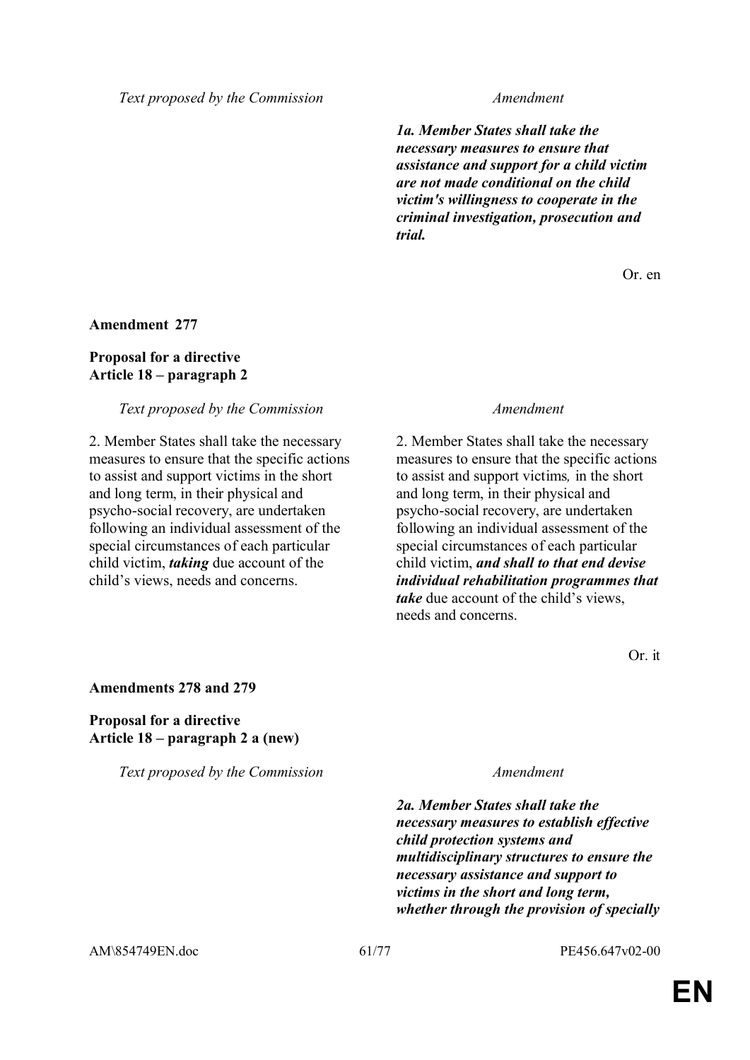| Text proposed by the Commission | Amendment |
| --- | --- |
| | ***1a. Member States shall take the necessary measures to ensure that assistance and support for a child victim are not made conditional on the child victim's willingness to cooperate in the criminal investigation, prosecution and trial.*** |

Or. en

**Amendment 277**

**Proposal for a directive**
**Article 18 – paragraph 2**

| Text proposed by the Commission | Amendment |
| --- | --- |
| 2. Member States shall take the necessary measures to ensure that the specific actions to assist and support victims in the short and long term, in their physical and psycho-social recovery, are undertaken following an individual assessment of the special circumstances of each particular child victim, ***taking*** due account of the child's views, needs and concerns. | 2. Member States shall take the necessary measures to ensure that the specific actions to assist and support victims*,* in the short and long term, in their physical and psycho-social recovery, are undertaken following an individual assessment of the special circumstances of each particular child victim, ***and shall to that end devise individual rehabilitation programmes that take*** due account of the child's views, needs and concerns. |

Or. it

**Amendments 278 and 279**

**Proposal for a directive**
**Article 18 – paragraph 2 a (new)**

| Text proposed by the Commission | Amendment |
| --- | --- |
| | ***2a. Member States shall take the necessary measures to establish effective child protection systems and multidisciplinary structures to ensure the necessary assistance and support to victims in the short and long term, whether through the provision of specially*** |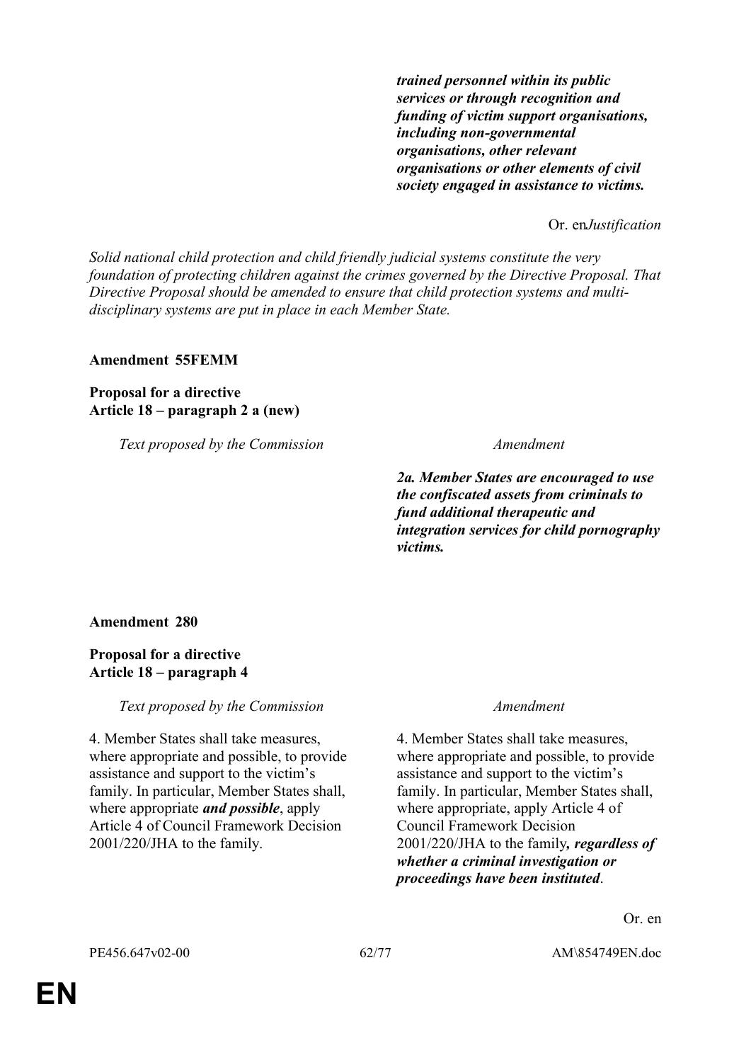| | |
|---|---|
| | ***trained personnel within its public services or through recognition and funding of victim support organisations, including non-governmental organisations, other relevant organisations or other elements of civil society engaged in assistance to victims.*** |

Or. en

*Justification*

*Solid national child protection and child friendly judicial systems constitute the very foundation of protecting children against the crimes governed by the Directive Proposal. That Directive Proposal should be amended to ensure that child protection systems and multi-disciplinary systems are put in place in each Member State.*

**Amendment 55FEMM**

**Proposal for a directive**
**Article 18 – paragraph 2 a (new)**

| *Text proposed by the Commission* | *Amendment* |
|---|---|
| | ***2a. Member States are encouraged to use the confiscated assets from criminals to fund additional therapeutic and integration services for child pornography victims.*** |

**Amendment 280**

**Proposal for a directive**
**Article 18 – paragraph 4**

| *Text proposed by the Commission* | *Amendment* |
|---|---|
| 4. Member States shall take measures, where appropriate and possible, to provide assistance and support to the victim's family. In particular, Member States shall, where appropriate ***and possible***, apply Article 4 of Council Framework Decision 2001/220/JHA to the family. | 4. Member States shall take measures, where appropriate and possible, to provide assistance and support to the victim's family. In particular, Member States shall, where appropriate, apply Article 4 of Council Framework Decision 2001/220/JHA to the family***, regardless of whether a criminal investigation or proceedings have been instituted***. |

Or. en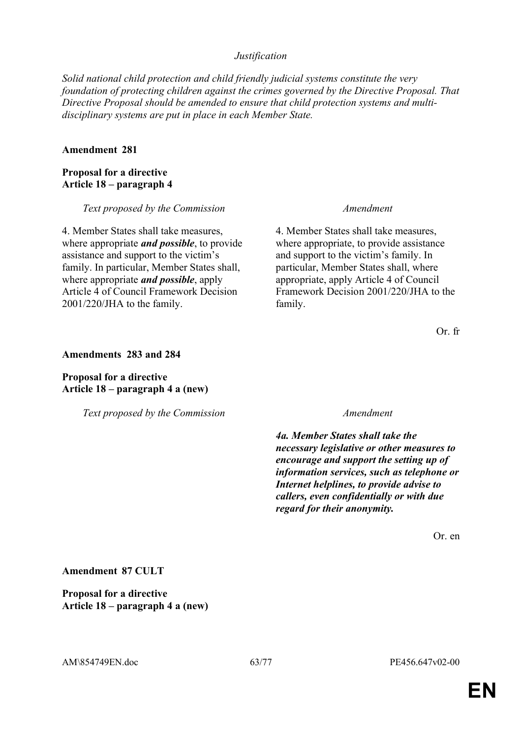*Justification*

*Solid national child protection and child friendly judicial systems constitute the very foundation of protecting children against the crimes governed by the Directive Proposal. That Directive Proposal should be amended to ensure that child protection systems and multi-disciplinary systems are put in place in each Member State.*

**Amendment 281**

**Proposal for a directive**
**Article 18 – paragraph 4**

| *Text proposed by the Commission* | *Amendment* |
|---|---|
| 4. Member States shall take measures, where appropriate ***and possible***, to provide assistance and support to the victim's family. In particular, Member States shall, where appropriate ***and possible***, apply Article 4 of Council Framework Decision 2001/220/JHA to the family. | 4. Member States shall take measures, where appropriate, to provide assistance and support to the victim's family. In particular, Member States shall, where appropriate, apply Article 4 of Council Framework Decision 2001/220/JHA to the family. |

Or. fr

**Amendments 283 and 284**

**Proposal for a directive**
**Article 18 – paragraph 4 a (new)**

| *Text proposed by the Commission* | *Amendment* |
|---|---|
| | ***4a. Member States shall take the necessary legislative or other measures to encourage and support the setting up of information services, such as telephone or Internet helplines, to provide advise to callers, even confidentially or with due regard for their anonymity.*** |

Or. en

**Amendment 87 CULT**

**Proposal for a directive**
**Article 18 – paragraph 4 a (new)**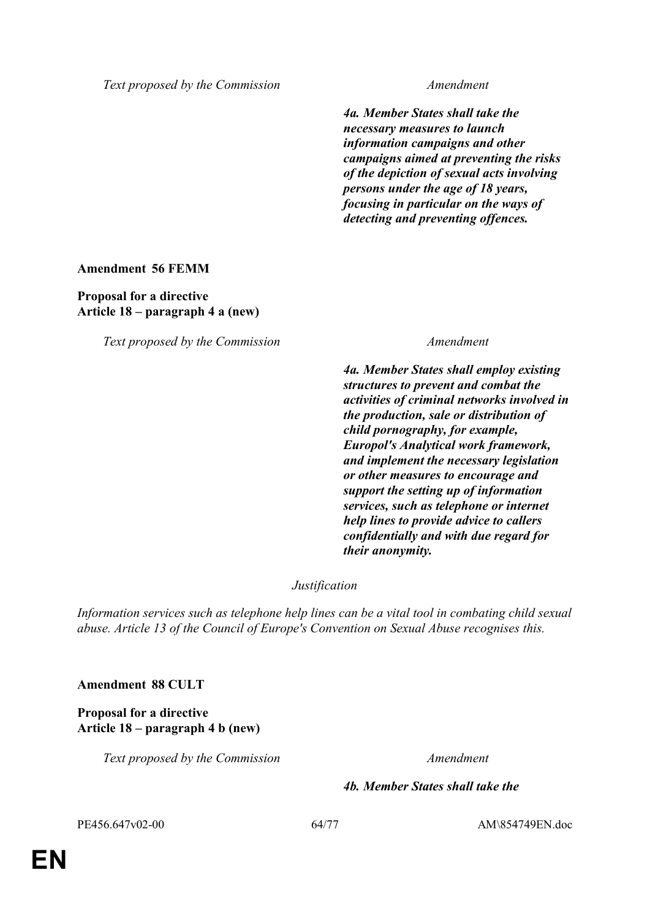| Text proposed by the Commission | Amendment |
| --- | --- |
| | ***4a. Member States shall take the necessary measures to launch information campaigns and other campaigns aimed at preventing the risks of the depiction of sexual acts involving persons under the age of 18 years, focusing in particular on the ways of detecting and preventing offences.*** |

**Amendment 56 FEMM**

**Proposal for a directive**
**Article 18 – paragraph 4 a (new)**

| Text proposed by the Commission | Amendment |
| --- | --- |
| | ***4a. Member States shall employ existing structures to prevent and combat the activities of criminal networks involved in the production, sale or distribution of child pornography, for example, Europol's Analytical work framework, and implement the necessary legislation or other measures to encourage and support the setting up of information services, such as telephone or internet help lines to provide advice to callers confidentially and with due regard for their anonymity.*** |

*Justification*

*Information services such as telephone help lines can be a vital tool in combating child sexual abuse. Article 13 of the Council of Europe's Convention on Sexual Abuse recognises this.*

**Amendment 88 CULT**

**Proposal for a directive**
**Article 18 – paragraph 4 b (new)**

| Text proposed by the Commission | Amendment |
| --- | --- |
| | ***4b. Member States shall take the*** |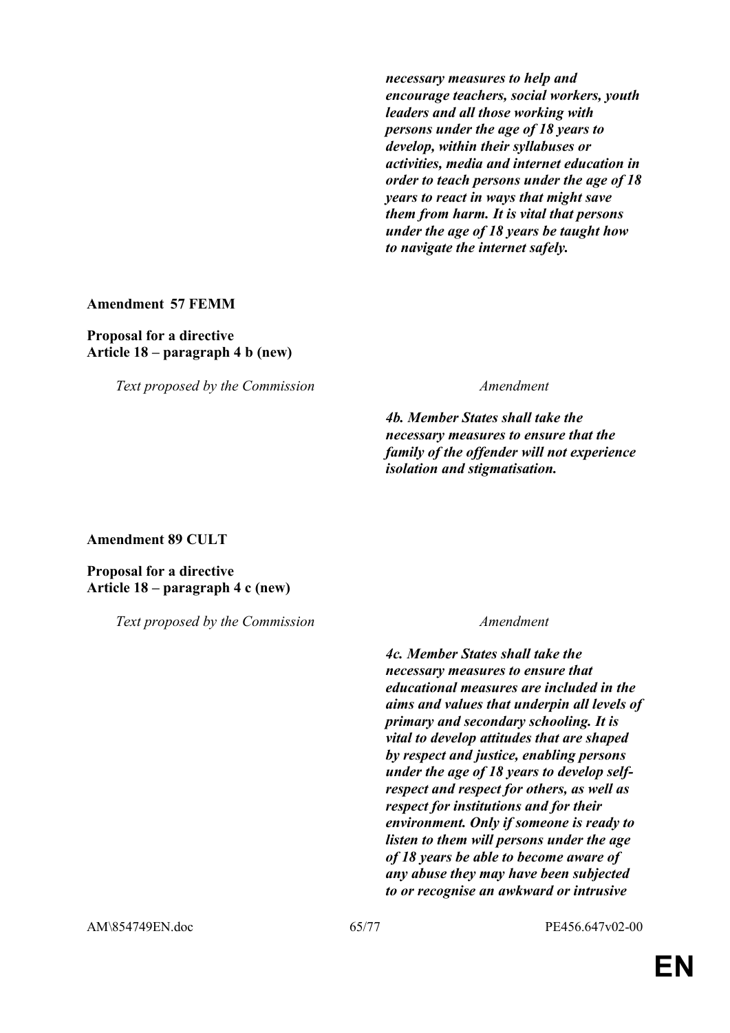| Text proposed by the Commission | Amendment |
|---|---|
| | ***necessary measures to help and encourage teachers, social workers, youth leaders and all those working with persons under the age of 18 years to develop, within their syllabuses or activities, media and internet education in order to teach persons under the age of 18 years to react in ways that might save them from harm. It is vital that persons under the age of 18 years be taught how to navigate the internet safely.*** |

**Amendment 57 FEMM**

**Proposal for a directive**
**Article 18 – paragraph 4 b (new)**

| Text proposed by the Commission | Amendment |
|---|---|
| | ***4b. Member States shall take the necessary measures to ensure that the family of the offender will not experience isolation and stigmatisation.*** |

**Amendment 89 CULT**

**Proposal for a directive**
**Article 18 – paragraph 4 c (new)**

| Text proposed by the Commission | Amendment |
|---|---|
| | ***4c. Member States shall take the necessary measures to ensure that educational measures are included in the aims and values that underpin all levels of primary and secondary schooling. It is vital to develop attitudes that are shaped by respect and justice, enabling persons under the age of 18 years to develop self-respect and respect for others, as well as respect for institutions and for their environment. Only if someone is ready to listen to them will persons under the age of 18 years be able to become aware of any abuse they may have been subjected to or recognise an awkward or intrusive*** |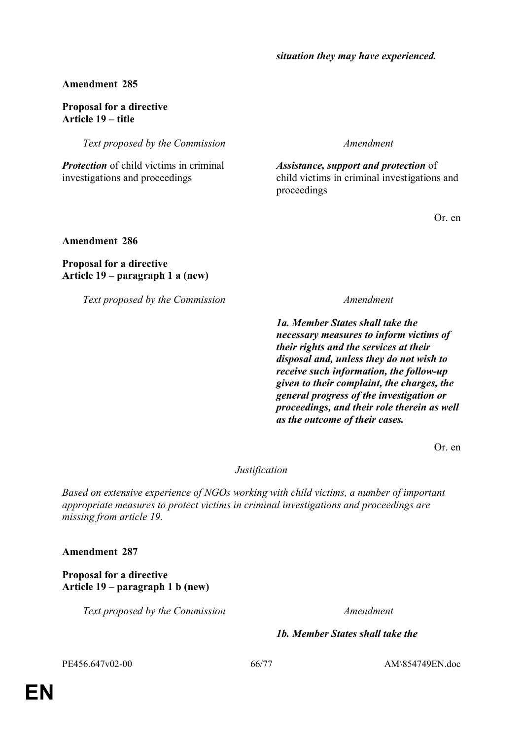***situation they may have experienced.***

**Amendment 285**

**Proposal for a directive**
**Article 19 – title**

| *Text proposed by the Commission* | *Amendment* |
|---|---|
| ***Protection*** of child victims in criminal investigations and proceedings | ***Assistance, support and protection*** of child victims in criminal investigations and proceedings |

Or. en

**Amendment 286**

**Proposal for a directive**
**Article 19 – paragraph 1 a (new)**

| *Text proposed by the Commission* | *Amendment* |
|---|---|
| | ***1a. Member States shall take the necessary measures to inform victims of their rights and the services at their disposal and, unless they do not wish to receive such information, the follow-up given to their complaint, the charges, the general progress of the investigation or proceedings, and their role therein as well as the outcome of their cases.*** |

Or. en

*Justification*

*Based on extensive experience of NGOs working with child victims, a number of important appropriate measures to protect victims in criminal investigations and proceedings are missing from article 19.*

**Amendment 287**

**Proposal for a directive**
**Article 19 – paragraph 1 b (new)**

| *Text proposed by the Commission* | *Amendment* |
|---|---|
| | ***1b. Member States shall take the*** |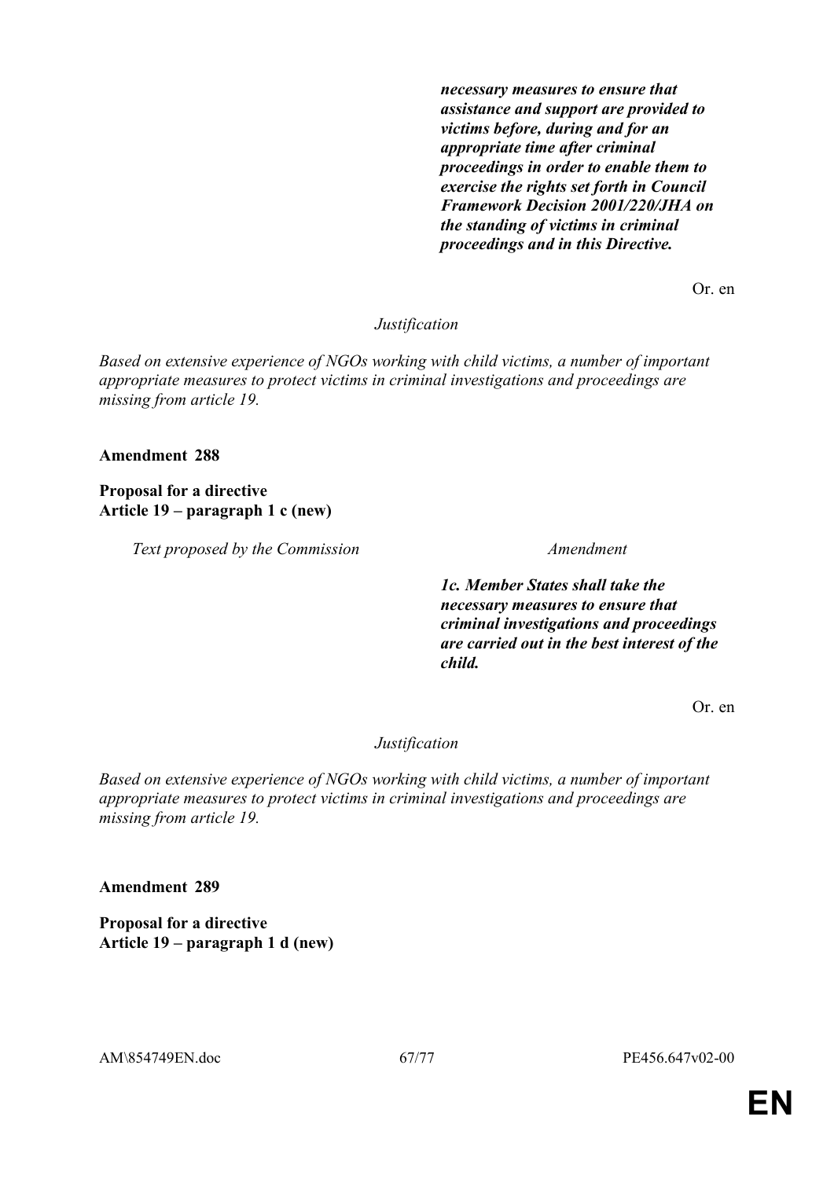| | |
|---|---|
| | ***necessary measures to ensure that assistance and support are provided to victims before, during and for an appropriate time after criminal proceedings in order to enable them to exercise the rights set forth in Council Framework Decision 2001/220/JHA on the standing of victims in criminal proceedings and in this Directive.*** |

Or. en

*Justification*

*Based on extensive experience of NGOs working with child victims, a number of important appropriate measures to protect victims in criminal investigations and proceedings are missing from article 19.*

**Amendment 288**

**Proposal for a directive**
**Article 19 – paragraph 1 c (new)**

| *Text proposed by the Commission* | *Amendment* |
|---|---|
| | ***1c. Member States shall take the necessary measures to ensure that criminal investigations and proceedings are carried out in the best interest of the child.*** |

Or. en

*Justification*

*Based on extensive experience of NGOs working with child victims, a number of important appropriate measures to protect victims in criminal investigations and proceedings are missing from article 19.*

**Amendment 289**

**Proposal for a directive**
**Article 19 – paragraph 1 d (new)**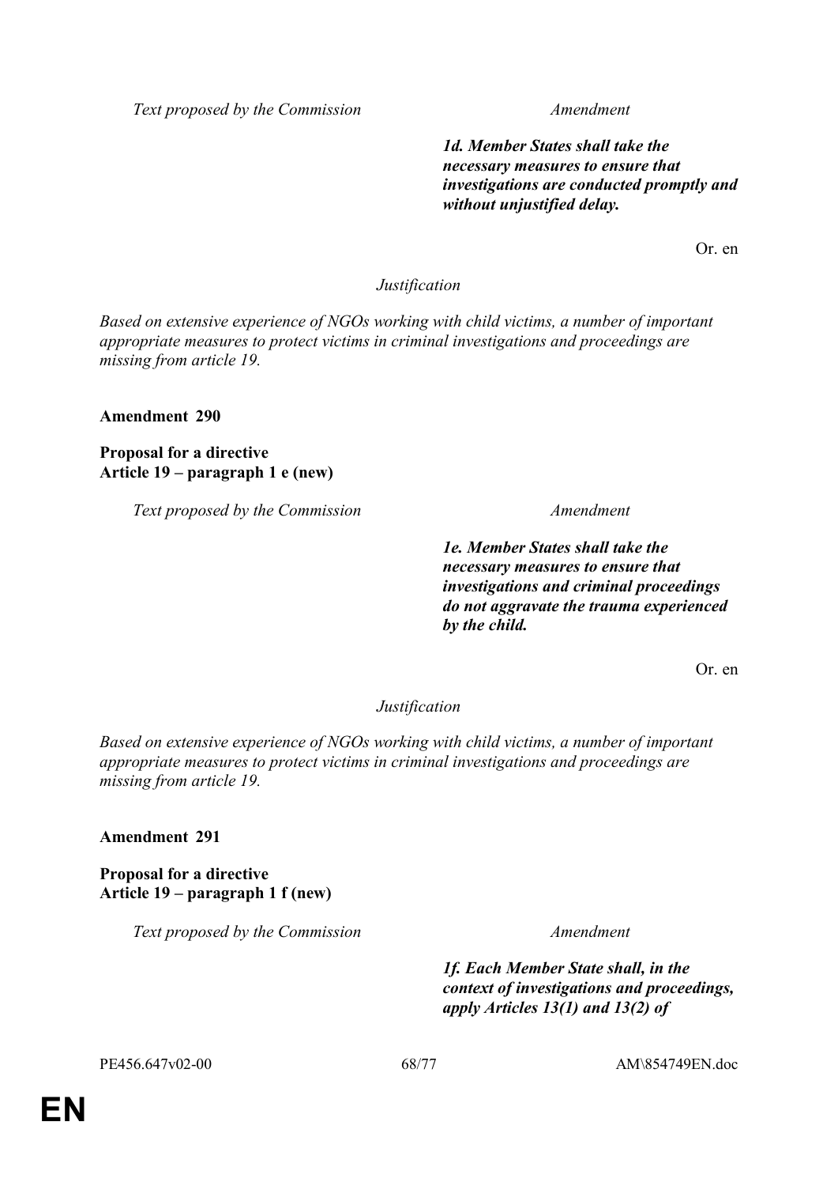| Text proposed by the Commission | Amendment |
| --- | --- |
| | ***1d. Member States shall take the necessary measures to ensure that investigations are conducted promptly and without unjustified delay.*** |

Or. en

*Justification*

*Based on extensive experience of NGOs working with child victims, a number of important appropriate measures to protect victims in criminal investigations and proceedings are missing from article 19.*

**Amendment 290**

**Proposal for a directive**
**Article 19 – paragraph 1 e (new)**

| Text proposed by the Commission | Amendment |
| --- | --- |
| | ***1e. Member States shall take the necessary measures to ensure that investigations and criminal proceedings do not aggravate the trauma experienced by the child.*** |

Or. en

*Justification*

*Based on extensive experience of NGOs working with child victims, a number of important appropriate measures to protect victims in criminal investigations and proceedings are missing from article 19.*

**Amendment 291**

**Proposal for a directive**
**Article 19 – paragraph 1 f (new)**

| Text proposed by the Commission | Amendment |
| --- | --- |
| | ***1f. Each Member State shall, in the context of investigations and proceedings, apply Articles 13(1) and 13(2) of*** |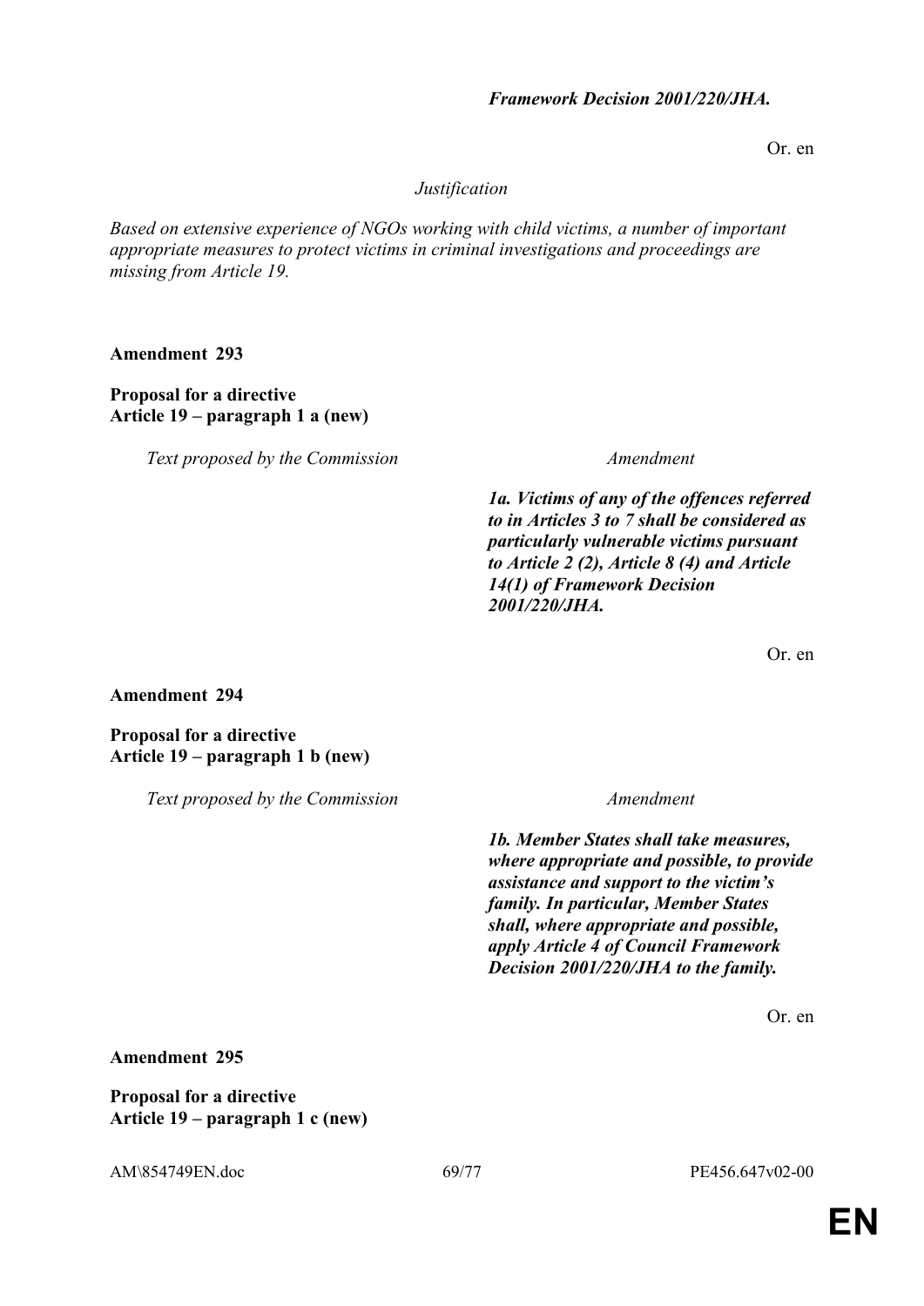***Framework Decision 2001/220/JHA.***

Or. en

*Justification*

*Based on extensive experience of NGOs working with child victims, a number of important appropriate measures to protect victims in criminal investigations and proceedings are missing from Article 19.*

**Amendment 293**

**Proposal for a directive**
**Article 19 – paragraph 1 a (new)**

| *Text proposed by the Commission* | *Amendment* |
| --- | --- |
| | ***1a. Victims of any of the offences referred to in Articles 3 to 7 shall be considered as particularly vulnerable victims pursuant to Article 2 (2), Article 8 (4) and Article 14(1) of Framework Decision 2001/220/JHA.*** |

Or. en

**Amendment 294**

**Proposal for a directive**
**Article 19 – paragraph 1 b (new)**

| *Text proposed by the Commission* | *Amendment* |
| --- | --- |
| | ***1b. Member States shall take measures, where appropriate and possible, to provide assistance and support to the victim's family. In particular, Member States shall, where appropriate and possible, apply Article 4 of Council Framework Decision 2001/220/JHA to the family.*** |

Or. en

**Amendment 295**

**Proposal for a directive**
**Article 19 – paragraph 1 c (new)**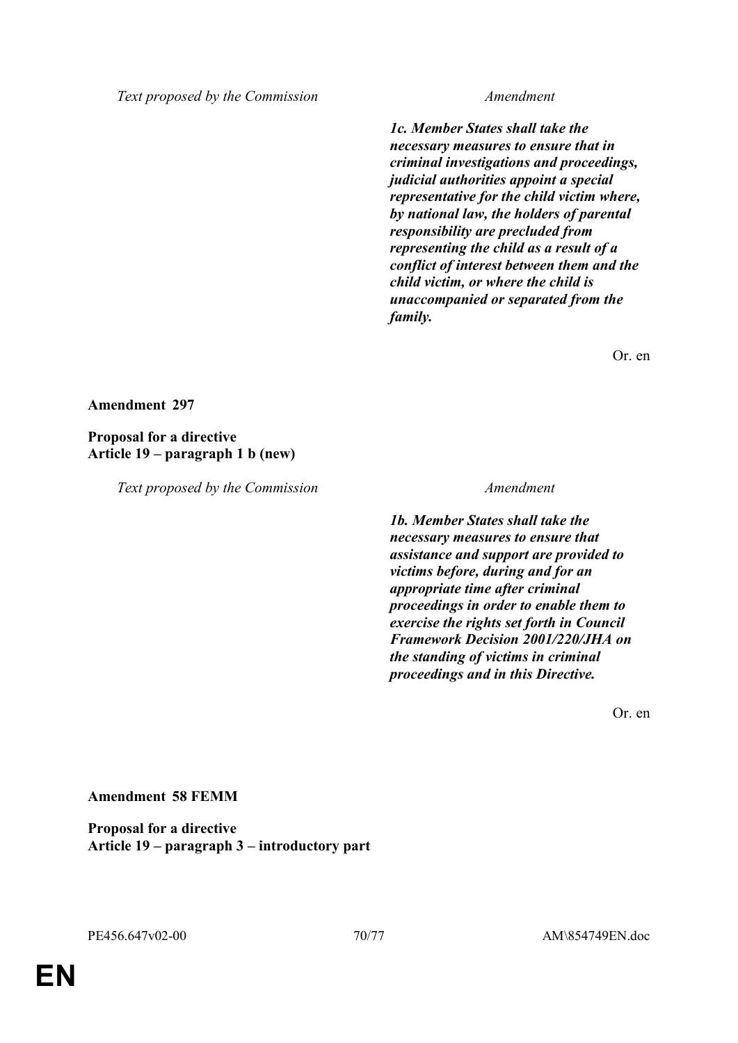| Text proposed by the Commission | Amendment |
|---|---|
| | ***1c. Member States shall take the necessary measures to ensure that in criminal investigations and proceedings, judicial authorities appoint a special representative for the child victim where, by national law, the holders of parental responsibility are precluded from representing the child as a result of a conflict of interest between them and the child victim, or where the child is unaccompanied or separated from the family.*** |

Or. en

**Amendment 297**

**Proposal for a directive**
**Article 19 – paragraph 1 b (new)**

| Text proposed by the Commission | Amendment |
|---|---|
| | ***1b. Member States shall take the necessary measures to ensure that assistance and support are provided to victims before, during and for an appropriate time after criminal proceedings in order to enable them to exercise the rights set forth in Council Framework Decision 2001/220/JHA on the standing of victims in criminal proceedings and in this Directive.*** |

Or. en

**Amendment 58 FEMM**

**Proposal for a directive**
**Article 19 – paragraph 3 – introductory part**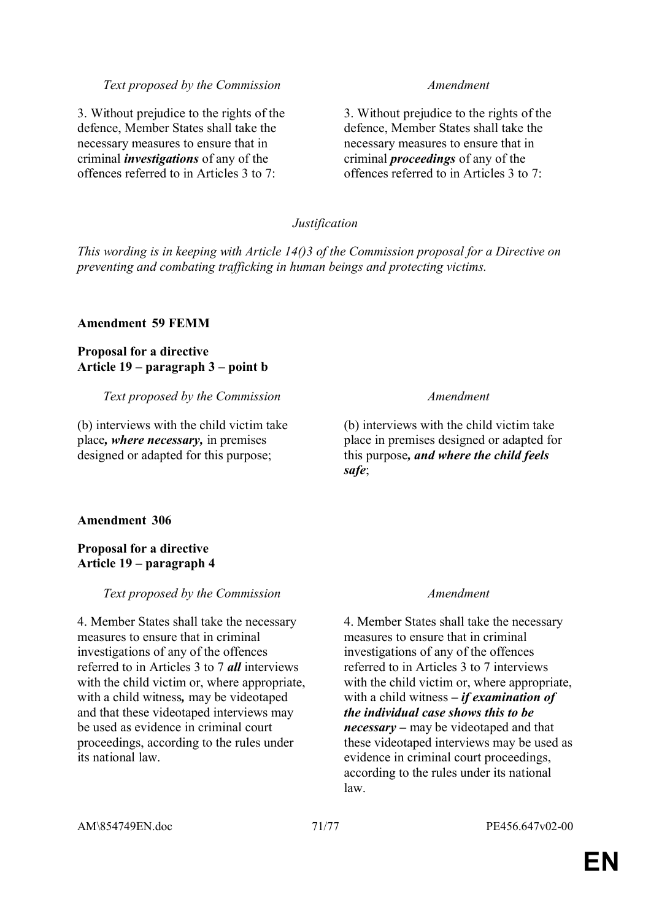| *Text proposed by the Commission* | *Amendment* |
|---|---|
| 3. Without prejudice to the rights of the defence, Member States shall take the necessary measures to ensure that in criminal ***investigations*** of any of the offences referred to in Articles 3 to 7: | 3. Without prejudice to the rights of the defence, Member States shall take the necessary measures to ensure that in criminal ***proceedings*** of any of the offences referred to in Articles 3 to 7: |

*Justification*

*This wording is in keeping with Article 14()3 of the Commission proposal for a Directive on preventing and combating trafficking in human beings and protecting victims.*

**Amendment 59 FEMM**

**Proposal for a directive**
**Article 19 – paragraph 3 – point b**

| *Text proposed by the Commission* | *Amendment* |
|---|---|
| (b) interviews with the child victim take place***, where necessary,*** in premises designed or adapted for this purpose; | (b) interviews with the child victim take place in premises designed or adapted for this purpose***, and where the child feels safe***; |

**Amendment 306**

**Proposal for a directive**
**Article 19 – paragraph 4**

| *Text proposed by the Commission* | *Amendment* |
|---|---|
| 4. Member States shall take the necessary measures to ensure that in criminal investigations of any of the offences referred to in Articles 3 to 7 ***all*** interviews with the child victim or, where appropriate, with a child witness***,*** may be videotaped and that these videotaped interviews may be used as evidence in criminal court proceedings, according to the rules under its national law. | 4. Member States shall take the necessary measures to ensure that in criminal investigations of any of the offences referred to in Articles 3 to 7 interviews with the child victim or, where appropriate, with a child witness ***– if examination of the individual case shows this to be necessary –*** may be videotaped and that these videotaped interviews may be used as evidence in criminal court proceedings, according to the rules under its national law. |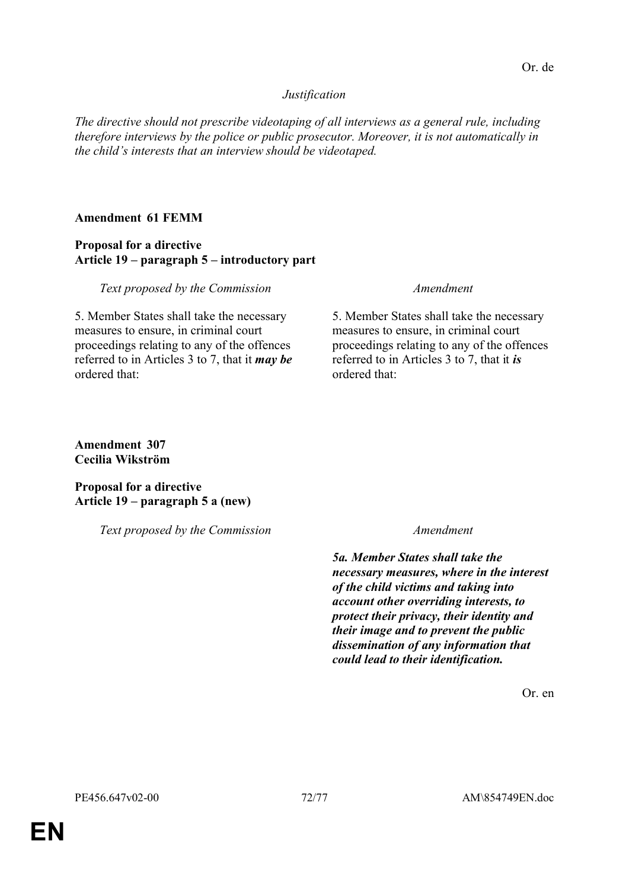Or. de

*Justification*

*The directive should not prescribe videotaping of all interviews as a general rule, including therefore interviews by the police or public prosecutor. Moreover, it is not automatically in the child's interests that an interview should be videotaped.*

**Amendment 61 FEMM**

**Proposal for a directive**
**Article 19 – paragraph 5 – introductory part**

| *Text proposed by the Commission* | *Amendment* |
| --- | --- |
| 5. Member States shall take the necessary measures to ensure, in criminal court proceedings relating to any of the offences referred to in Articles 3 to 7, that it ***may be*** ordered that: | 5. Member States shall take the necessary measures to ensure, in criminal court proceedings relating to any of the offences referred to in Articles 3 to 7, that it ***is*** ordered that: |

**Amendment 307**
**Cecilia Wikström**

**Proposal for a directive**
**Article 19 – paragraph 5 a (new)**

| *Text proposed by the Commission* | *Amendment* |
| --- | --- |
| | ***5a. Member States shall take the necessary measures, where in the interest of the child victims and taking into account other overriding interests, to protect their privacy, their identity and their image and to prevent the public dissemination of any information that could lead to their identification.*** |

Or. en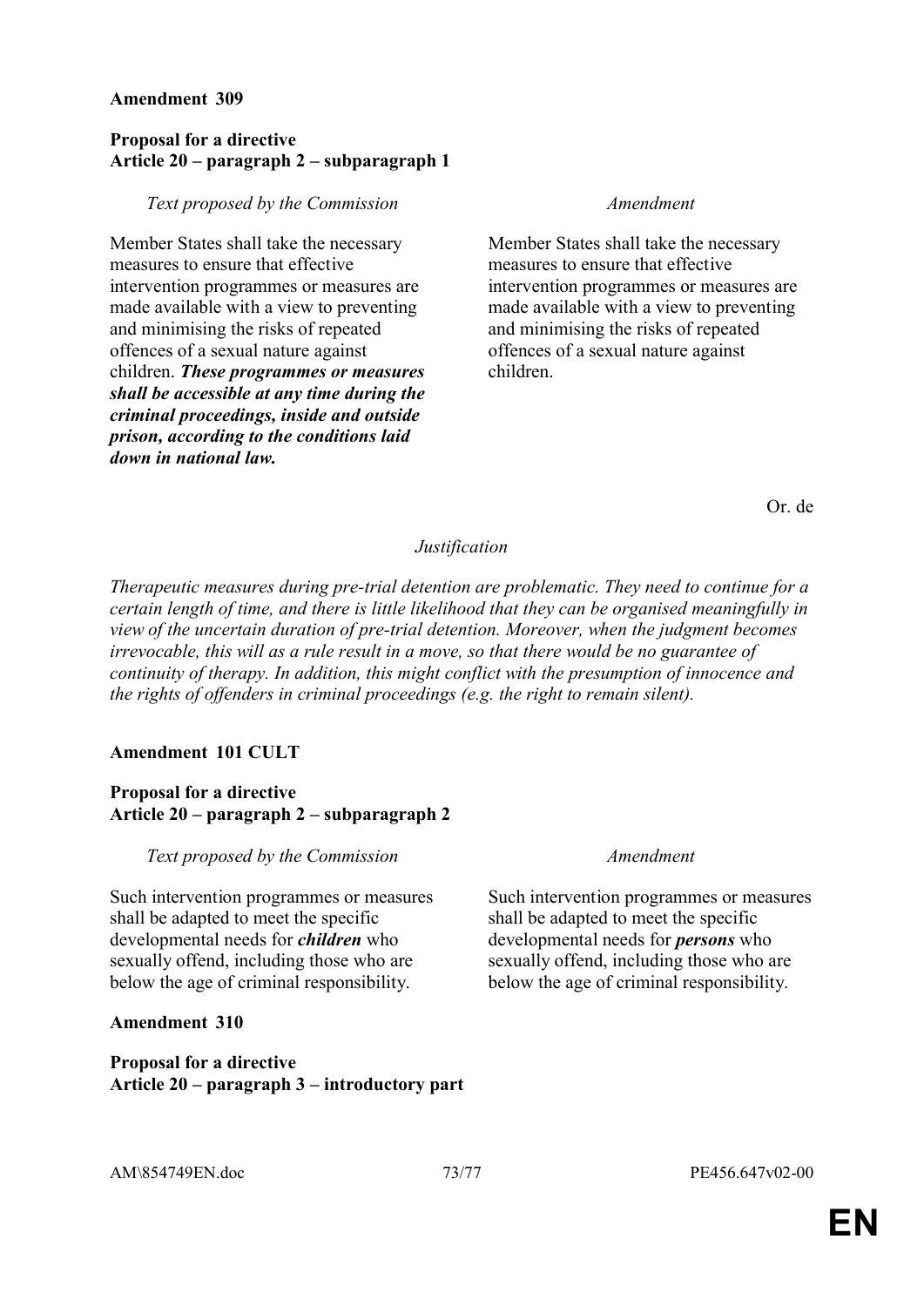**Amendment 309**

**Proposal for a directive**
**Article 20 – paragraph 2 – subparagraph 1**

| *Text proposed by the Commission* | *Amendment* |
|---|---|
| Member States shall take the necessary measures to ensure that effective intervention programmes or measures are made available with a view to preventing and minimising the risks of repeated offences of a sexual nature against children. ***These programmes or measures shall be accessible at any time during the criminal proceedings, inside and outside prison, according to the conditions laid down in national law.*** | Member States shall take the necessary measures to ensure that effective intervention programmes or measures are made available with a view to preventing and minimising the risks of repeated offences of a sexual nature against children. |

Or. de

*Justification*

*Therapeutic measures during pre-trial detention are problematic. They need to continue for a certain length of time, and there is little likelihood that they can be organised meaningfully in view of the uncertain duration of pre-trial detention. Moreover, when the judgment becomes irrevocable, this will as a rule result in a move, so that there would be no guarantee of continuity of therapy. In addition, this might conflict with the presumption of innocence and the rights of offenders in criminal proceedings (e.g. the right to remain silent).*

**Amendment 101 CULT**

**Proposal for a directive**
**Article 20 – paragraph 2 – subparagraph 2**

| *Text proposed by the Commission* | *Amendment* |
|---|---|
| Such intervention programmes or measures shall be adapted to meet the specific developmental needs for ***children*** who sexually offend, including those who are below the age of criminal responsibility. | Such intervention programmes or measures shall be adapted to meet the specific developmental needs for ***persons*** who sexually offend, including those who are below the age of criminal responsibility. |

**Amendment 310**

**Proposal for a directive**
**Article 20 – paragraph 3 – introductory part**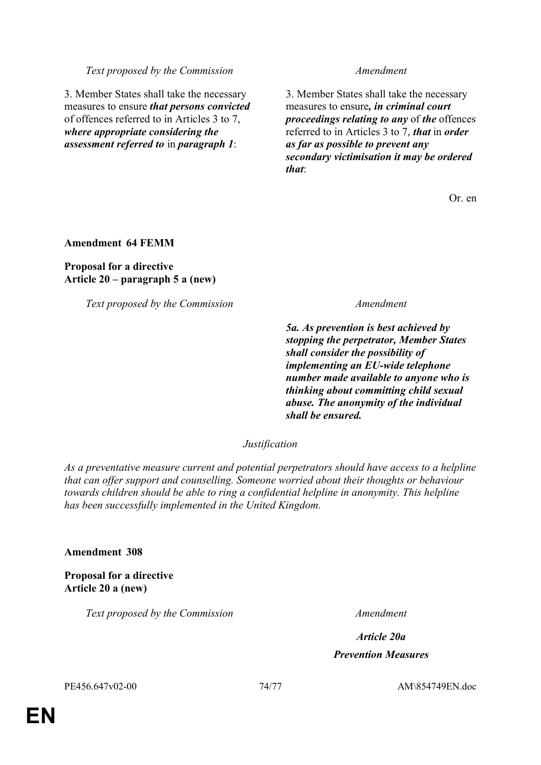| *Text proposed by the Commission* | *Amendment* |
|---|---|
| 3. Member States shall take the necessary measures to ensure ***that persons convicted*** of offences referred to in Articles 3 to 7, ***where appropriate considering the assessment referred to*** in ***paragraph 1***: | 3. Member States shall take the necessary measures to ensure***, in criminal court proceedings relating to any*** of ***the*** offences referred to in Articles 3 to 7, ***that*** in ***order as far as possible to prevent any secondary victimisation it may be ordered that***: |

Or. en

**Amendment 64 FEMM**

**Proposal for a directive**
**Article 20 – paragraph 5 a (new)**

| *Text proposed by the Commission* | *Amendment* |
|---|---|
| | ***5a. As prevention is best achieved by stopping the perpetrator, Member States shall consider the possibility of implementing an EU-wide telephone number made available to anyone who is thinking about committing child sexual abuse. The anonymity of the individual shall be ensured.*** |

*Justification*

*As a preventative measure current and potential perpetrators should have access to a helpline that can offer support and counselling. Someone worried about their thoughts or behaviour towards children should be able to ring a confidential helpline in anonymity. This helpline has been successfully implemented in the United Kingdom.*

**Amendment 308**

**Proposal for a directive**
**Article 20 a (new)**

| *Text proposed by the Commission* | *Amendment* |
|---|---|
| | ***Article 20a*** |
| | ***Prevention Measures*** |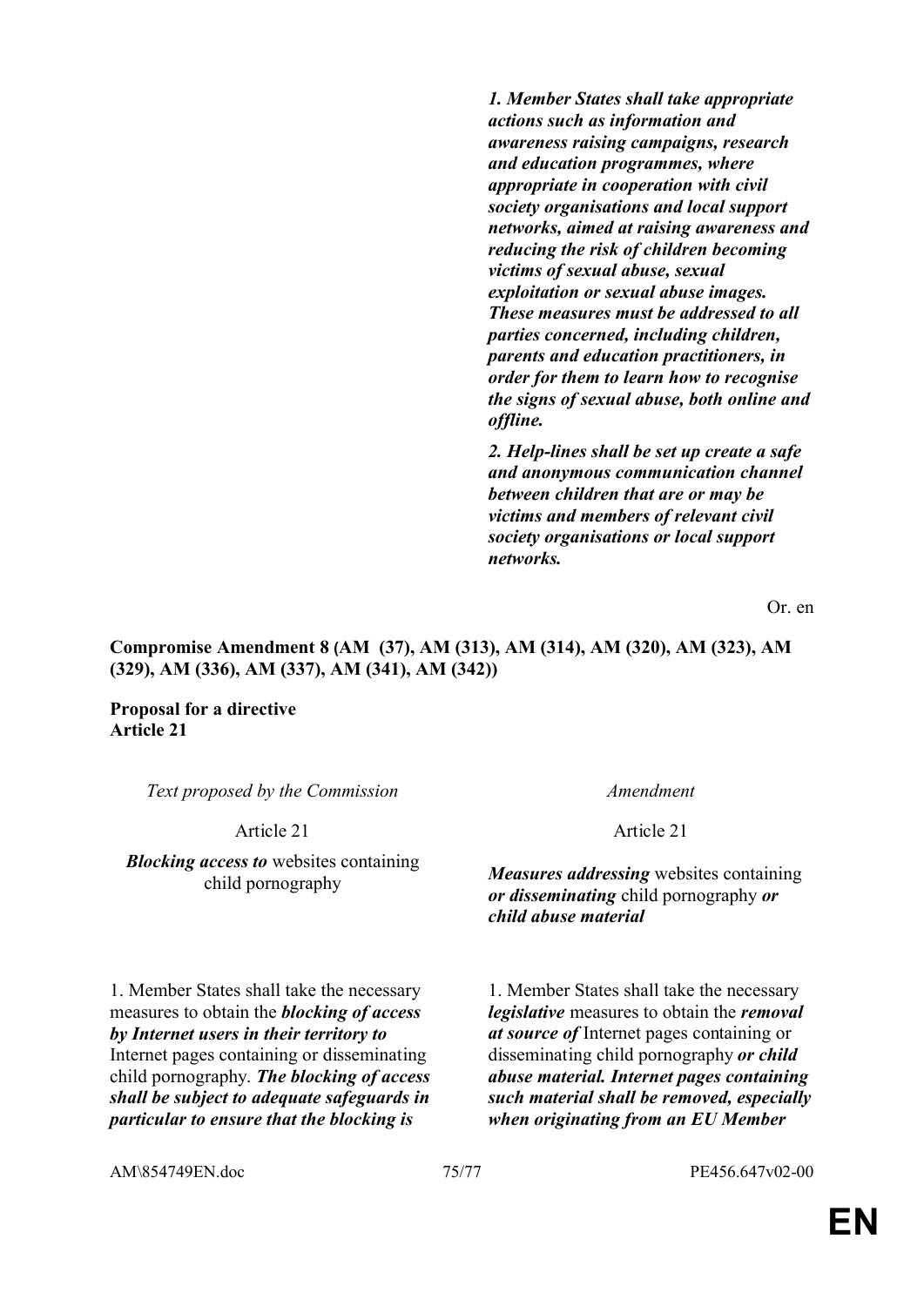| | |
|---|---|
| | ***1. Member States shall take appropriate actions such as information and awareness raising campaigns, research and education programmes, where appropriate in cooperation with civil society organisations and local support networks, aimed at raising awareness and reducing the risk of children becoming victims of sexual abuse, sexual exploitation or sexual abuse images. These measures must be addressed to all parties concerned, including children, parents and education practitioners, in order for them to learn how to recognise the signs of sexual abuse, both online and offline.*** |
| | ***2. Help-lines shall be set up create a safe and anonymous communication channel between children that are or may be victims and members of relevant civil society organisations or local support networks.*** |

Or. en

**Compromise Amendment 8 (AM (37), AM (313), AM (314), AM (320), AM (323), AM (329), AM (336), AM (337), AM (341), AM (342))**

**Proposal for a directive**
**Article 21**

| *Text proposed by the Commission* | *Amendment* |
|---|---|
| Article 21 | Article 21 |
| ***Blocking access to*** websites containing child pornography | ***Measures addressing*** websites containing ***or disseminating*** child pornography ***or child abuse material*** |
| 1. Member States shall take the necessary measures to obtain the ***blocking of access by Internet users in their territory to*** Internet pages containing or disseminating child pornography. ***The blocking of access shall be subject to adequate safeguards in particular to ensure that the blocking is*** | 1. Member States shall take the necessary ***legislative*** measures to obtain the ***removal at source of*** Internet pages containing or disseminating child pornography ***or child abuse material. Internet pages containing such material shall be removed, especially when originating from an EU Member*** |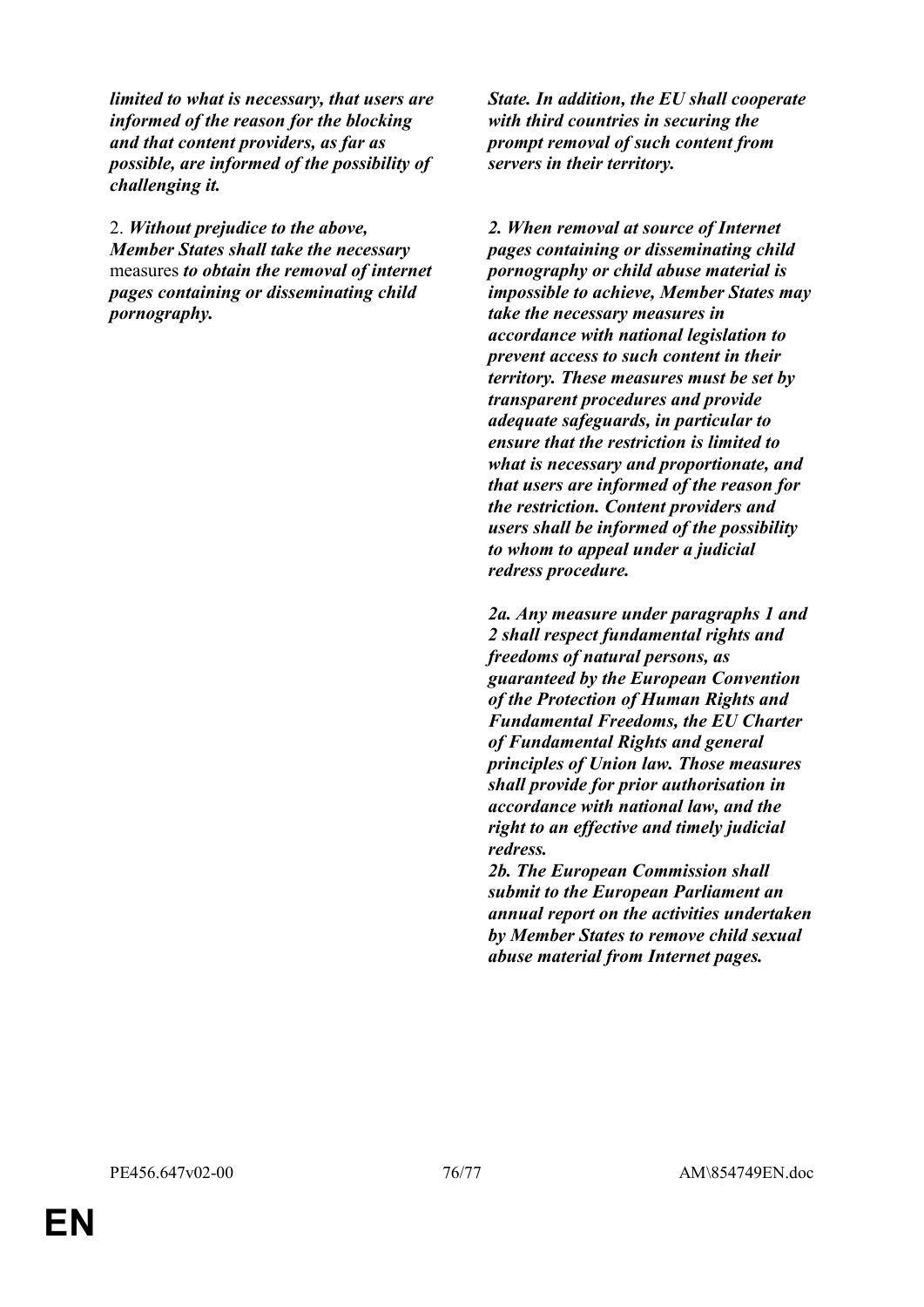| | |
|---|---|
| ***limited to what is necessary, that users are informed of the reason for the blocking and that content providers, as far as possible, are informed of the possibility of challenging it.*** | ***State. In addition, the EU shall cooperate with third countries in securing the prompt removal of such content from servers in their territory.*** |
| 2. ***Without prejudice to the above, Member States shall take the necessary*** measures ***to obtain the removal of internet pages containing or disseminating child pornography.*** | ***2. When removal at source of Internet pages containing or disseminating child pornography or child abuse material is impossible to achieve, Member States may take the necessary measures in accordance with national legislation to prevent access to such content in their territory. These measures must be set by transparent procedures and provide adequate safeguards, in particular to ensure that the restriction is limited to what is necessary and proportionate, and that users are informed of the reason for the restriction. Content providers and users shall be informed of the possibility to whom to appeal under a judicial redress procedure.*** |
| | ***2a. Any measure under paragraphs 1 and 2 shall respect fundamental rights and freedoms of natural persons, as guaranteed by the European Convention of the Protection of Human Rights and Fundamental Freedoms, the EU Charter of Fundamental Rights and general principles of Union law. Those measures shall provide for prior authorisation in accordance with national law, and the right to an effective and timely judicial redress.*** |
| | ***2b. The European Commission shall submit to the European Parliament an annual report on the activities undertaken by Member States to remove child sexual abuse material from Internet pages.*** |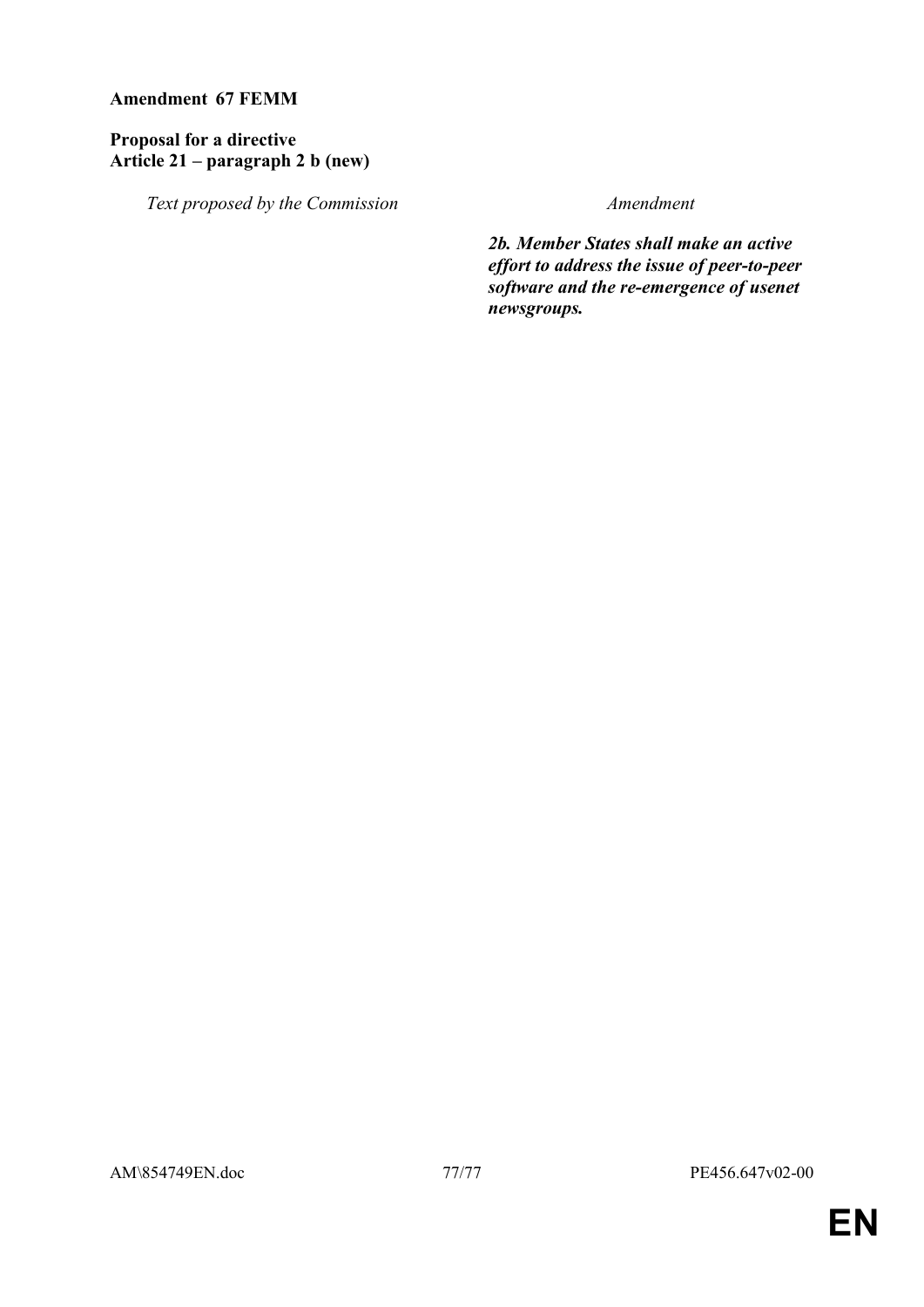**Amendment 67 FEMM**

**Proposal for a directive**
**Article 21 – paragraph 2 b (new)**

| *Text proposed by the Commission* | *Amendment* |
| --- | --- |
| | ***2b. Member States shall make an active effort to address the issue of peer-to-peer software and the re-emergence of usenet newsgroups.*** |